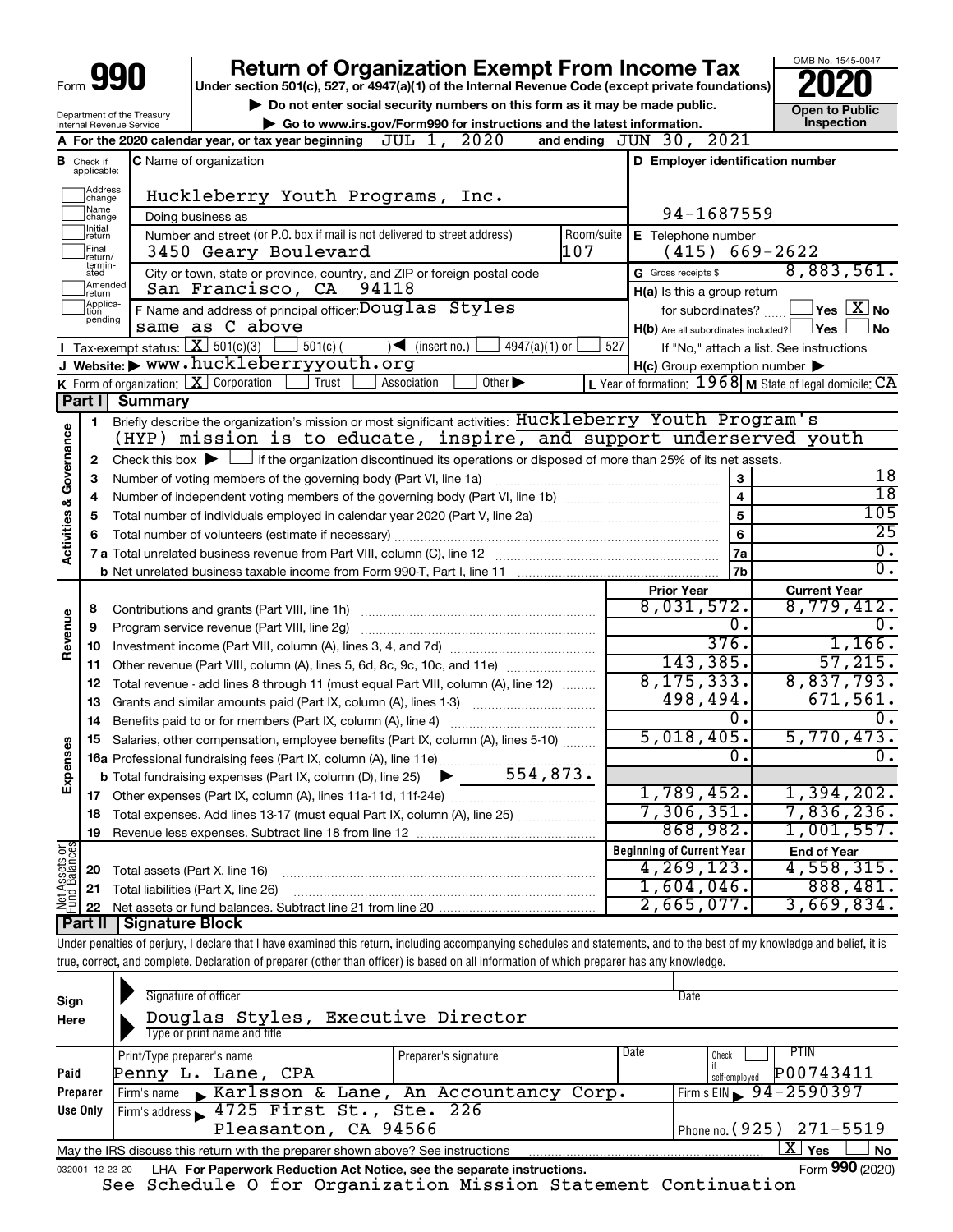Form **990**

# Return of Organization Exempt From Income Tax

**Under section 501(c), 527, or 4947(a)(1) of the Internal Revenue Code (except private foundations)**

▶ Do not enter social security numbers on this form as it may be made public.

▶ Go to www.irs.gov/Form990 for instructions and the latest information.

OMB No. 1545-0047

**2020**

**Open to Public Inspection**

Department of the Treasury
Internal Revenue Service

**A** For the 2020 calendar year, or tax year beginning JUL 1, 2020 and ending JUN 30, 2021

**B** Check if applicable: Address change, Name change, Initial return, Final return/terminated, Amended return, Application pending

**C** Name of organization: Huckleberry Youth Programs, Inc.

Doing business as

Number and street (or P.O. box if mail is not delivered to street address): 3450 Geary Boulevard — Room/suite: 107

City or town, state or province, country, and ZIP or foreign postal code: San Francisco, CA 94118

**D** Employer identification number: 94-1687559

**E** Telephone number: (415) 669-2622

**G** Gross receipts $ 8,883,561.

**F** Name and address of principal officer: Douglas Styles, same as C above

**H(a)** Is this a group return for subordinates? ☐ Yes ☒ No

**H(b)** Are all subordinates included? ☐ Yes ☐ No — If "No," attach a list. See instructions

**H(c)** Group exemption number ▶

**I** Tax-exempt status: ☒ 501(c)(3) ☐ 501(c) ( ) ◀ (insert no.) ☐ 4947(a)(1) or ☐ 527

**J** Website: ▶ www.huckleberryyouth.org

**K** Form of organization: ☒ Corporation ☐ Trust ☐ Association ☐ Other ▶

**L** Year of formation: 1968 **M** State of legal domicile: CA

## Part I Summary

**Activities & Governance**

1. Briefly describe the organization's mission or most significant activities: Huckleberry Youth Program's (HYP) mission is to educate, inspire, and support underserved youth
2. Check this box ▶ ☐ if the organization discontinued its operations or disposed of more than 25% of its net assets.

| | | | |
|---|---|---|---|
| 3 | Number of voting members of the governing body (Part VI, line 1a) | 3 | 18 |
| 4 | Number of independent voting members of the governing body (Part VI, line 1b) | 4 | 18 |
| 5 | Total number of individuals employed in calendar year 2020 (Part V, line 2a) | 5 | 105 |
| 6 | Total number of volunteers (estimate if necessary) | 6 | 25 |
| 7a | Total unrelated business revenue from Part VIII, column (C), line 12 | 7a | 0. |
| b | Net unrelated business taxable income from Form 990-T, Part I, line 11 | 7b | 0. |

| | | | Prior Year | Current Year |
|---|---|---|---|---|
| **Revenue** | 8 | Contributions and grants (Part VIII, line 1h) | 8,031,572. | 8,779,412. |
| | 9 | Program service revenue (Part VIII, line 2g) | 0. | 0. |
| | 10 | Investment income (Part VIII, column (A), lines 3, 4, and 7d) | 376. | 1,166. |
| | 11 | Other revenue (Part VIII, column (A), lines 5, 6d, 8c, 9c, 10c, and 11e) | 143,385. | 57,215. |
| | 12 | Total revenue - add lines 8 through 11 (must equal Part VIII, column (A), line 12) | 8,175,333. | 8,837,793. |
| **Expenses** | 13 | Grants and similar amounts paid (Part IX, column (A), lines 1-3) | 498,494. | 671,561. |
| | 14 | Benefits paid to or for members (Part IX, column (A), line 4) | 0. | 0. |
| | 15 | Salaries, other compensation, employee benefits (Part IX, column (A), lines 5-10) | 5,018,405. | 5,770,473. |
| | 16a | Professional fundraising fees (Part IX, column (A), line 11e) | 0. | 0. |
| | b | Total fundraising expenses (Part IX, column (D), line 25) ▶ 554,873. | | |
| | 17 | Other expenses (Part IX, column (A), lines 11a-11d, 11f-24e) | 1,789,452. | 1,394,202. |
| | 18 | Total expenses. Add lines 13-17 (must equal Part IX, column (A), line 25) | 7,306,351. | 7,836,236. |
| | 19 | Revenue less expenses. Subtract line 18 from line 12 | 868,982. | 1,001,557. |

| | | | Beginning of Current Year | End of Year |
|---|---|---|---|---|
| **Net Assets or Fund Balances** | 20 | Total assets (Part X, line 16) | 4,269,123. | 4,558,315. |
| | 21 | Total liabilities (Part X, line 26) | 1,604,046. | 888,481. |
| | 22 | Net assets or fund balances. Subtract line 21 from line 20 | 2,665,077. | 3,669,834. |

## Part II Signature Block

Under penalties of perjury, I declare that I have examined this return, including accompanying schedules and statements, and to the best of my knowledge and belief, it is true, correct, and complete. Declaration of preparer (other than officer) is based on all information of which preparer has any knowledge.

**Sign Here**

Signature of officer — Date

Douglas Styles, Executive Director
Type or print name and title

**Paid Preparer Use Only**

| Print/Type preparer's name | Preparer's signature | Date | Check ☐ if self-employed | PTIN |
|---|---|---|---|---|
| Penny L. Lane, CPA | | | | P00743411 |

Firm's name ▶ Karlsson & Lane, An Accountancy Corp. — Firm's EIN ▶ 94-2590397

Firm's address ▶ 4725 First St., Ste. 226, Pleasanton, CA 94566 — Phone no. (925) 271-5519

May the IRS discuss this return with the preparer shown above? See instructions ☒ Yes ☐ No

032001 12-23-20 LHA For Paperwork Reduction Act Notice, see the separate instructions. Form **990** (2020)

See Schedule O for Organization Mission Statement Continuation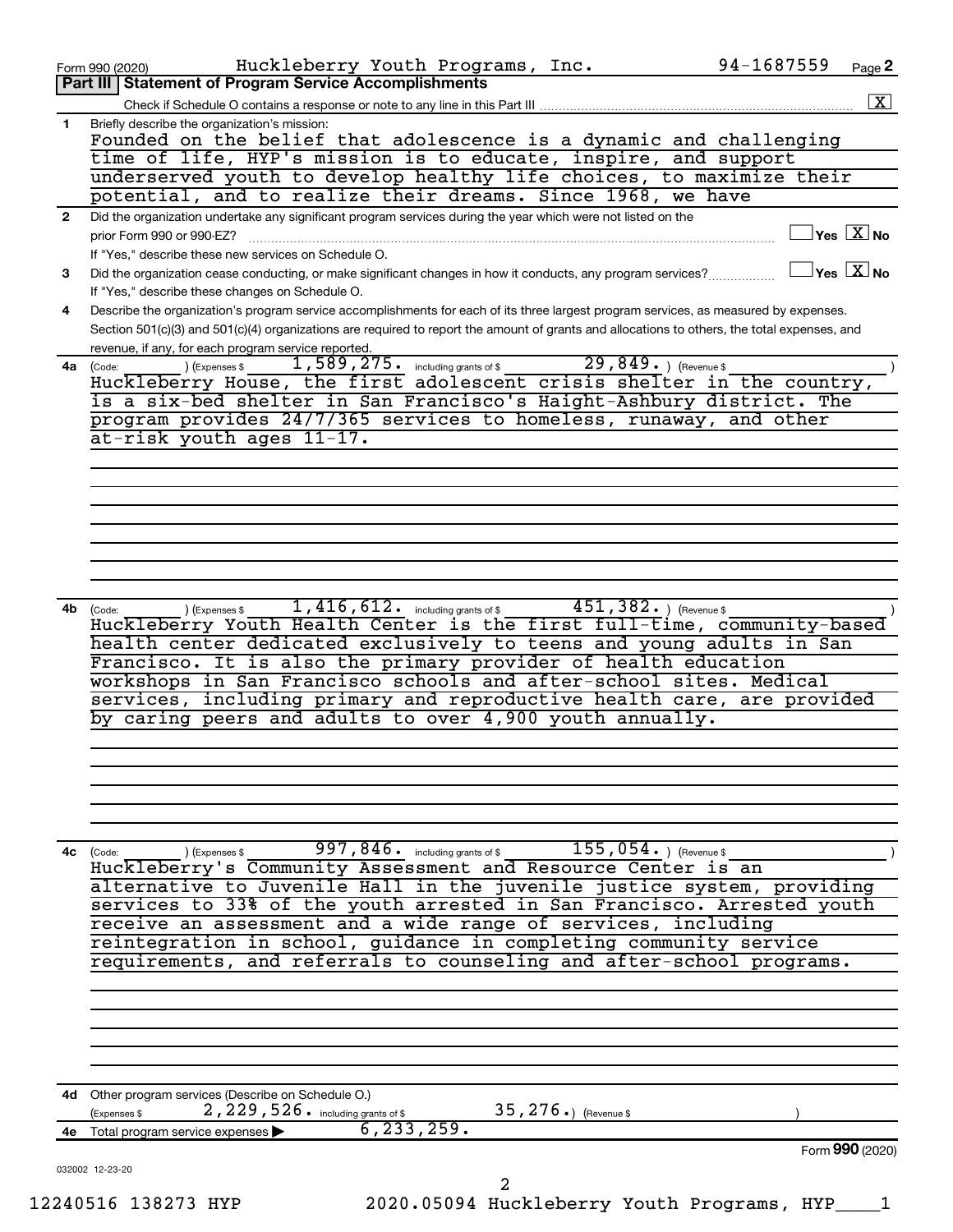Form 990 (2020) Huckleberry Youth Programs, Inc. 94-1687559 Page **2**

## Part III Statement of Program Service Accomplishments

Check if Schedule O contains a response or note to any line in this Part III .......... [X]

**1** Briefly describe the organization's mission:

Founded on the belief that adolescence is a dynamic and challenging time of life, HYP's mission is to educate, inspire, and support underserved youth to develop healthy life choices, to maximize their potential, and to realize their dreams. Since 1968, we have

**2** Did the organization undertake any significant program services during the year which were not listed on the prior Form 990 or 990-EZ? .......... [ ] Yes [X] No

If "Yes," describe these new services on Schedule O.

**3** Did the organization cease conducting, or make significant changes in how it conducts, any program services? .......... [ ] Yes [X] No

If "Yes," describe these changes on Schedule O.

**4** Describe the organization's program service accomplishments for each of its three largest program services, as measured by expenses. Section 501(c)(3) and 501(c)(4) organizations are required to report the amount of grants and allocations to others, the total expenses, and revenue, if any, for each program service reported.

**4a** (Code: ) (Expenses $ 1,589,275. including grants of $ 29,849. ) (Revenue $ )

Huckleberry House, the first adolescent crisis shelter in the country, is a six-bed shelter in San Francisco's Haight-Ashbury district. The program provides 24/7/365 services to homeless, runaway, and other at-risk youth ages 11-17.

**4b** (Code: ) (Expenses $ 1,416,612. including grants of $ 451,382. ) (Revenue $ )

Huckleberry Youth Health Center is the first full-time, community-based health center dedicated exclusively to teens and young adults in San Francisco. It is also the primary provider of health education workshops in San Francisco schools and after-school sites. Medical services, including primary and reproductive health care, are provided by caring peers and adults to over 4,900 youth annually.

**4c** (Code: ) (Expenses $ 997,846. including grants of $ 155,054. ) (Revenue $ )

Huckleberry's Community Assessment and Resource Center is an alternative to Juvenile Hall in the juvenile justice system, providing services to 33% of the youth arrested in San Francisco. Arrested youth receive an assessment and a wide range of services, including reintegration in school, guidance in completing community service requirements, and referrals to counseling and after-school programs.

**4d** Other program services (Describe on Schedule O.)

(Expenses $ 2,229,526. including grants of $ 35,276.) (Revenue $ )

**4e** Total program service expenses ▶ 6,233,259.

Form **990** (2020)

032002 12-23-20

12240516 138273 HYP 2020.05094 Huckleberry Youth Programs, HYP____1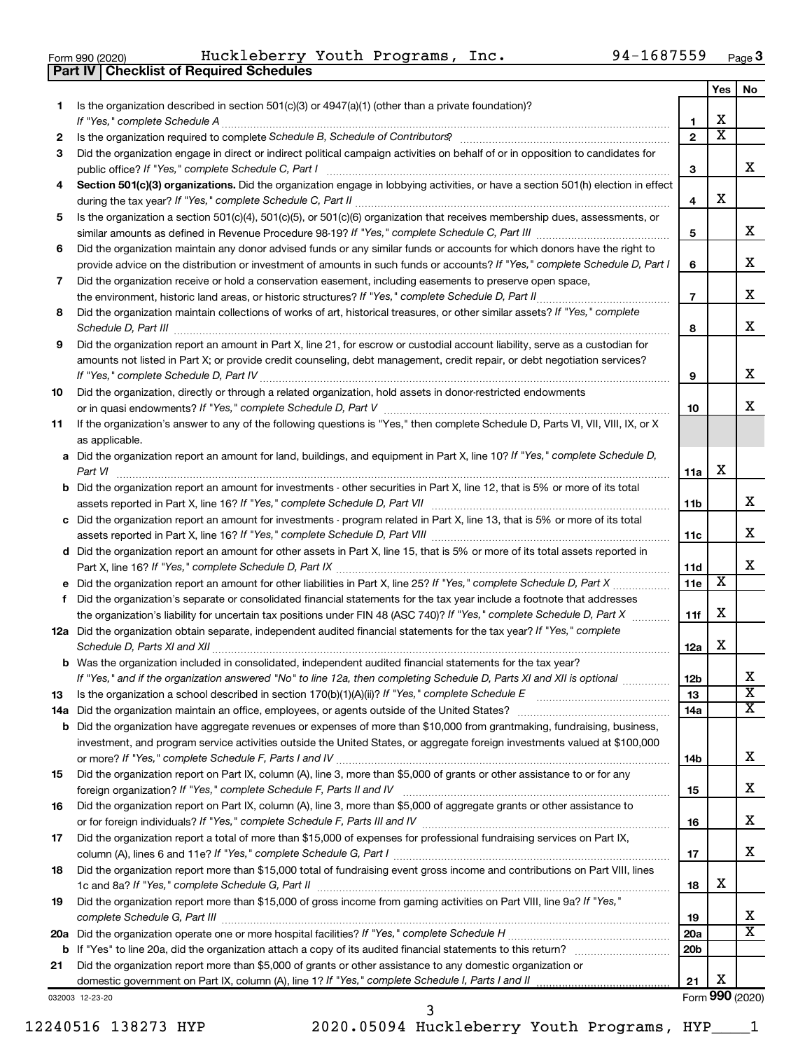Form 990 (2020) Huckleberry Youth Programs, Inc. 94-1687559 Page 3

## Part IV Checklist of Required Schedules

| | | | Yes | No |
|---|---|---|---|---|
| 1 | Is the organization described in section 501(c)(3) or 4947(a)(1) (other than a private foundation)? *If "Yes," complete Schedule A* | 1 | X | |
| 2 | Is the organization required to complete *Schedule B, Schedule of Contributors*? | 2 | X | |
| 3 | Did the organization engage in direct or indirect political campaign activities on behalf of or in opposition to candidates for public office? *If "Yes," complete Schedule C, Part I* | 3 | | X |
| 4 | **Section 501(c)(3) organizations.** Did the organization engage in lobbying activities, or have a section 501(h) election in effect during the tax year? *If "Yes," complete Schedule C, Part II* | 4 | X | |
| 5 | Is the organization a section 501(c)(4), 501(c)(5), or 501(c)(6) organization that receives membership dues, assessments, or similar amounts as defined in Revenue Procedure 98-19? *If "Yes," complete Schedule C, Part III* | 5 | | X |
| 6 | Did the organization maintain any donor advised funds or any similar funds or accounts for which donors have the right to provide advice on the distribution or investment of amounts in such funds or accounts? *If "Yes," complete Schedule D, Part I* | 6 | | X |
| 7 | Did the organization receive or hold a conservation easement, including easements to preserve open space, the environment, historic land areas, or historic structures? *If "Yes," complete Schedule D, Part II* | 7 | | X |
| 8 | Did the organization maintain collections of works of art, historical treasures, or other similar assets? *If "Yes," complete Schedule D, Part III* | 8 | | X |
| 9 | Did the organization report an amount in Part X, line 21, for escrow or custodial account liability, serve as a custodian for amounts not listed in Part X; or provide credit counseling, debt management, credit repair, or debt negotiation services? *If "Yes," complete Schedule D, Part IV* | 9 | | X |
| 10 | Did the organization, directly or through a related organization, hold assets in donor-restricted endowments or in quasi endowments? *If "Yes," complete Schedule D, Part V* | 10 | | X |
| 11 | If the organization's answer to any of the following questions is "Yes," then complete Schedule D, Parts VI, VII, VIII, IX, or X as applicable. | | | |
| a | Did the organization report an amount for land, buildings, and equipment in Part X, line 10? *If "Yes," complete Schedule D, Part VI* | 11a | X | |
| b | Did the organization report an amount for investments - other securities in Part X, line 12, that is 5% or more of its total assets reported in Part X, line 16? *If "Yes," complete Schedule D, Part VII* | 11b | | X |
| c | Did the organization report an amount for investments - program related in Part X, line 13, that is 5% or more of its total assets reported in Part X, line 16? *If "Yes," complete Schedule D, Part VIII* | 11c | | X |
| d | Did the organization report an amount for other assets in Part X, line 15, that is 5% or more of its total assets reported in Part X, line 16? *If "Yes," complete Schedule D, Part IX* | 11d | | X |
| e | Did the organization report an amount for other liabilities in Part X, line 25? *If "Yes," complete Schedule D, Part X* | 11e | X | |
| f | Did the organization's separate or consolidated financial statements for the tax year include a footnote that addresses the organization's liability for uncertain tax positions under FIN 48 (ASC 740)? *If "Yes," complete Schedule D, Part X* | 11f | X | |
| 12a | Did the organization obtain separate, independent audited financial statements for the tax year? *If "Yes," complete Schedule D, Parts XI and XII* | 12a | X | |
| b | Was the organization included in consolidated, independent audited financial statements for the tax year? *If "Yes," and if the organization answered "No" to line 12a, then completing Schedule D, Parts XI and XII is optional* | 12b | | X |
| 13 | Is the organization a school described in section 170(b)(1)(A)(ii)? *If "Yes," complete Schedule E* | 13 | | X |
| 14a | Did the organization maintain an office, employees, or agents outside of the United States? | 14a | | X |
| b | Did the organization have aggregate revenues or expenses of more than $10,000 from grantmaking, fundraising, business, investment, and program service activities outside the United States, or aggregate foreign investments valued at $100,000 or more? *If "Yes," complete Schedule F, Parts I and IV* | 14b | | X |
| 15 | Did the organization report on Part IX, column (A), line 3, more than $5,000 of grants or other assistance to or for any foreign organization? *If "Yes," complete Schedule F, Parts II and IV* | 15 | | X |
| 16 | Did the organization report on Part IX, column (A), line 3, more than $5,000 of aggregate grants or other assistance to or for foreign individuals? *If "Yes," complete Schedule F, Parts III and IV* | 16 | | X |
| 17 | Did the organization report a total of more than $15,000 of expenses for professional fundraising services on Part IX, column (A), lines 6 and 11e? *If "Yes," complete Schedule G, Part I* | 17 | | X |
| 18 | Did the organization report more than $15,000 total of fundraising event gross income and contributions on Part VIII, lines 1c and 8a? *If "Yes," complete Schedule G, Part II* | 18 | X | |
| 19 | Did the organization report more than $15,000 of gross income from gaming activities on Part VIII, line 9a? *If "Yes," complete Schedule G, Part III* | 19 | | X |
| 20a | Did the organization operate one or more hospital facilities? *If "Yes," complete Schedule H* | 20a | | X |
| b | If "Yes" to line 20a, did the organization attach a copy of its audited financial statements to this return? | 20b | | |
| 21 | Did the organization report more than $5,000 of grants or other assistance to any domestic organization or domestic government on Part IX, column (A), line 1? *If "Yes," complete Schedule I, Parts I and II* | 21 | X | |

Form **990** (2020)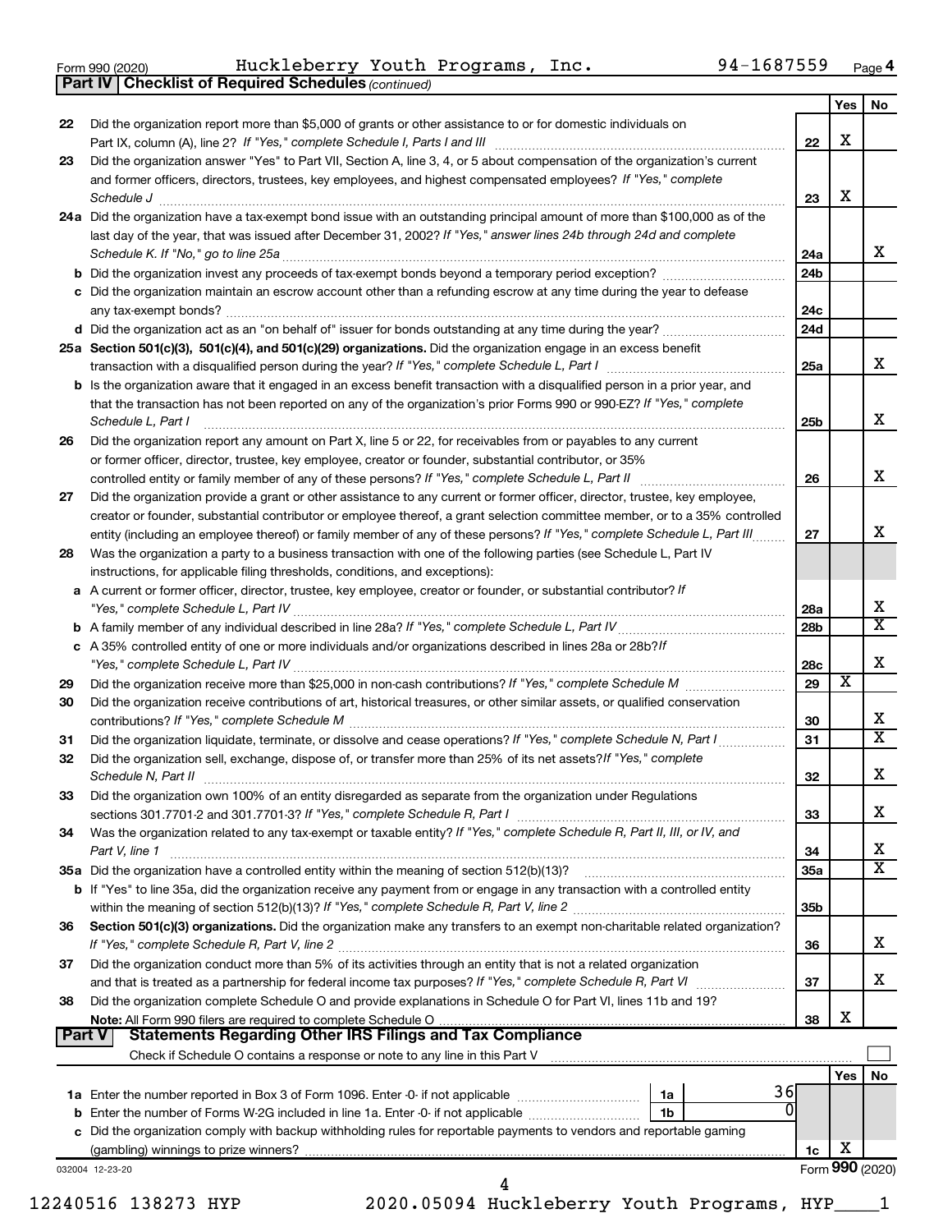Form 990 (2020) Huckleberry Youth Programs, Inc. 94-1687559 Page **4**

**Part IV | Checklist of Required Schedules** *(continued)*

| | | | Yes | No |
|---|---|---|---|---|
| 22 | Did the organization report more than $5,000 of grants or other assistance to or for domestic individuals on Part IX, column (A), line 2? *If "Yes," complete Schedule I, Parts I and III* | 22 | X | |
| 23 | Did the organization answer "Yes" to Part VII, Section A, line 3, 4, or 5 about compensation of the organization's current and former officers, directors, trustees, key employees, and highest compensated employees? *If "Yes," complete Schedule J* | 23 | X | |
| 24a | Did the organization have a tax-exempt bond issue with an outstanding principal amount of more than $100,000 as of the last day of the year, that was issued after December 31, 2002? *If "Yes," answer lines 24b through 24d and complete Schedule K. If "No," go to line 25a* | 24a | | X |
| b | Did the organization invest any proceeds of tax-exempt bonds beyond a temporary period exception? | 24b | | |
| c | Did the organization maintain an escrow account other than a refunding escrow at any time during the year to defease any tax-exempt bonds? | 24c | | |
| d | Did the organization act as an "on behalf of" issuer for bonds outstanding at any time during the year? | 24d | | |
| 25a | **Section 501(c)(3), 501(c)(4), and 501(c)(29) organizations.** Did the organization engage in an excess benefit transaction with a disqualified person during the year? *If "Yes," complete Schedule L, Part I* | 25a | | X |
| b | Is the organization aware that it engaged in an excess benefit transaction with a disqualified person in a prior year, and that the transaction has not been reported on any of the organization's prior Forms 990 or 990-EZ? *If "Yes," complete Schedule L, Part I* | 25b | | X |
| 26 | Did the organization report any amount on Part X, line 5 or 22, for receivables from or payables to any current or former officer, director, trustee, key employee, creator or founder, substantial contributor, or 35% controlled entity or family member of any of these persons? *If "Yes," complete Schedule L, Part II* | 26 | | X |
| 27 | Did the organization provide a grant or other assistance to any current or former officer, director, trustee, key employee, creator or founder, substantial contributor or employee thereof, a grant selection committee member, or to a 35% controlled entity (including an employee thereof) or family member of any of these persons? *If "Yes," complete Schedule L, Part III* | 27 | | X |
| 28 | Was the organization a party to a business transaction with one of the following parties (see Schedule L, Part IV instructions, for applicable filing thresholds, conditions, and exceptions): | | | |
| a | A current or former officer, director, trustee, key employee, creator or founder, or substantial contributor? *If "Yes," complete Schedule L, Part IV* | 28a | | X |
| b | A family member of any individual described in line 28a? *If "Yes," complete Schedule L, Part IV* | 28b | | X |
| c | A 35% controlled entity of one or more individuals and/or organizations described in lines 28a or 28b? *If "Yes," complete Schedule L, Part IV* | 28c | | X |
| 29 | Did the organization receive more than $25,000 in non-cash contributions? *If "Yes," complete Schedule M* | 29 | X | |
| 30 | Did the organization receive contributions of art, historical treasures, or other similar assets, or qualified conservation contributions? *If "Yes," complete Schedule M* | 30 | | X |
| 31 | Did the organization liquidate, terminate, or dissolve and cease operations? *If "Yes," complete Schedule N, Part I* | 31 | | X |
| 32 | Did the organization sell, exchange, dispose of, or transfer more than 25% of its net assets? *If "Yes," complete Schedule N, Part II* | 32 | | X |
| 33 | Did the organization own 100% of an entity disregarded as separate from the organization under Regulations sections 301.7701-2 and 301.7701-3? *If "Yes," complete Schedule R, Part I* | 33 | | X |
| 34 | Was the organization related to any tax-exempt or taxable entity? *If "Yes," complete Schedule R, Part II, III, or IV, and Part V, line 1* | 34 | | X |
| 35a | Did the organization have a controlled entity within the meaning of section 512(b)(13)? | 35a | | X |
| b | If "Yes" to line 35a, did the organization receive any payment from or engage in any transaction with a controlled entity within the meaning of section 512(b)(13)? *If "Yes," complete Schedule R, Part V, line 2* | 35b | | |
| 36 | **Section 501(c)(3) organizations.** Did the organization make any transfers to an exempt non-charitable related organization? *If "Yes," complete Schedule R, Part V, line 2* | 36 | | X |
| 37 | Did the organization conduct more than 5% of its activities through an entity that is not a related organization and that is treated as a partnership for federal income tax purposes? *If "Yes," complete Schedule R, Part VI* | 37 | | X |
| 38 | Did the organization complete Schedule O and provide explanations in Schedule O for Part VI, lines 11b and 19? **Note:** All Form 990 filers are required to complete Schedule O | 38 | X | |

**Part V | Statements Regarding Other IRS Filings and Tax Compliance**

Check if Schedule O contains a response or note to any line in this Part V ☐

| | | | | Yes | No |
|---|---|---|---|---|---|
| 1a | Enter the number reported in Box 3 of Form 1096. Enter -0- if not applicable | 1a | 36 | | |
| b | Enter the number of Forms W-2G included in line 1a. Enter -0- if not applicable | 1b | 0 | | |
| c | Did the organization comply with backup withholding rules for reportable payments to vendors and reportable gaming (gambling) winnings to prize winners? | 1c | | X | |

032004 12-23-20 Form **990** (2020)

12240516 138273 HYP 2020.05094 Huckleberry Youth Programs, HYP____1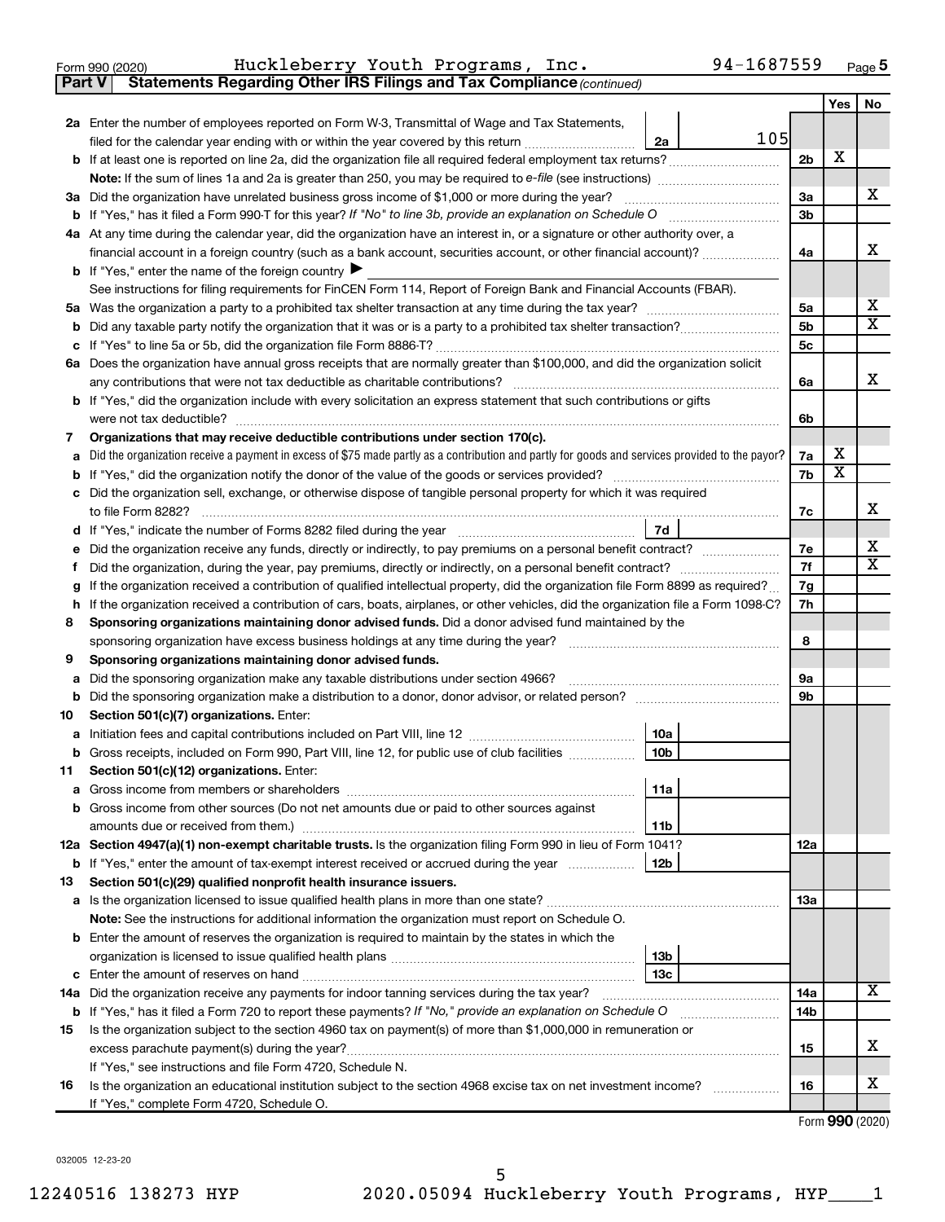Form 990 (2020) Huckleberry Youth Programs, Inc. 94-1687559 Page 5

**Part V — Statements Regarding Other IRS Filings and Tax Compliance** *(continued)*

| | | | | | Yes | No |
|---|---|---|---|---|---|---|
| **2a** | Enter the number of employees reported on Form W-3, Transmittal of Wage and Tax Statements, filed for the calendar year ending with or within the year covered by this return | 2a | 105 | | | |
| **b** | If at least one is reported on line 2a, did the organization file all required federal employment tax returns? | | | 2b | X | |
| | **Note:** If the sum of lines 1a and 2a is greater than 250, you may be required to *e-file* (see instructions) | | | | | |
| **3a** | Did the organization have unrelated business gross income of $1,000 or more during the year? | | | 3a | | X |
| **b** | If "Yes," has it filed a Form 990-T for this year? *If "No" to line 3b, provide an explanation on Schedule O* | | | 3b | | |
| **4a** | At any time during the calendar year, did the organization have an interest in, or a signature or other authority over, a financial account in a foreign country (such as a bank account, securities account, or other financial account)? | | | 4a | | X |
| **b** | If "Yes," enter the name of the foreign country ▶ | | | | | |
| | See instructions for filing requirements for FinCEN Form 114, Report of Foreign Bank and Financial Accounts (FBAR). | | | | | |
| **5a** | Was the organization a party to a prohibited tax shelter transaction at any time during the tax year? | | | 5a | | X |
| **b** | Did any taxable party notify the organization that it was or is a party to a prohibited tax shelter transaction? | | | 5b | | X |
| **c** | If "Yes" to line 5a or 5b, did the organization file Form 8886-T? | | | 5c | | |
| **6a** | Does the organization have annual gross receipts that are normally greater than $100,000, and did the organization solicit any contributions that were not tax deductible as charitable contributions? | | | 6a | | X |
| **b** | If "Yes," did the organization include with every solicitation an express statement that such contributions or gifts were not tax deductible? | | | 6b | | |
| **7** | **Organizations that may receive deductible contributions under section 170(c).** | | | | | |
| **a** | Did the organization receive a payment in excess of $75 made partly as a contribution and partly for goods and services provided to the payor? | | | 7a | X | |
| **b** | If "Yes," did the organization notify the donor of the value of the goods or services provided? | | | 7b | X | |
| **c** | Did the organization sell, exchange, or otherwise dispose of tangible personal property for which it was required to file Form 8282? | | | 7c | | X |
| **d** | If "Yes," indicate the number of Forms 8282 filed during the year | 7d | | | | |
| **e** | Did the organization receive any funds, directly or indirectly, to pay premiums on a personal benefit contract? | | | 7e | | X |
| **f** | Did the organization, during the year, pay premiums, directly or indirectly, on a personal benefit contract? | | | 7f | | X |
| **g** | If the organization received a contribution of qualified intellectual property, did the organization file Form 8899 as required? | | | 7g | | |
| **h** | If the organization received a contribution of cars, boats, airplanes, or other vehicles, did the organization file a Form 1098-C? | | | 7h | | |
| **8** | **Sponsoring organizations maintaining donor advised funds.** Did a donor advised fund maintained by the sponsoring organization have excess business holdings at any time during the year? | | | 8 | | |
| **9** | **Sponsoring organizations maintaining donor advised funds.** | | | | | |
| **a** | Did the sponsoring organization make any taxable distributions under section 4966? | | | 9a | | |
| **b** | Did the sponsoring organization make a distribution to a donor, donor advisor, or related person? | | | 9b | | |
| **10** | **Section 501(c)(7) organizations.** Enter: | | | | | |
| **a** | Initiation fees and capital contributions included on Part VIII, line 12 | 10a | | | | |
| **b** | Gross receipts, included on Form 990, Part VIII, line 12, for public use of club facilities | 10b | | | | |
| **11** | **Section 501(c)(12) organizations.** Enter: | | | | | |
| **a** | Gross income from members or shareholders | 11a | | | | |
| **b** | Gross income from other sources (Do not net amounts due or paid to other sources against amounts due or received from them.) | 11b | | | | |
| **12a** | **Section 4947(a)(1) non-exempt charitable trusts.** Is the organization filing Form 990 in lieu of Form 1041? | | | 12a | | |
| **b** | If "Yes," enter the amount of tax-exempt interest received or accrued during the year | 12b | | | | |
| **13** | **Section 501(c)(29) qualified nonprofit health insurance issuers.** | | | | | |
| **a** | Is the organization licensed to issue qualified health plans in more than one state? | | | 13a | | |
| | **Note:** See the instructions for additional information the organization must report on Schedule O. | | | | | |
| **b** | Enter the amount of reserves the organization is required to maintain by the states in which the organization is licensed to issue qualified health plans | 13b | | | | |
| **c** | Enter the amount of reserves on hand | 13c | | | | |
| **14a** | Did the organization receive any payments for indoor tanning services during the tax year? | | | 14a | | X |
| **b** | If "Yes," has it filed a Form 720 to report these payments? *If "No," provide an explanation on Schedule O* | | | 14b | | |
| **15** | Is the organization subject to the section 4960 tax on payment(s) of more than $1,000,000 in remuneration or excess parachute payment(s) during the year? | | | 15 | | X |
| | If "Yes," see instructions and file Form 4720, Schedule N. | | | | | |
| **16** | Is the organization an educational institution subject to the section 4968 excise tax on net investment income? | | | 16 | | X |
| | If "Yes," complete Form 4720, Schedule O. | | | | | |

Form **990** (2020)

032005 12-23-20

12240516 138273 HYP 2020.05094 Huckleberry Youth Programs, HYP____1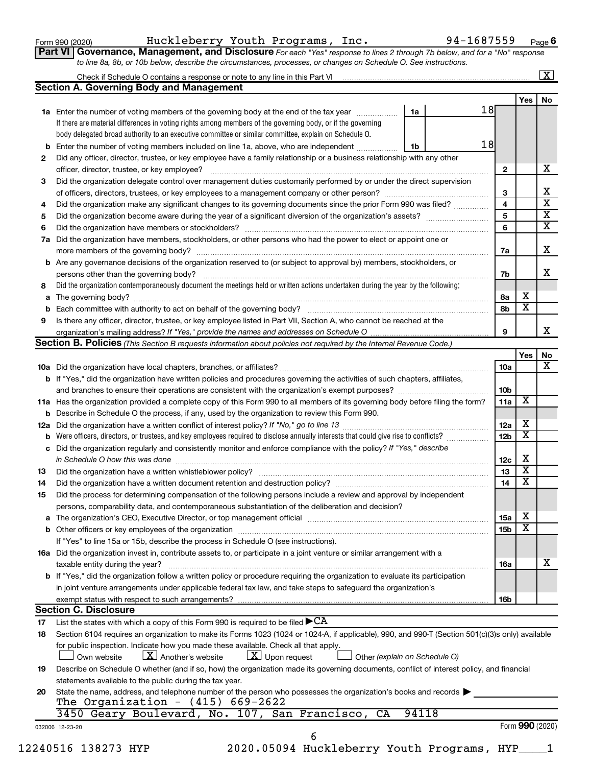Form 990 (2020) Huckleberry Youth Programs, Inc. 94-1687559 Page 6

**Part VI Governance, Management, and Disclosure** *For each "Yes" response to lines 2 through 7b below, and for a "No" response to line 8a, 8b, or 10b below, describe the circumstances, processes, or changes on Schedule O. See instructions.*

Check if Schedule O contains a response or note to any line in this Part VI ..... [X]

## Section A. Governing Body and Management

| | | | | Yes | No |
|---|---|---|---|---|---|
| **1a** | Enter the number of voting members of the governing body at the end of the tax year ..... **1a** 18 | | | | |
| | If there are material differences in voting rights among members of the governing body, or if the governing body delegated broad authority to an executive committee or similar committee, explain on Schedule O. | | | | |
| **b** | Enter the number of voting members included on line 1a, above, who are independent ..... **1b** 18 | | | | |
| **2** | Did any officer, director, trustee, or key employee have a family relationship or a business relationship with any other officer, director, trustee, or key employee? | | **2** | | X |
| **3** | Did the organization delegate control over management duties customarily performed by or under the direct supervision of officers, directors, trustees, or key employees to a management company or other person? | | **3** | | X |
| **4** | Did the organization make any significant changes to its governing documents since the prior Form 990 was filed? | | **4** | | X |
| **5** | Did the organization become aware during the year of a significant diversion of the organization's assets? | | **5** | | X |
| **6** | Did the organization have members or stockholders? | | **6** | | X |
| **7a** | Did the organization have members, stockholders, or other persons who had the power to elect or appoint one or more members of the governing body? | | **7a** | | X |
| **b** | Are any governance decisions of the organization reserved to (or subject to approval by) members, stockholders, or persons other than the governing body? | | **7b** | | X |
| **8** | Did the organization contemporaneously document the meetings held or written actions undertaken during the year by the following: | | | | |
| **a** | The governing body? | | **8a** | X | |
| **b** | Each committee with authority to act on behalf of the governing body? | | **8b** | X | |
| **9** | Is there any officer, director, trustee, or key employee listed in Part VII, Section A, who cannot be reached at the organization's mailing address? *If "Yes," provide the names and addresses on Schedule O* | | **9** | | X |

## Section B. Policies *(This Section B requests information about policies not required by the Internal Revenue Code.)*

| | | | Yes | No |
|---|---|---|---|---|
| **10a** | Did the organization have local chapters, branches, or affiliates? | **10a** | | X |
| **b** | If "Yes," did the organization have written policies and procedures governing the activities of such chapters, affiliates, and branches to ensure their operations are consistent with the organization's exempt purposes? | **10b** | | |
| **11a** | Has the organization provided a complete copy of this Form 990 to all members of its governing body before filing the form? | **11a** | X | |
| **b** | Describe in Schedule O the process, if any, used by the organization to review this Form 990. | | | |
| **12a** | Did the organization have a written conflict of interest policy? *If "No," go to line 13* | **12a** | X | |
| **b** | Were officers, directors, or trustees, and key employees required to disclose annually interests that could give rise to conflicts? | **12b** | X | |
| **c** | Did the organization regularly and consistently monitor and enforce compliance with the policy? *If "Yes," describe in Schedule O how this was done* | **12c** | X | |
| **13** | Did the organization have a written whistleblower policy? | **13** | X | |
| **14** | Did the organization have a written document retention and destruction policy? | **14** | X | |
| **15** | Did the process for determining compensation of the following persons include a review and approval by independent persons, comparability data, and contemporaneous substantiation of the deliberation and decision? | | | |
| **a** | The organization's CEO, Executive Director, or top management official | **15a** | X | |
| **b** | Other officers or key employees of the organization | **15b** | X | |
| | If "Yes" to line 15a or 15b, describe the process in Schedule O (see instructions). | | | |
| **16a** | Did the organization invest in, contribute assets to, or participate in a joint venture or similar arrangement with a taxable entity during the year? | **16a** | | X |
| **b** | If "Yes," did the organization follow a written policy or procedure requiring the organization to evaluate its participation in joint venture arrangements under applicable federal tax law, and take steps to safeguard the organization's exempt status with respect to such arrangements? | **16b** | | |

## Section C. Disclosure

**17** List the states with which a copy of this Form 990 is required to be filed ▶ CA

**18** Section 6104 requires an organization to make its Forms 1023 (1024 or 1024-A, if applicable), 990, and 990-T (Section 501(c)(3)s only) available for public inspection. Indicate how you made these available. Check all that apply.

[ ] Own website  [X] Another's website  [X] Upon request  [ ] Other *(explain on Schedule O)*

**19** Describe on Schedule O whether (and if so, how) the organization made its governing documents, conflict of interest policy, and financial statements available to the public during the tax year.

**20** State the name, address, and telephone number of the person who possesses the organization's books and records ▶

The Organization - (415) 669-2622
3450 Geary Boulevard, No. 107, San Francisco, CA 94118

032006 12-23-20 Form **990** (2020)

12240516 138273 HYP 2020.05094 Huckleberry Youth Programs, HYP____1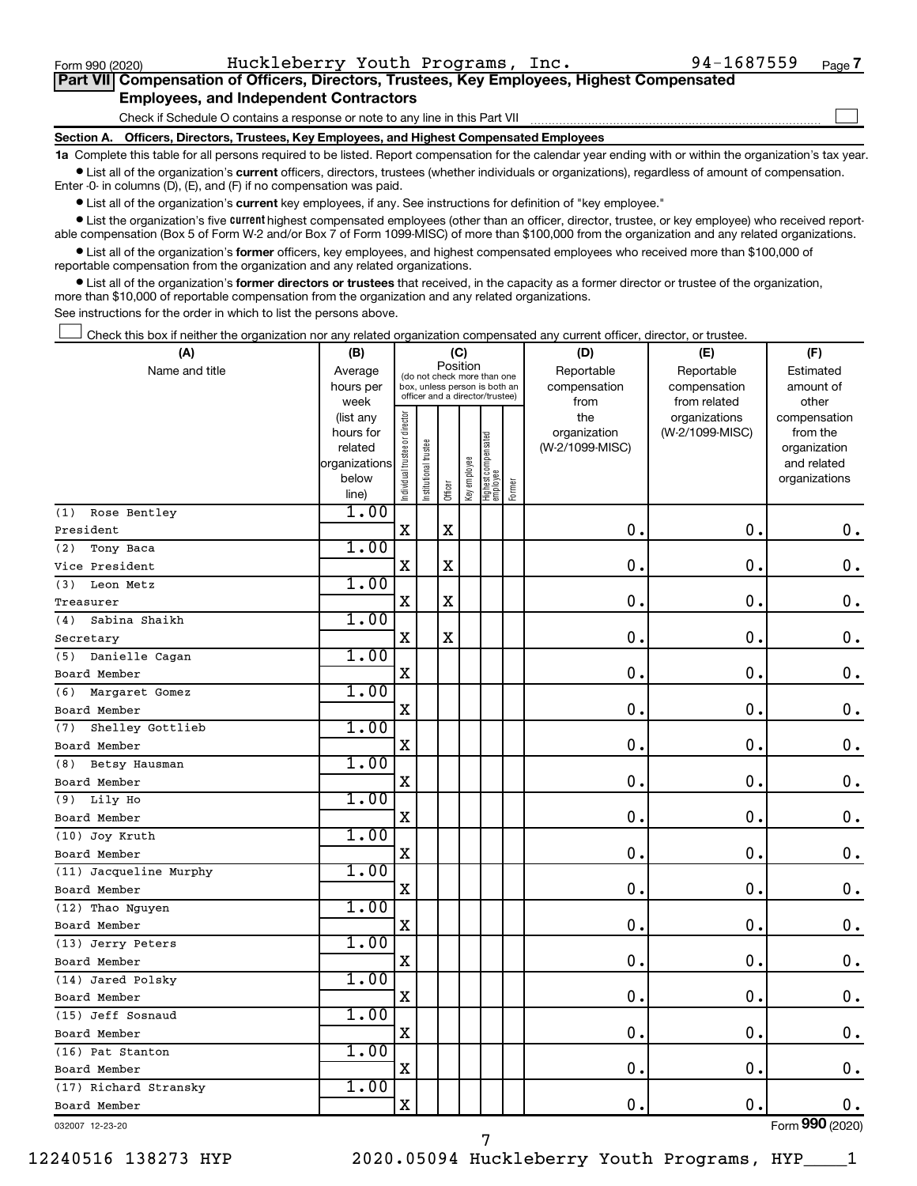Form 990 (2020) Huckleberry Youth Programs, Inc. 94-1687559

## Part VII Compensation of Officers, Directors, Trustees, Key Employees, Highest Compensated Employees, and Independent Contractors

Check if Schedule O contains a response or note to any line in this Part VII ☐

### Section A. Officers, Directors, Trustees, Key Employees, and Highest Compensated Employees

**1a** Complete this table for all persons required to be listed. Report compensation for the calendar year ending with or within the organization's tax year.

- List all of the organization's **current** officers, directors, trustees (whether individuals or organizations), regardless of amount of compensation. Enter -0- in columns (D), (E), and (F) if no compensation was paid.
- List all of the organization's **current** key employees, if any. See instructions for definition of "key employee."
- List the organization's five **current** highest compensated employees (other than an officer, director, trustee, or key employee) who received reportable compensation (Box 5 of Form W-2 and/or Box 7 of Form 1099-MISC) of more than $100,000 from the organization and any related organizations.
- List all of the organization's **former** officers, key employees, and highest compensated employees who received more than $100,000 of reportable compensation from the organization and any related organizations.
- List all of the organization's **former directors or trustees** that received, in the capacity as a former director or trustee of the organization, more than $10,000 of reportable compensation from the organization and any related organizations.

See instructions for the order in which to list the persons above.

☐ Check this box if neither the organization nor any related organization compensated any current officer, director, or trustee.

| (A) Name and title | (B) Average hours per week (list any hours for related organizations below line) | (C) Position (do not check more than one box, unless person is both an officer and a director/trustee) | | | | | | (D) Reportable compensation from the organization (W-2/1099-MISC) | (E) Reportable compensation from related organizations (W-2/1099-MISC) | (F) Estimated amount of other compensation from the organization and related organizations |
|---|---|---|---|---|---|---|---|---|---|---|
| | | Individual trustee or director | Institutional trustee | Officer | Key employee | Highest compensated employee | Former | | | |
| (1) Rose Bentley<br>President | 1.00 | X | | X | | | | 0. | 0. | 0. |
| (2) Tony Baca<br>Vice President | 1.00 | X | | X | | | | 0. | 0. | 0. |
| (3) Leon Metz<br>Treasurer | 1.00 | X | | X | | | | 0. | 0. | 0. |
| (4) Sabina Shaikh<br>Secretary | 1.00 | X | | X | | | | 0. | 0. | 0. |
| (5) Danielle Cagan<br>Board Member | 1.00 | X | | | | | | 0. | 0. | 0. |
| (6) Margaret Gomez<br>Board Member | 1.00 | X | | | | | | 0. | 0. | 0. |
| (7) Shelley Gottlieb<br>Board Member | 1.00 | X | | | | | | 0. | 0. | 0. |
| (8) Betsy Hausman<br>Board Member | 1.00 | X | | | | | | 0. | 0. | 0. |
| (9) Lily Ho<br>Board Member | 1.00 | X | | | | | | 0. | 0. | 0. |
| (10) Joy Kruth<br>Board Member | 1.00 | X | | | | | | 0. | 0. | 0. |
| (11) Jacqueline Murphy<br>Board Member | 1.00 | X | | | | | | 0. | 0. | 0. |
| (12) Thao Nguyen<br>Board Member | 1.00 | X | | | | | | 0. | 0. | 0. |
| (13) Jerry Peters<br>Board Member | 1.00 | X | | | | | | 0. | 0. | 0. |
| (14) Jared Polsky<br>Board Member | 1.00 | X | | | | | | 0. | 0. | 0. |
| (15) Jeff Sosnaud<br>Board Member | 1.00 | X | | | | | | 0. | 0. | 0. |
| (16) Pat Stanton<br>Board Member | 1.00 | X | | | | | | 0. | 0. | 0. |
| (17) Richard Stransky<br>Board Member | 1.00 | X | | | | | | 0. | 0. | 0. |

032007 12-23-20 Form 990 (2020)

12240516 138273 HYP 2020.05094 Huckleberry Youth Programs, HYP____1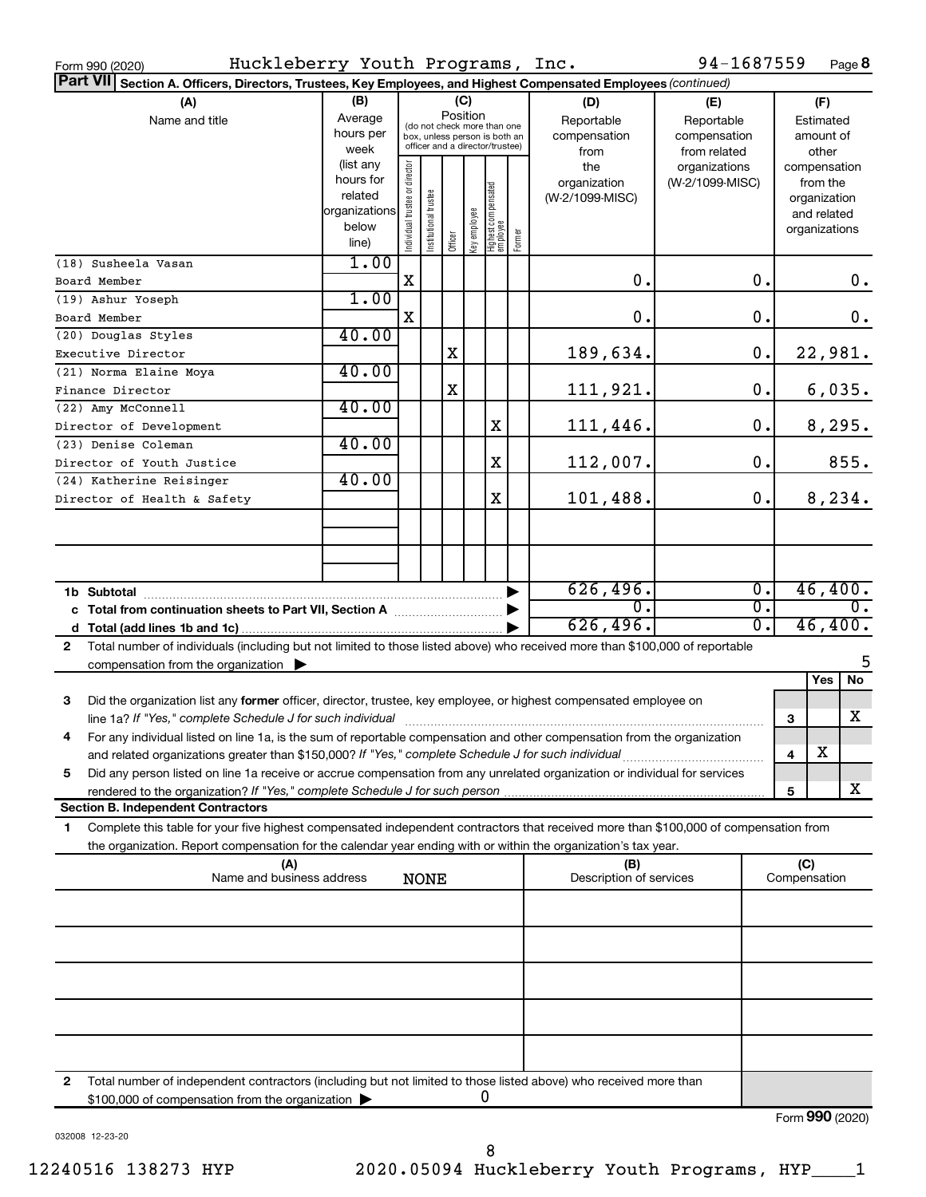Form 990 (2020) Huckleberry Youth Programs, Inc. 94-1687559 Page **8**

**Part VII Section A. Officers, Directors, Trustees, Key Employees, and Highest Compensated Employees** *(continued)*

| (A) Name and title | (B) Average hours per week (list any hours for related organizations below line) | (C) Position: Individual trustee or director | Institutional trustee | Officer | Key employee | Highest compensated employee | Former | (D) Reportable compensation from the organization (W-2/1099-MISC) | (E) Reportable compensation from related organizations (W-2/1099-MISC) | (F) Estimated amount of other compensation from the organization and related organizations |
|---|---|---|---|---|---|---|---|---|---|---|
| (18) Susheela Vasan<br>Board Member | 1.00 | X | | | | | | 0. | 0. | 0. |
| (19) Ashur Yoseph<br>Board Member | 1.00 | X | | | | | | 0. | 0. | 0. |
| (20) Douglas Styles<br>Executive Director | 40.00 | | | X | | | | 189,634. | 0. | 22,981. |
| (21) Norma Elaine Moya<br>Finance Director | 40.00 | | | X | | | | 111,921. | 0. | 6,035. |
| (22) Amy McConnell<br>Director of Development | 40.00 | | | | | X | | 111,446. | 0. | 8,295. |
| (23) Denise Coleman<br>Director of Youth Justice | 40.00 | | | | | X | | 112,007. | 0. | 855. |
| (24) Katherine Reisinger<br>Director of Health & Safety | 40.00 | | | | | X | | 101,488. | 0. | 8,234. |
| | | | | | | | | | | |
| | | | | | | | | | | |
| **1b Subtotal** | | | | | | | | 626,496. | 0. | 46,400. |
| **c Total from continuation sheets to Part VII, Section A** | | | | | | | | 0. | 0. | 0. |
| **d Total (add lines 1b and 1c)** | | | | | | | | 626,496. | 0. | 46,400. |

**2** Total number of individuals (including but not limited to those listed above) who received more than $100,000 of reportable compensation from the organization ▶ 5

| | | | Yes | No |
|---|---|---|---|---|
| **3** | Did the organization list any **former** officer, director, trustee, key employee, or highest compensated employee on line 1a? *If "Yes," complete Schedule J for such individual* | 3 | | X |
| **4** | For any individual listed on line 1a, is the sum of reportable compensation and other compensation from the organization and related organizations greater than $150,000? *If "Yes," complete Schedule J for such individual* | 4 | X | |
| **5** | Did any person listed on line 1a receive or accrue compensation from any unrelated organization or individual for services rendered to the organization? *If "Yes," complete Schedule J for such person* | 5 | | X |

**Section B. Independent Contractors**

**1** Complete this table for your five highest compensated independent contractors that received more than $100,000 of compensation from the organization. Report compensation for the calendar year ending with or within the organization's tax year.

| (A) Name and business address | (B) Description of services | (C) Compensation |
|---|---|---|
| NONE | | |
| | | |
| | | |
| | | |
| | | |

**2** Total number of independent contractors (including but not limited to those listed above) who received more than $100,000 of compensation from the organization ▶ 0

Form **990** (2020)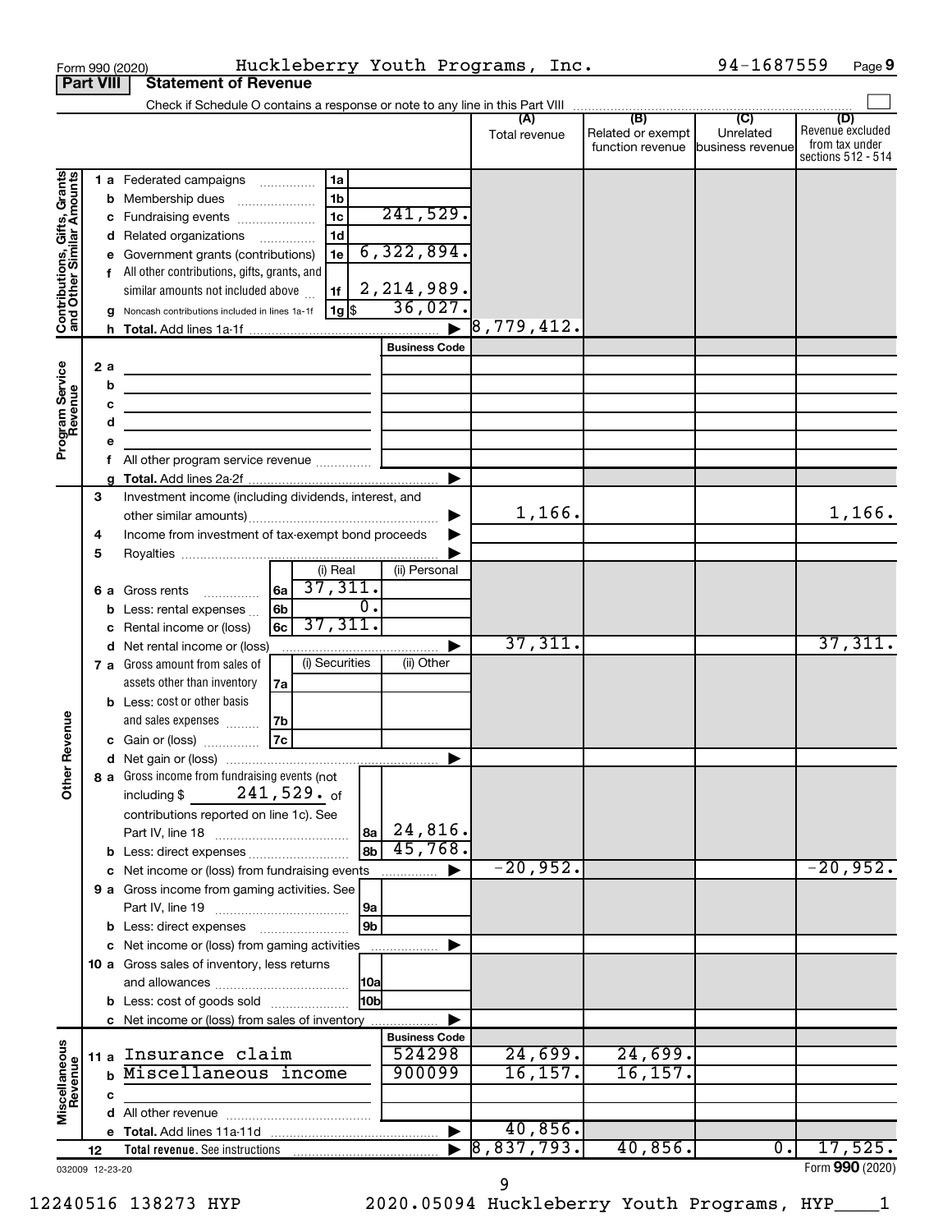Form 990 (2020) Huckleberry Youth Programs, Inc. 94-1687559 Page 9

## Part VIII Statement of Revenue

Check if Schedule O contains a response or note to any line in this Part VIII ☐

| | | | (A) Total revenue | (B) Related or exempt function revenue | (C) Unrelated business revenue | (D) Revenue excluded from tax under sections 512 - 514 |
|---|---|---|---|---|---|---|
| **Contributions, Gifts, Grants and Other Similar Amounts** | 1a Federated campaigns | 1a | | | | |
| | b Membership dues | 1b | | | | |
| | c Fundraising events | 1c 241,529. | | | | |
| | d Related organizations | 1d | | | | |
| | e Government grants (contributions) | 1e 6,322,894. | | | | |
| | f All other contributions, gifts, grants, and similar amounts not included above | 1f 2,214,989. | | | | |
| | g Noncash contributions included in lines 1a-1f | 1g $ 36,027. | | | | |
| | h Total. Add lines 1a-1f | ▶ | 8,779,412. | | | |
| **Program Service Revenue** | | Business Code | | | | |
| | 2a | | | | | |
| | b | | | | | |
| | c | | | | | |
| | d | | | | | |
| | e | | | | | |
| | f All other program service revenue | | | | | |
| | g Total. Add lines 2a-2f | ▶ | | | | |
| **Other Revenue** | 3 Investment income (including dividends, interest, and other similar amounts) | ▶ | 1,166. | | | 1,166. |
| | 4 Income from investment of tax-exempt bond proceeds | ▶ | | | | |
| | 5 Royalties | ▶ | | | | |
| | | (i) Real / (ii) Personal | | | | |
| | 6a Gross rents | 6a (i) 37,311. | | | | |
| | b Less: rental expenses | 6b (i) 0. | | | | |
| | c Rental income or (loss) | 6c (i) 37,311. | | | | |
| | d Net rental income or (loss) | ▶ | 37,311. | | | 37,311. |
| | | (i) Securities / (ii) Other | | | | |
| | 7a Gross amount from sales of assets other than inventory | 7a | | | | |
| | b Less: cost or other basis and sales expenses | 7b | | | | |
| | c Gain or (loss) | 7c | | | | |
| | d Net gain or (loss) | ▶ | | | | |
| | 8a Gross income from fundraising events (not including $ 241,529. of contributions reported on line 1c). See Part IV, line 18 | 8a 24,816. | | | | |
| | b Less: direct expenses | 8b 45,768. | | | | |
| | c Net income or (loss) from fundraising events | ▶ | -20,952. | | | -20,952. |
| | 9a Gross income from gaming activities. See Part IV, line 19 | 9a | | | | |
| | b Less: direct expenses | 9b | | | | |
| | c Net income or (loss) from gaming activities | ▶ | | | | |
| | 10a Gross sales of inventory, less returns and allowances | 10a | | | | |
| | b Less: cost of goods sold | 10b | | | | |
| | c Net income or (loss) from sales of inventory | ▶ | | | | |
| **Miscellaneous Revenue** | | Business Code | | | | |
| | 11a Insurance claim | 524298 | 24,699. | 24,699. | | |
| | b Miscellaneous income | 900099 | 16,157. | 16,157. | | |
| | c | | | | | |
| | d All other revenue | | | | | |
| | e Total. Add lines 11a-11d | ▶ | 40,856. | | | |
| | 12 Total revenue. See instructions | ▶ | 8,837,793. | 40,856. | 0. | 17,525. |

032009 12-23-20 Form 990 (2020)

12240516 138273 HYP 2020.05094 Huckleberry Youth Programs, HYP____1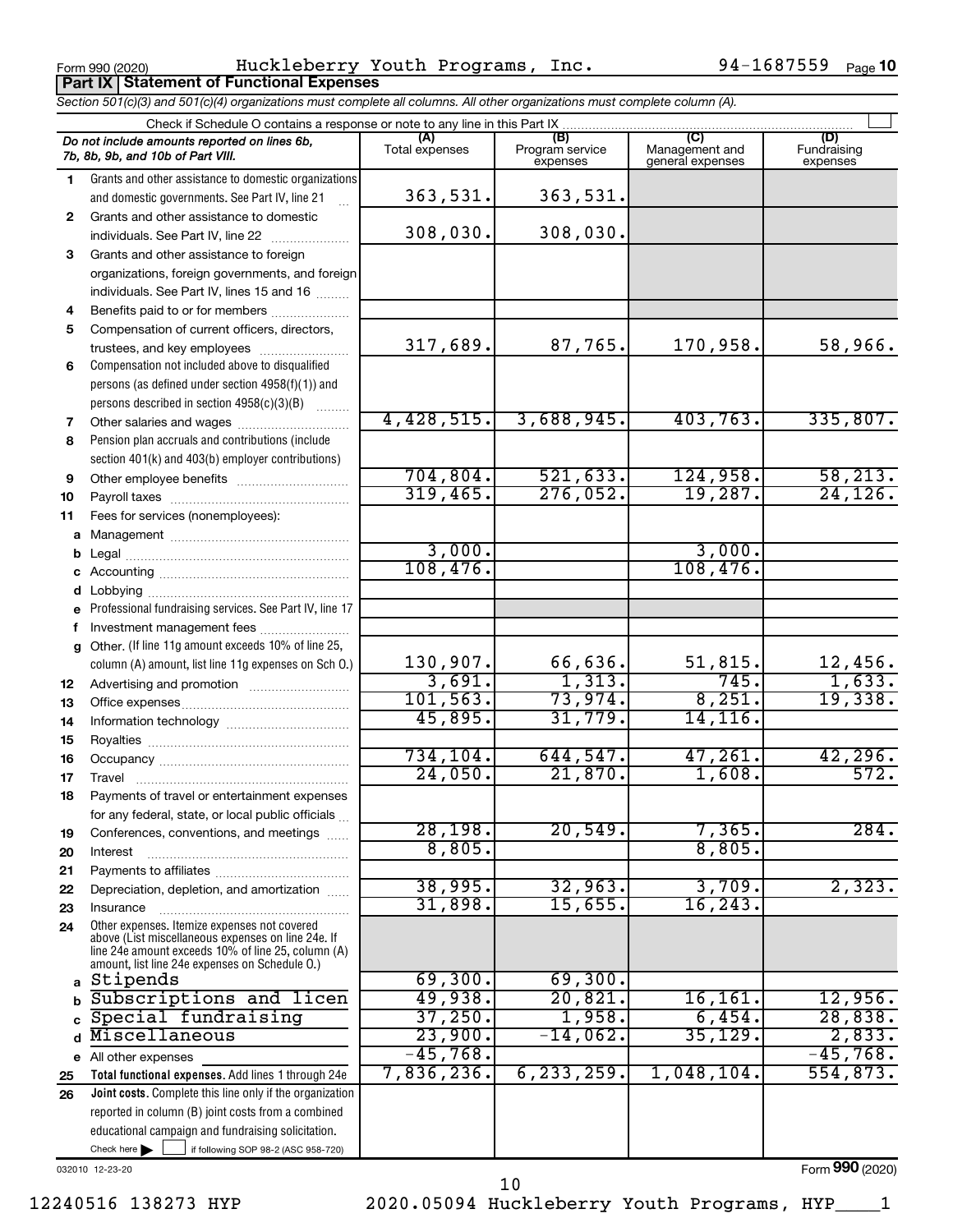Form 990 (2020) Huckleberry Youth Programs, Inc. 94-1687559 Page 10

**Part IX | Statement of Functional Expenses**

*Section 501(c)(3) and 501(c)(4) organizations must complete all columns. All other organizations must complete column (A).*

Check if Schedule O contains a response or note to any line in this Part IX

| *Do not include amounts reported on lines 6b, 7b, 8b, 9b, and 10b of Part VIII.* | (A) Total expenses | (B) Program service expenses | (C) Management and general expenses | (D) Fundraising expenses |
|---|---|---|---|---|
| **1** Grants and other assistance to domestic organizations and domestic governments. See Part IV, line 21 | 363,531. | 363,531. | | |
| **2** Grants and other assistance to domestic individuals. See Part IV, line 22 | 308,030. | 308,030. | | |
| **3** Grants and other assistance to foreign organizations, foreign governments, and foreign individuals. See Part IV, lines 15 and 16 | | | | |
| **4** Benefits paid to or for members | | | | |
| **5** Compensation of current officers, directors, trustees, and key employees | 317,689. | 87,765. | 170,958. | 58,966. |
| **6** Compensation not included above to disqualified persons (as defined under section 4958(f)(1)) and persons described in section 4958(c)(3)(B) | | | | |
| **7** Other salaries and wages | 4,428,515. | 3,688,945. | 403,763. | 335,807. |
| **8** Pension plan accruals and contributions (include section 401(k) and 403(b) employer contributions) | | | | |
| **9** Other employee benefits | 704,804. | 521,633. | 124,958. | 58,213. |
| **10** Payroll taxes | 319,465. | 276,052. | 19,287. | 24,126. |
| **11** Fees for services (nonemployees): | | | | |
| **a** Management | | | | |
| **b** Legal | 3,000. | | 3,000. | |
| **c** Accounting | 108,476. | | 108,476. | |
| **d** Lobbying | | | | |
| **e** Professional fundraising services. See Part IV, line 17 | | | | |
| **f** Investment management fees | | | | |
| **g** Other. (If line 11g amount exceeds 10% of line 25, column (A) amount, list line 11g expenses on Sch O.) | 130,907. | 66,636. | 51,815. | 12,456. |
| **12** Advertising and promotion | 3,691. | 1,313. | 745. | 1,633. |
| **13** Office expenses | 101,563. | 73,974. | 8,251. | 19,338. |
| **14** Information technology | 45,895. | 31,779. | 14,116. | |
| **15** Royalties | | | | |
| **16** Occupancy | 734,104. | 644,547. | 47,261. | 42,296. |
| **17** Travel | 24,050. | 21,870. | 1,608. | 572. |
| **18** Payments of travel or entertainment expenses for any federal, state, or local public officials | | | | |
| **19** Conferences, conventions, and meetings | 28,198. | 20,549. | 7,365. | 284. |
| **20** Interest | 8,805. | | 8,805. | |
| **21** Payments to affiliates | | | | |
| **22** Depreciation, depletion, and amortization | 38,995. | 32,963. | 3,709. | 2,323. |
| **23** Insurance | 31,898. | 15,655. | 16,243. | |
| **24** Other expenses. Itemize expenses not covered above (List miscellaneous expenses on line 24e. If line 24e amount exceeds 10% of line 25, column (A) amount, list line 24e expenses on Schedule O.) | | | | |
| **a** Stipends | 69,300. | 69,300. | | |
| **b** Subscriptions and licen | 49,938. | 20,821. | 16,161. | 12,956. |
| **c** Special fundraising | 37,250. | 1,958. | 6,454. | 28,838. |
| **d** Miscellaneous | 23,900. | -14,062. | 35,129. | 2,833. |
| **e** All other expenses | -45,768. | | | -45,768. |
| **25** **Total functional expenses.** Add lines 1 through 24e | 7,836,236. | 6,233,259. | 1,048,104. | 554,873. |
| **26** **Joint costs.** Complete this line only if the organization reported in column (B) joint costs from a combined educational campaign and fundraising solicitation. Check here ☐ if following SOP 98-2 (ASC 958-720) | | | | |

032010 12-23-20

Form **990** (2020)

12240516 138273 HYP 2020.05094 Huckleberry Youth Programs, HYP____1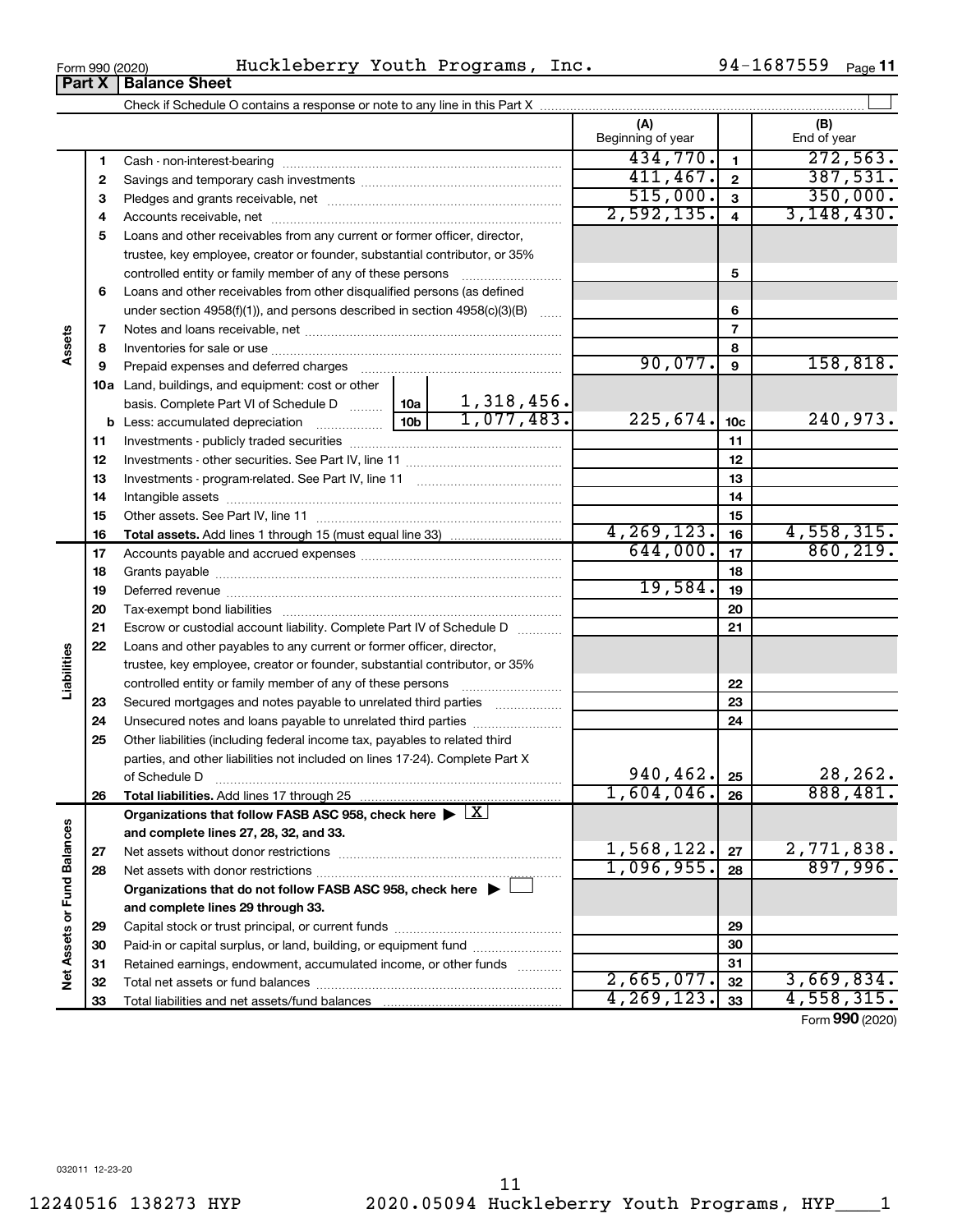Form 990 (2020) Huckleberry Youth Programs, Inc. 94-1687559

## Part X Balance Sheet

Check if Schedule O contains a response or note to any line in this Part X

| | | | (A) Beginning of year | | (B) End of year |
|---|---|---|---|---|---|
| **Assets** | 1 | Cash - non-interest-bearing | 434,770. | 1 | 272,563. |
| | 2 | Savings and temporary cash investments | 411,467. | 2 | 387,531. |
| | 3 | Pledges and grants receivable, net | 515,000. | 3 | 350,000. |
| | 4 | Accounts receivable, net | 2,592,135. | 4 | 3,148,430. |
| | 5 | Loans and other receivables from any current or former officer, director, trustee, key employee, creator or founder, substantial contributor, or 35% controlled entity or family member of any of these persons | | 5 | |
| | 6 | Loans and other receivables from other disqualified persons (as defined under section 4958(f)(1)), and persons described in section 4958(c)(3)(B) | | 6 | |
| | 7 | Notes and loans receivable, net | | 7 | |
| | 8 | Inventories for sale or use | | 8 | |
| | 9 | Prepaid expenses and deferred charges | 90,077. | 9 | 158,818. |
| | 10a | Land, buildings, and equipment: cost or other basis. Complete Part VI of Schedule D — 10a: 1,318,456. | | | |
| | b | Less: accumulated depreciation — 10b: 1,077,483. | 225,674. | 10c | 240,973. |
| | 11 | Investments - publicly traded securities | | 11 | |
| | 12 | Investments - other securities. See Part IV, line 11 | | 12 | |
| | 13 | Investments - program-related. See Part IV, line 11 | | 13 | |
| | 14 | Intangible assets | | 14 | |
| | 15 | Other assets. See Part IV, line 11 | | 15 | |
| | 16 | **Total assets.** Add lines 1 through 15 (must equal line 33) | 4,269,123. | 16 | 4,558,315. |
| **Liabilities** | 17 | Accounts payable and accrued expenses | 644,000. | 17 | 860,219. |
| | 18 | Grants payable | | 18 | |
| | 19 | Deferred revenue | 19,584. | 19 | |
| | 20 | Tax-exempt bond liabilities | | 20 | |
| | 21 | Escrow or custodial account liability. Complete Part IV of Schedule D | | 21 | |
| | 22 | Loans and other payables to any current or former officer, director, trustee, key employee, creator or founder, substantial contributor, or 35% controlled entity or family member of any of these persons | | 22 | |
| | 23 | Secured mortgages and notes payable to unrelated third parties | | 23 | |
| | 24 | Unsecured notes and loans payable to unrelated third parties | | 24 | |
| | 25 | Other liabilities (including federal income tax, payables to related third parties, and other liabilities not included on lines 17-24). Complete Part X of Schedule D | 940,462. | 25 | 28,262. |
| | 26 | **Total liabilities.** Add lines 17 through 25 | 1,604,046. | 26 | 888,481. |
| **Net Assets or Fund Balances** | | **Organizations that follow FASB ASC 958, check here** ▶ [X] **and complete lines 27, 28, 32, and 33.** | | | |
| | 27 | Net assets without donor restrictions | 1,568,122. | 27 | 2,771,838. |
| | 28 | Net assets with donor restrictions | 1,096,955. | 28 | 897,996. |
| | | **Organizations that do not follow FASB ASC 958, check here** ▶ [ ] **and complete lines 29 through 33.** | | | |
| | 29 | Capital stock or trust principal, or current funds | | 29 | |
| | 30 | Paid-in or capital surplus, or land, building, or equipment fund | | 30 | |
| | 31 | Retained earnings, endowment, accumulated income, or other funds | | 31 | |
| | 32 | Total net assets or fund balances | 2,665,077. | 32 | 3,669,834. |
| | 33 | Total liabilities and net assets/fund balances | 4,269,123. | 33 | 4,558,315. |

Form **990** (2020)

032011 12-23-20

12240516 138273 HYP 2020.05094 Huckleberry Youth Programs, HYP____1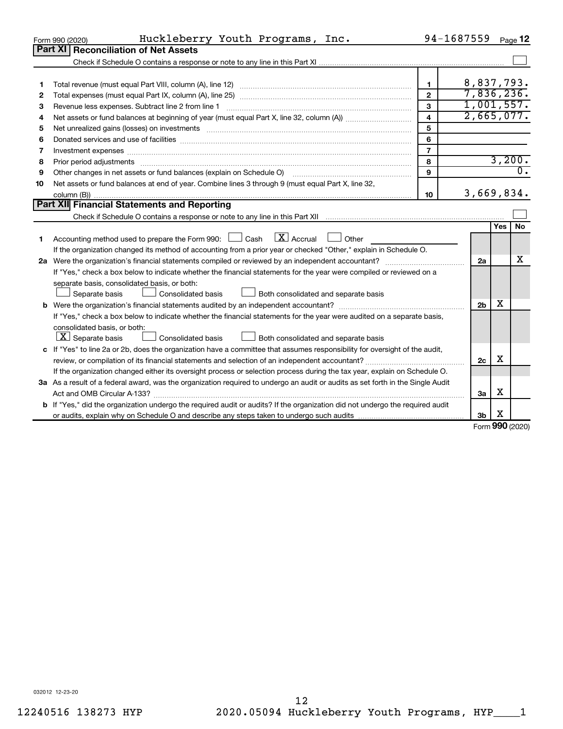Form 990 (2020) Huckleberry Youth Programs, Inc. 94-1687559

## Part XI Reconciliation of Net Assets

Check if Schedule O contains a response or note to any line in this Part XI ☐

| | | | |
|---|---|---|---|
| 1 | Total revenue (must equal Part VIII, column (A), line 12) | 1 | 8,837,793. |
| 2 | Total expenses (must equal Part IX, column (A), line 25) | 2 | 7,836,236. |
| 3 | Revenue less expenses. Subtract line 2 from line 1 | 3 | 1,001,557. |
| 4 | Net assets or fund balances at beginning of year (must equal Part X, line 32, column (A)) | 4 | 2,665,077. |
| 5 | Net unrealized gains (losses) on investments | 5 | |
| 6 | Donated services and use of facilities | 6 | |
| 7 | Investment expenses | 7 | |
| 8 | Prior period adjustments | 8 | 3,200. |
| 9 | Other changes in net assets or fund balances (explain on Schedule O) | 9 | 0. |
| 10 | Net assets or fund balances at end of year. Combine lines 3 through 9 (must equal Part X, line 32, column (B)) | 10 | 3,669,834. |

## Part XII Financial Statements and Reporting

Check if Schedule O contains a response or note to any line in this Part XII ☐

| | | | Yes | No |
|---|---|---|---|---|
| 1 | Accounting method used to prepare the Form 990: ☐ Cash ☒ Accrual ☐ Other<br>If the organization changed its method of accounting from a prior year or checked "Other," explain in Schedule O. | | | |
| 2a | Were the organization's financial statements compiled or reviewed by an independent accountant? | 2a | | X |
| | If "Yes," check a box below to indicate whether the financial statements for the year were compiled or reviewed on a separate basis, consolidated basis, or both:<br>☐ Separate basis ☐ Consolidated basis ☐ Both consolidated and separate basis | | | |
| b | Were the organization's financial statements audited by an independent accountant? | 2b | X | |
| | If "Yes," check a box below to indicate whether the financial statements for the year were audited on a separate basis, consolidated basis, or both:<br>☒ Separate basis ☐ Consolidated basis ☐ Both consolidated and separate basis | | | |
| c | If "Yes" to line 2a or 2b, does the organization have a committee that assumes responsibility for oversight of the audit, review, or compilation of its financial statements and selection of an independent accountant? | 2c | X | |
| | If the organization changed either its oversight process or selection process during the tax year, explain on Schedule O. | | | |
| 3a | As a result of a federal award, was the organization required to undergo an audit or audits as set forth in the Single Audit Act and OMB Circular A-133? | 3a | X | |
| b | If "Yes," did the organization undergo the required audit or audits? If the organization did not undergo the required audit or audits, explain why on Schedule O and describe any steps taken to undergo such audits | 3b | X | |

Form **990** (2020)

032012 12-23-20

12240516 138273 HYP 2020.05094 Huckleberry Youth Programs, HYP____1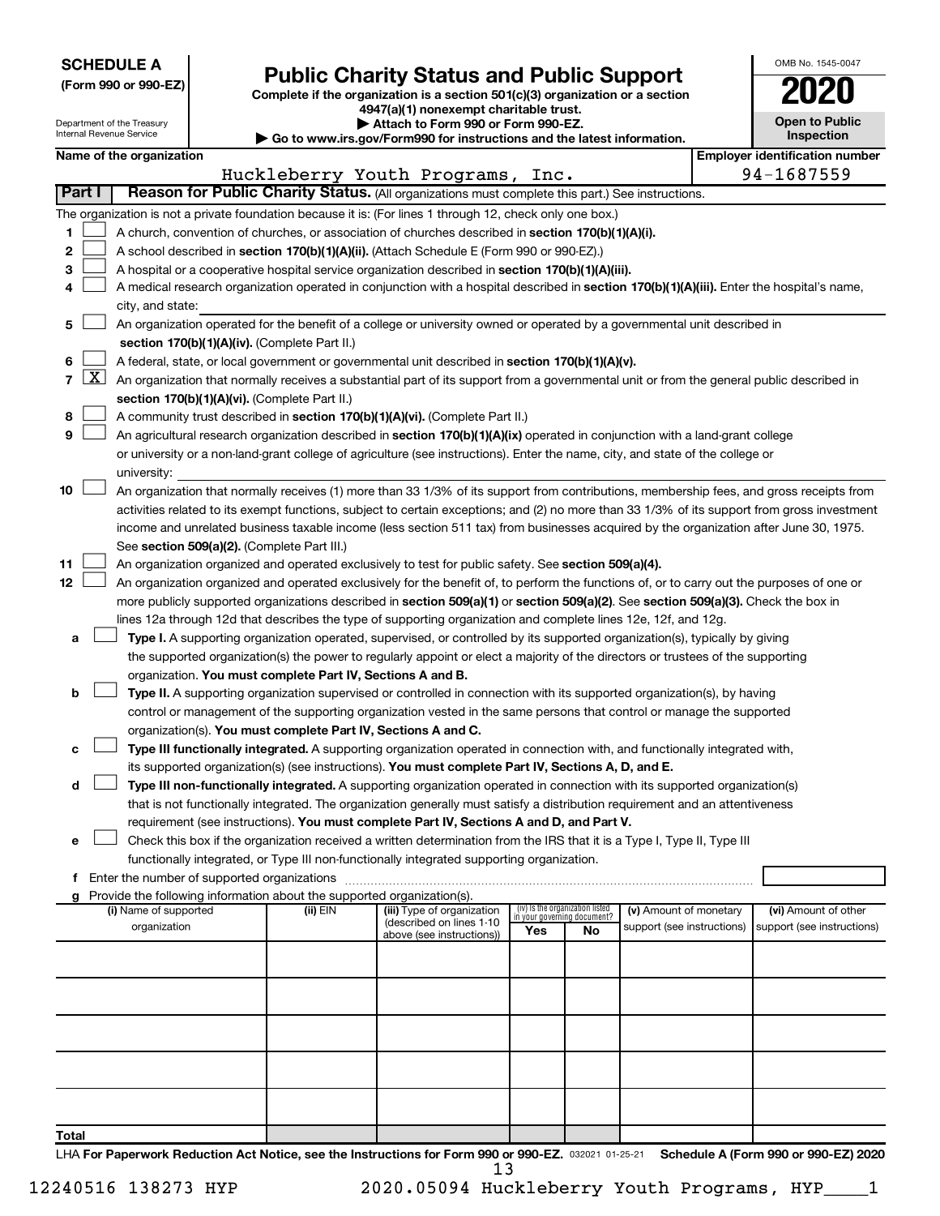**SCHEDULE A**
**(Form 990 or 990-EZ)**

Department of the Treasury
Internal Revenue Service

# Public Charity Status and Public Support

**Complete if the organization is a section 501(c)(3) organization or a section 4947(a)(1) nonexempt charitable trust.**
**▶ Attach to Form 990 or Form 990-EZ.**
**▶ Go to www.irs.gov/Form990 for instructions and the latest information.**

OMB No. 1545-0047
**2020**
**Open to Public Inspection**

**Name of the organization:** Huckleberry Youth Programs, Inc.
**Employer identification number:** 94-1687559

## Part I — Reason for Public Charity Status. (All organizations must complete this part.) See instructions.

The organization is not a private foundation because it is: (For lines 1 through 12, check only one box.)

1. [ ] A church, convention of churches, or association of churches described in **section 170(b)(1)(A)(i).**
2. [ ] A school described in **section 170(b)(1)(A)(ii).** (Attach Schedule E (Form 990 or 990-EZ).)
3. [ ] A hospital or a cooperative hospital service organization described in **section 170(b)(1)(A)(iii).**
4. [ ] A medical research organization operated in conjunction with a hospital described in **section 170(b)(1)(A)(iii).** Enter the hospital's name, city, and state:
5. [ ] An organization operated for the benefit of a college or university owned or operated by a governmental unit described in **section 170(b)(1)(A)(iv).** (Complete Part II.)
6. [ ] A federal, state, or local government or governmental unit described in **section 170(b)(1)(A)(v).**
7. [X] An organization that normally receives a substantial part of its support from a governmental unit or from the general public described in **section 170(b)(1)(A)(vi).** (Complete Part II.)
8. [ ] A community trust described in **section 170(b)(1)(A)(vi).** (Complete Part II.)
9. [ ] An agricultural research organization described in **section 170(b)(1)(A)(ix)** operated in conjunction with a land-grant college or university or a non-land-grant college of agriculture (see instructions). Enter the name, city, and state of the college or university:
10. [ ] An organization that normally receives (1) more than 33 1/3% of its support from contributions, membership fees, and gross receipts from activities related to its exempt functions, subject to certain exceptions; and (2) no more than 33 1/3% of its support from gross investment income and unrelated business taxable income (less section 511 tax) from businesses acquired by the organization after June 30, 1975. See **section 509(a)(2).** (Complete Part III.)
11. [ ] An organization organized and operated exclusively to test for public safety. See **section 509(a)(4).**
12. [ ] An organization organized and operated exclusively for the benefit of, to perform the functions of, or to carry out the purposes of one or more publicly supported organizations described in **section 509(a)(1)** or **section 509(a)(2)**. See **section 509(a)(3).** Check the box in lines 12a through 12d that describes the type of supporting organization and complete lines 12e, 12f, and 12g.
   - **a** [ ] **Type I.** A supporting organization operated, supervised, or controlled by its supported organization(s), typically by giving the supported organization(s) the power to regularly appoint or elect a majority of the directors or trustees of the supporting organization. **You must complete Part IV, Sections A and B.**
   - **b** [ ] **Type II.** A supporting organization supervised or controlled in connection with its supported organization(s), by having control or management of the supporting organization vested in the same persons that control or manage the supported organization(s). **You must complete Part IV, Sections A and C.**
   - **c** [ ] **Type III functionally integrated.** A supporting organization operated in connection with, and functionally integrated with, its supported organization(s) (see instructions). **You must complete Part IV, Sections A, D, and E.**
   - **d** [ ] **Type III non-functionally integrated.** A supporting organization operated in connection with its supported organization(s) that is not functionally integrated. The organization generally must satisfy a distribution requirement and an attentiveness requirement (see instructions). **You must complete Part IV, Sections A and D, and Part V.**
   - **e** [ ] Check this box if the organization received a written determination from the IRS that it is a Type I, Type II, Type III functionally integrated, or Type III non-functionally integrated supporting organization.
   - **f** Enter the number of supported organizations
   - **g** Provide the following information about the supported organization(s).

| (i) Name of supported organization | (ii) EIN | (iii) Type of organization (described on lines 1-10 above (see instructions)) | (iv) Is the organization listed in your governing document? Yes | No | (v) Amount of monetary support (see instructions) | (vi) Amount of other support (see instructions) |
|---|---|---|---|---|---|---|
| | | | | | | |
| | | | | | | |
| | | | | | | |
| | | | | | | |
| | | | | | | |
| **Total** | | | | | | |

LHA **For Paperwork Reduction Act Notice, see the Instructions for Form 990 or 990-EZ.** 032021 01-25-21 **Schedule A (Form 990 or 990-EZ) 2020**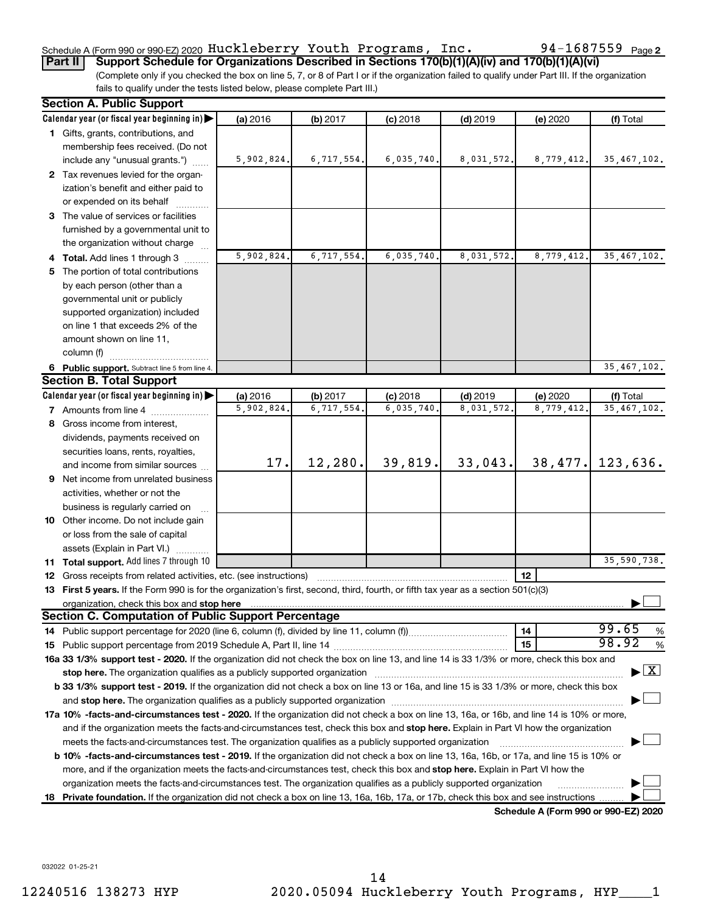Schedule A (Form 990 or 990-EZ) 2020 Huckleberry Youth Programs, Inc. 94-1687559 Page 2

**Part II Support Schedule for Organizations Described in Sections 170(b)(1)(A)(iv) and 170(b)(1)(A)(vi)**

(Complete only if you checked the box on line 5, 7, or 8 of Part I or if the organization failed to qualify under Part III. If the organization fails to qualify under the tests listed below, please complete Part III.)

**Section A. Public Support**

| Calendar year (or fiscal year beginning in) | (a) 2016 | (b) 2017 | (c) 2018 | (d) 2019 | (e) 2020 | (f) Total |
|---|---|---|---|---|---|---|
| 1 Gifts, grants, contributions, and membership fees received. (Do not include any "unusual grants.") | 5,902,824. | 6,717,554. | 6,035,740. | 8,031,572. | 8,779,412. | 35,467,102. |
| 2 Tax revenues levied for the organization's benefit and either paid to or expended on its behalf | | | | | | |
| 3 The value of services or facilities furnished by a governmental unit to the organization without charge | | | | | | |
| 4 **Total.** Add lines 1 through 3 | 5,902,824. | 6,717,554. | 6,035,740. | 8,031,572. | 8,779,412. | 35,467,102. |
| 5 The portion of total contributions by each person (other than a governmental unit or publicly supported organization) included on line 1 that exceeds 2% of the amount shown on line 11, column (f) | | | | | | |
| 6 **Public support.** Subtract line 5 from line 4. | | | | | | 35,467,102. |

**Section B. Total Support**

| Calendar year (or fiscal year beginning in) | (a) 2016 | (b) 2017 | (c) 2018 | (d) 2019 | (e) 2020 | (f) Total |
|---|---|---|---|---|---|---|
| 7 Amounts from line 4 | 5,902,824. | 6,717,554. | 6,035,740. | 8,031,572. | 8,779,412. | 35,467,102. |
| 8 Gross income from interest, dividends, payments received on securities loans, rents, royalties, and income from similar sources | 17. | 12,280. | 39,819. | 33,043. | 38,477. | 123,636. |
| 9 Net income from unrelated business activities, whether or not the business is regularly carried on | | | | | | |
| 10 Other income. Do not include gain or loss from the sale of capital assets (Explain in Part VI.) | | | | | | |
| 11 **Total support.** Add lines 7 through 10 | | | | | | 35,590,738. |

12 Gross receipts from related activities, etc. (see instructions) | 12 |

13 **First 5 years.** If the Form 990 is for the organization's first, second, third, fourth, or fifth tax year as a section 501(c)(3) organization, check this box and **stop here** ☐

**Section C. Computation of Public Support Percentage**

14 Public support percentage for 2020 (line 6, column (f), divided by line 11, column (f)) | 14 | 99.65 %

15 Public support percentage from 2019 Schedule A, Part II, line 14 | 15 | 98.92 %

**16a 33 1/3% support test - 2020.** If the organization did not check the box on line 13, and line 14 is 33 1/3% or more, check this box and **stop here.** The organization qualifies as a publicly supported organization ☒

**b 33 1/3% support test - 2019.** If the organization did not check a box on line 13 or 16a, and line 15 is 33 1/3% or more, check this box and **stop here.** The organization qualifies as a publicly supported organization ☐

**17a 10% -facts-and-circumstances test - 2020.** If the organization did not check a box on line 13, 16a, or 16b, and line 14 is 10% or more, and if the organization meets the facts-and-circumstances test, check this box and **stop here.** Explain in Part VI how the organization meets the facts-and-circumstances test. The organization qualifies as a publicly supported organization ☐

**b 10% -facts-and-circumstances test - 2019.** If the organization did not check a box on line 13, 16a, 16b, or 17a, and line 15 is 10% or more, and if the organization meets the facts-and-circumstances test, check this box and **stop here.** Explain in Part VI how the organization meets the facts-and-circumstances test. The organization qualifies as a publicly supported organization ☐

18 **Private foundation.** If the organization did not check a box on line 13, 16a, 16b, 17a, or 17b, check this box and see instructions ☐

**Schedule A (Form 990 or 990-EZ) 2020**

032022 01-25-21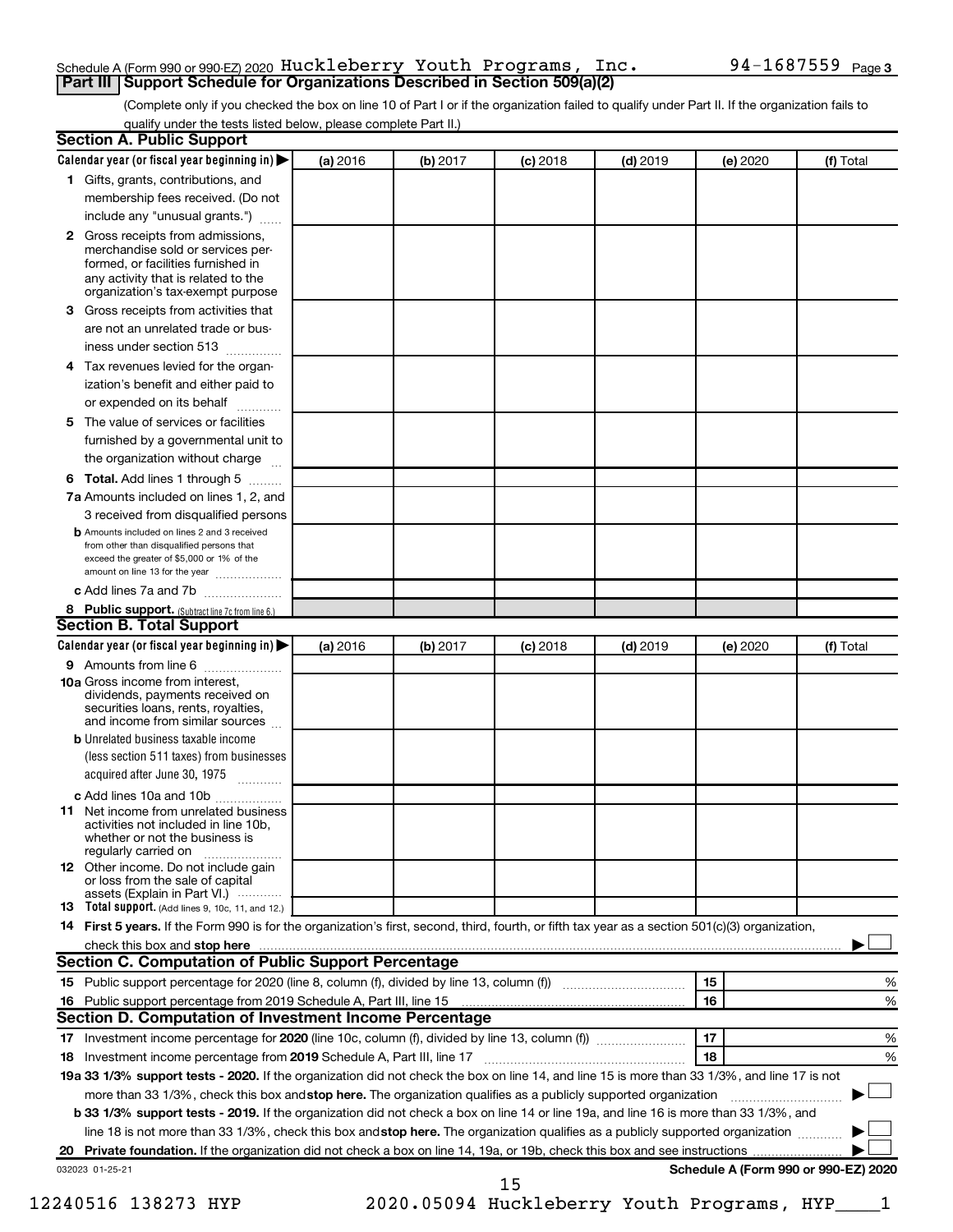Schedule A (Form 990 or 990-EZ) 2020 Huckleberry Youth Programs, Inc. 94-1687559 Page 3

## Part III Support Schedule for Organizations Described in Section 509(a)(2)

(Complete only if you checked the box on line 10 of Part I or if the organization failed to qualify under Part II. If the organization fails to qualify under the tests listed below, please complete Part II.)

### Section A. Public Support

| Calendar year (or fiscal year beginning in) ▶ | (a) 2016 | (b) 2017 | (c) 2018 | (d) 2019 | (e) 2020 | (f) Total |
|---|---|---|---|---|---|---|
| 1 Gifts, grants, contributions, and membership fees received. (Do not include any "unusual grants.") | | | | | | |
| 2 Gross receipts from admissions, merchandise sold or services performed, or facilities furnished in any activity that is related to the organization's tax-exempt purpose | | | | | | |
| 3 Gross receipts from activities that are not an unrelated trade or business under section 513 | | | | | | |
| 4 Tax revenues levied for the organization's benefit and either paid to or expended on its behalf | | | | | | |
| 5 The value of services or facilities furnished by a governmental unit to the organization without charge | | | | | | |
| 6 Total. Add lines 1 through 5 | | | | | | |
| 7a Amounts included on lines 1, 2, and 3 received from disqualified persons | | | | | | |
| b Amounts included on lines 2 and 3 received from other than disqualified persons that exceed the greater of $5,000 or 1% of the amount on line 13 for the year | | | | | | |
| c Add lines 7a and 7b | | | | | | |
| 8 Public support. (Subtract line 7c from line 6.) | | | | | | |

### Section B. Total Support

| Calendar year (or fiscal year beginning in) ▶ | (a) 2016 | (b) 2017 | (c) 2018 | (d) 2019 | (e) 2020 | (f) Total |
|---|---|---|---|---|---|---|
| 9 Amounts from line 6 | | | | | | |
| 10a Gross income from interest, dividends, payments received on securities loans, rents, royalties, and income from similar sources | | | | | | |
| b Unrelated business taxable income (less section 511 taxes) from businesses acquired after June 30, 1975 | | | | | | |
| c Add lines 10a and 10b | | | | | | |
| 11 Net income from unrelated business activities not included in line 10b, whether or not the business is regularly carried on | | | | | | |
| 12 Other income. Do not include gain or loss from the sale of capital assets (Explain in Part VI.) | | | | | | |
| 13 Total support. (Add lines 9, 10c, 11, and 12.) | | | | | | |

14 **First 5 years.** If the Form 990 is for the organization's first, second, third, fourth, or fifth tax year as a section 501(c)(3) organization, check this box and **stop here** ▶ ☐

### Section C. Computation of Public Support Percentage

| | | | |
|---|---|---|---|
| 15 | Public support percentage for 2020 (line 8, column (f), divided by line 13, column (f)) | 15 | % |
| 16 | Public support percentage from 2019 Schedule A, Part III, line 15 | 16 | % |

### Section D. Computation of Investment Income Percentage

| | | | |
|---|---|---|---|
| 17 | Investment income percentage for **2020** (line 10c, column (f), divided by line 13, column (f)) | 17 | % |
| 18 | Investment income percentage from **2019** Schedule A, Part III, line 17 | 18 | % |

**19a 33 1/3% support tests - 2020.** If the organization did not check the box on line 14, and line 15 is more than 33 1/3%, and line 17 is not more than 33 1/3%, check this box and **stop here.** The organization qualifies as a publicly supported organization ▶ ☐

**b 33 1/3% support tests - 2019.** If the organization did not check a box on line 14 or line 19a, and line 16 is more than 33 1/3%, and line 18 is not more than 33 1/3%, check this box and **stop here.** The organization qualifies as a publicly supported organization ▶ ☐

**20 Private foundation.** If the organization did not check a box on line 14, 19a, or 19b, check this box and see instructions ▶ ☐

032023 01-25-21 **Schedule A (Form 990 or 990-EZ) 2020**

12240516 138273 HYP 2020.05094 Huckleberry Youth Programs, HYP____1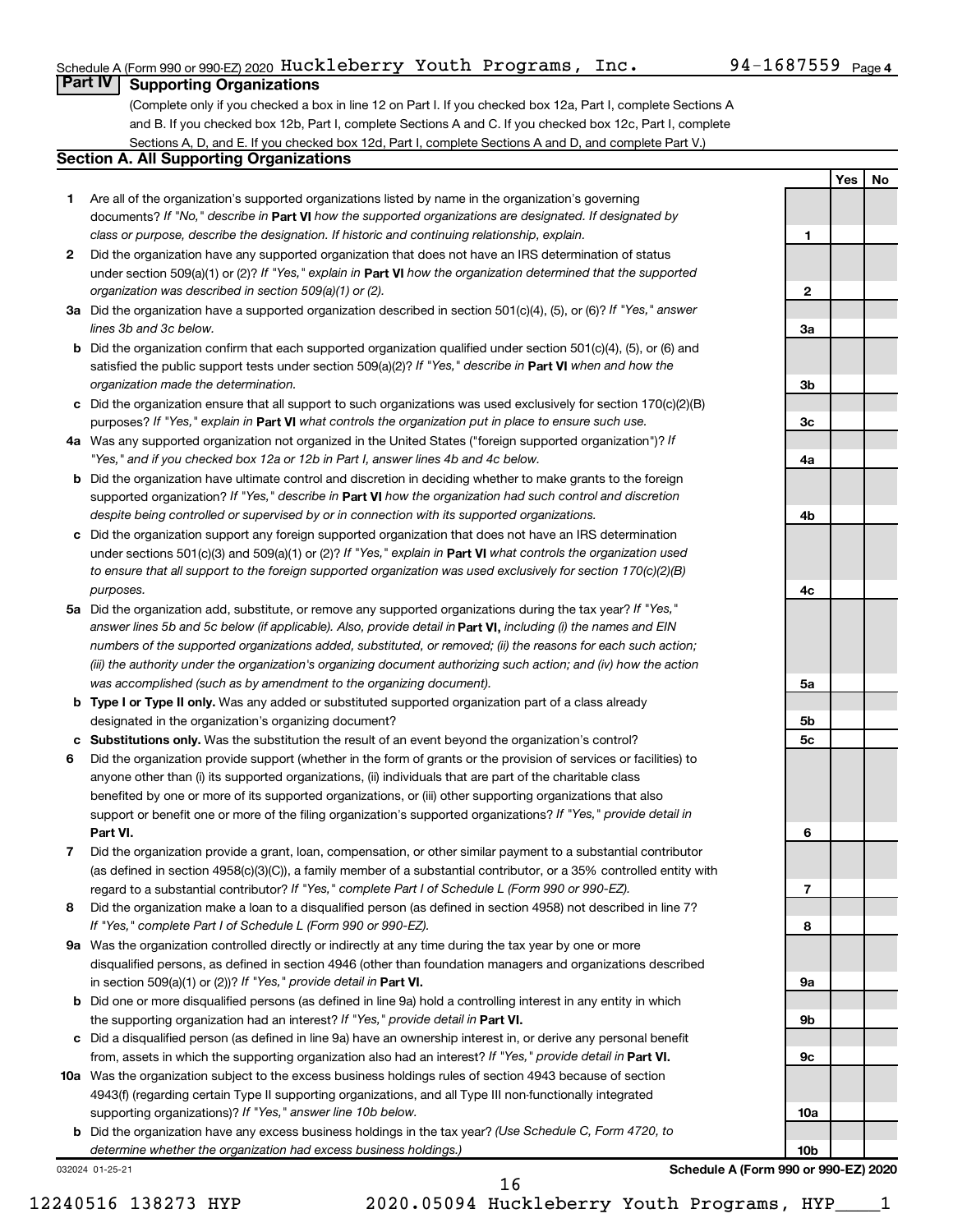Schedule A (Form 990 or 990-EZ) 2020 Huckleberry Youth Programs, Inc. 94-1687559 Page 4

## Part IV Supporting Organizations

(Complete only if you checked a box in line 12 on Part I. If you checked box 12a, Part I, complete Sections A and B. If you checked box 12b, Part I, complete Sections A and C. If you checked box 12c, Part I, complete Sections A, D, and E. If you checked box 12d, Part I, complete Sections A and D, and complete Part V.)

### Section A. All Supporting Organizations

| | | Line | Yes | No |
|---|---|---|---|---|
| **1** | Are all of the organization's supported organizations listed by name in the organization's governing documents? *If "No," describe in* **Part VI** *how the supported organizations are designated. If designated by class or purpose, describe the designation. If historic and continuing relationship, explain.* | 1 | | |
| **2** | Did the organization have any supported organization that does not have an IRS determination of status under section 509(a)(1) or (2)? *If "Yes," explain in* **Part VI** *how the organization determined that the supported organization was described in section 509(a)(1) or (2).* | 2 | | |
| **3a** | Did the organization have a supported organization described in section 501(c)(4), (5), or (6)? *If "Yes," answer lines 3b and 3c below.* | 3a | | |
| **b** | Did the organization confirm that each supported organization qualified under section 501(c)(4), (5), or (6) and satisfied the public support tests under section 509(a)(2)? *If "Yes," describe in* **Part VI** *when and how the organization made the determination.* | 3b | | |
| **c** | Did the organization ensure that all support to such organizations was used exclusively for section 170(c)(2)(B) purposes? *If "Yes," explain in* **Part VI** *what controls the organization put in place to ensure such use.* | 3c | | |
| **4a** | Was any supported organization not organized in the United States ("foreign supported organization")? *If "Yes," and if you checked box 12a or 12b in Part I, answer lines 4b and 4c below.* | 4a | | |
| **b** | Did the organization have ultimate control and discretion in deciding whether to make grants to the foreign supported organization? *If "Yes," describe in* **Part VI** *how the organization had such control and discretion despite being controlled or supervised by or in connection with its supported organizations.* | 4b | | |
| **c** | Did the organization support any foreign supported organization that does not have an IRS determination under sections 501(c)(3) and 509(a)(1) or (2)? *If "Yes," explain in* **Part VI** *what controls the organization used to ensure that all support to the foreign supported organization was used exclusively for section 170(c)(2)(B) purposes.* | 4c | | |
| **5a** | Did the organization add, substitute, or remove any supported organizations during the tax year? *If "Yes," answer lines 5b and 5c below (if applicable). Also, provide detail in* **Part VI,** *including (i) the names and EIN numbers of the supported organizations added, substituted, or removed; (ii) the reasons for each such action; (iii) the authority under the organization's organizing document authorizing such action; and (iv) how the action was accomplished (such as by amendment to the organizing document).* | 5a | | |
| **b** | **Type I or Type II only.** Was any added or substituted supported organization part of a class already designated in the organization's organizing document? | 5b | | |
| **c** | **Substitutions only.** Was the substitution the result of an event beyond the organization's control? | 5c | | |
| **6** | Did the organization provide support (whether in the form of grants or the provision of services or facilities) to anyone other than (i) its supported organizations, (ii) individuals that are part of the charitable class benefited by one or more of its supported organizations, or (iii) other supporting organizations that also support or benefit one or more of the filing organization's supported organizations? *If "Yes," provide detail in* **Part VI.** | 6 | | |
| **7** | Did the organization provide a grant, loan, compensation, or other similar payment to a substantial contributor (as defined in section 4958(c)(3)(C)), a family member of a substantial contributor, or a 35% controlled entity with regard to a substantial contributor? *If "Yes," complete Part I of Schedule L (Form 990 or 990-EZ).* | 7 | | |
| **8** | Did the organization make a loan to a disqualified person (as defined in section 4958) not described in line 7? *If "Yes," complete Part I of Schedule L (Form 990 or 990-EZ).* | 8 | | |
| **9a** | Was the organization controlled directly or indirectly at any time during the tax year by one or more disqualified persons, as defined in section 4946 (other than foundation managers and organizations described in section 509(a)(1) or (2))? *If "Yes," provide detail in* **Part VI.** | 9a | | |
| **b** | Did one or more disqualified persons (as defined in line 9a) hold a controlling interest in any entity in which the supporting organization had an interest? *If "Yes," provide detail in* **Part VI.** | 9b | | |
| **c** | Did a disqualified person (as defined in line 9a) have an ownership interest in, or derive any personal benefit from, assets in which the supporting organization also had an interest? *If "Yes," provide detail in* **Part VI.** | 9c | | |
| **10a** | Was the organization subject to the excess business holdings rules of section 4943 because of section 4943(f) (regarding certain Type II supporting organizations, and all Type III non-functionally integrated supporting organizations)? *If "Yes," answer line 10b below.* | 10a | | |
| **b** | Did the organization have any excess business holdings in the tax year? *(Use Schedule C, Form 4720, to determine whether the organization had excess business holdings.)* | 10b | | |

032024 01-25-21

**Schedule A (Form 990 or 990-EZ) 2020**

12240516 138273 HYP 2020.05094 Huckleberry Youth Programs, HYP____1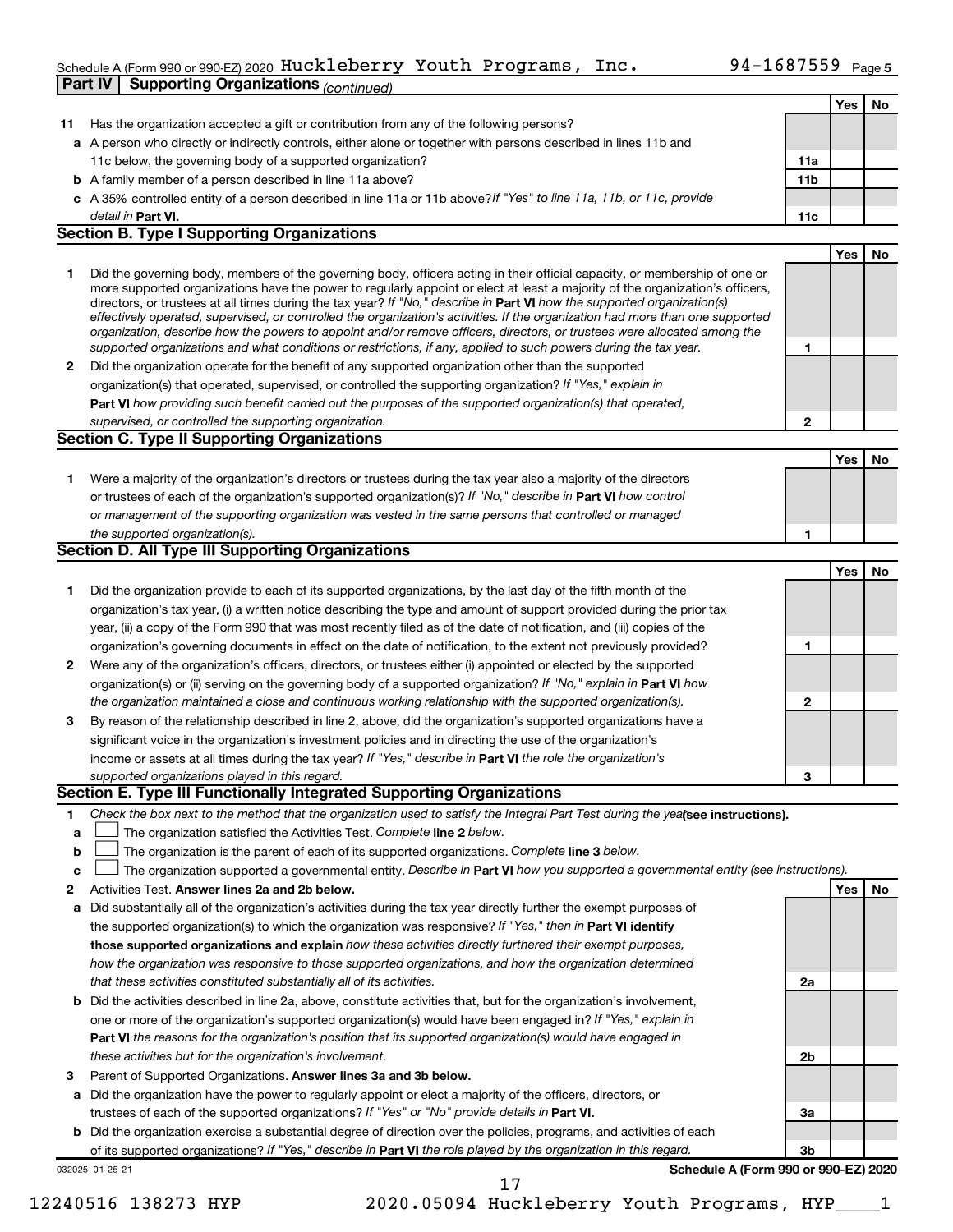Schedule A (Form 990 or 990-EZ) 2020 Huckleberry Youth Programs, Inc. 94-1687559 Page 5

## Part IV Supporting Organizations *(continued)*

| | | | Yes | No |
|---|---|---|---|---|
| **11** | Has the organization accepted a gift or contribution from any of the following persons? | | | |
| **a** | A person who directly or indirectly controls, either alone or together with persons described in lines 11b and 11c below, the governing body of a supported organization? | 11a | | |
| **b** | A family member of a person described in line 11a above? | 11b | | |
| **c** | A 35% controlled entity of a person described in line 11a or 11b above? *If "Yes" to line 11a, 11b, or 11c, provide detail in* **Part VI.** | 11c | | |

### Section B. Type I Supporting Organizations

| | | | Yes | No |
|---|---|---|---|---|
| **1** | Did the governing body, members of the governing body, officers acting in their official capacity, or membership of one or more supported organizations have the power to regularly appoint or elect at least a majority of the organization's officers, directors, or trustees at all times during the tax year? *If "No," describe in* **Part VI** *how the supported organization(s) effectively operated, supervised, or controlled the organization's activities. If the organization had more than one supported organization, describe how the powers to appoint and/or remove officers, directors, or trustees were allocated among the supported organizations and what conditions or restrictions, if any, applied to such powers during the tax year.* | 1 | | |
| **2** | Did the organization operate for the benefit of any supported organization other than the supported organization(s) that operated, supervised, or controlled the supporting organization? *If "Yes," explain in* **Part VI** *how providing such benefit carried out the purposes of the supported organization(s) that operated, supervised, or controlled the supporting organization.* | 2 | | |

### Section C. Type II Supporting Organizations

| | | | Yes | No |
|---|---|---|---|---|
| **1** | Were a majority of the organization's directors or trustees during the tax year also a majority of the directors or trustees of each of the organization's supported organization(s)? *If "No," describe in* **Part VI** *how control or management of the supporting organization was vested in the same persons that controlled or managed the supported organization(s).* | 1 | | |

### Section D. All Type III Supporting Organizations

| | | | Yes | No |
|---|---|---|---|---|
| **1** | Did the organization provide to each of its supported organizations, by the last day of the fifth month of the organization's tax year, (i) a written notice describing the type and amount of support provided during the prior tax year, (ii) a copy of the Form 990 that was most recently filed as of the date of notification, and (iii) copies of the organization's governing documents in effect on the date of notification, to the extent not previously provided? | 1 | | |
| **2** | Were any of the organization's officers, directors, or trustees either (i) appointed or elected by the supported organization(s) or (ii) serving on the governing body of a supported organization? *If "No," explain in* **Part VI** *how the organization maintained a close and continuous working relationship with the supported organization(s).* | 2 | | |
| **3** | By reason of the relationship described in line 2, above, did the organization's supported organizations have a significant voice in the organization's investment policies and in directing the use of the organization's income or assets at all times during the tax year? *If "Yes," describe in* **Part VI** *the role the organization's supported organizations played in this regard.* | 3 | | |

### Section E. Type III Functionally Integrated Supporting Organizations

**1** *Check the box next to the method that the organization used to satisfy the Integral Part Test during the year* **(see instructions).**

**a** ☐ The organization satisfied the Activities Test. *Complete* **line 2** *below.*

**b** ☐ The organization is the parent of each of its supported organizations. *Complete* **line 3** *below.*

**c** ☐ The organization supported a governmental entity. *Describe in* **Part VI** *how you supported a governmental entity (see instructions).*

| | | | Yes | No |
|---|---|---|---|---|
| **2** | Activities Test. **Answer lines 2a and 2b below.** | | | |
| **a** | Did substantially all of the organization's activities during the tax year directly further the exempt purposes of the supported organization(s) to which the organization was responsive? *If "Yes," then in* **Part VI identify those supported organizations and explain** *how these activities directly furthered their exempt purposes, how the organization was responsive to those supported organizations, and how the organization determined that these activities constituted substantially all of its activities.* | 2a | | |
| **b** | Did the activities described in line 2a, above, constitute activities that, but for the organization's involvement, one or more of the organization's supported organization(s) would have been engaged in? *If "Yes," explain in* **Part VI** *the reasons for the organization's position that its supported organization(s) would have engaged in these activities but for the organization's involvement.* | 2b | | |
| **3** | Parent of Supported Organizations. **Answer lines 3a and 3b below.** | | | |
| **a** | Did the organization have the power to regularly appoint or elect a majority of the officers, directors, or trustees of each of the supported organizations? *If "Yes" or "No" provide details in* **Part VI.** | 3a | | |
| **b** | Did the organization exercise a substantial degree of direction over the policies, programs, and activities of each of its supported organizations? *If "Yes," describe in* **Part VI** *the role played by the organization in this regard.* | 3b | | |

032025 01-25-21 **Schedule A (Form 990 or 990-EZ) 2020**

12240516 138273 HYP 2020.05094 Huckleberry Youth Programs, HYP____1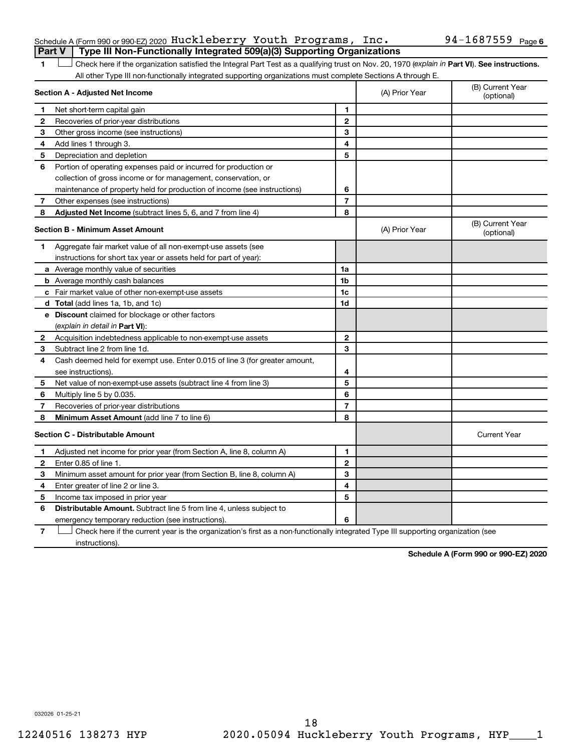Schedule A (Form 990 or 990-EZ) 2020 Huckleberry Youth Programs, Inc. 94-1687559 Page 6

**Part V | Type III Non-Functionally Integrated 509(a)(3) Supporting Organizations**

1 ☐ Check here if the organization satisfied the Integral Part Test as a qualifying trust on Nov. 20, 1970 (*explain in* **Part VI**). **See instructions.** All other Type III non-functionally integrated supporting organizations must complete Sections A through E.

| **Section A - Adjusted Net Income** | | | (A) Prior Year | (B) Current Year (optional) |
|---|---|---|---|---|
| 1 | Net short-term capital gain | 1 | | |
| 2 | Recoveries of prior-year distributions | 2 | | |
| 3 | Other gross income (see instructions) | 3 | | |
| 4 | Add lines 1 through 3. | 4 | | |
| 5 | Depreciation and depletion | 5 | | |
| 6 | Portion of operating expenses paid or incurred for production or collection of gross income or for management, conservation, or maintenance of property held for production of income (see instructions) | 6 | | |
| 7 | Other expenses (see instructions) | 7 | | |
| 8 | **Adjusted Net Income** (subtract lines 5, 6, and 7 from line 4) | 8 | | |

| **Section B - Minimum Asset Amount** | | | (A) Prior Year | (B) Current Year (optional) |
|---|---|---|---|---|
| 1 | Aggregate fair market value of all non-exempt-use assets (see instructions for short tax year or assets held for part of year): | | | |
| a | Average monthly value of securities | 1a | | |
| b | Average monthly cash balances | 1b | | |
| c | Fair market value of other non-exempt-use assets | 1c | | |
| d | **Total** (add lines 1a, 1b, and 1c) | 1d | | |
| e | **Discount** claimed for blockage or other factors (*explain in detail in* **Part VI**): | | | |
| 2 | Acquisition indebtedness applicable to non-exempt-use assets | 2 | | |
| 3 | Subtract line 2 from line 1d. | 3 | | |
| 4 | Cash deemed held for exempt use. Enter 0.015 of line 3 (for greater amount, see instructions). | 4 | | |
| 5 | Net value of non-exempt-use assets (subtract line 4 from line 3) | 5 | | |
| 6 | Multiply line 5 by 0.035. | 6 | | |
| 7 | Recoveries of prior-year distributions | 7 | | |
| 8 | **Minimum Asset Amount** (add line 7 to line 6) | 8 | | |

| **Section C - Distributable Amount** | | | | Current Year |
|---|---|---|---|---|
| 1 | Adjusted net income for prior year (from Section A, line 8, column A) | 1 | | |
| 2 | Enter 0.85 of line 1. | 2 | | |
| 3 | Minimum asset amount for prior year (from Section B, line 8, column A) | 3 | | |
| 4 | Enter greater of line 2 or line 3. | 4 | | |
| 5 | Income tax imposed in prior year | 5 | | |
| 6 | **Distributable Amount.** Subtract line 5 from line 4, unless subject to emergency temporary reduction (see instructions). | 6 | | |

7 ☐ Check here if the current year is the organization's first as a non-functionally integrated Type III supporting organization (see instructions).

**Schedule A (Form 990 or 990-EZ) 2020**

032026 01-25-21

12240516 138273 HYP 2020.05094 Huckleberry Youth Programs, HYP____1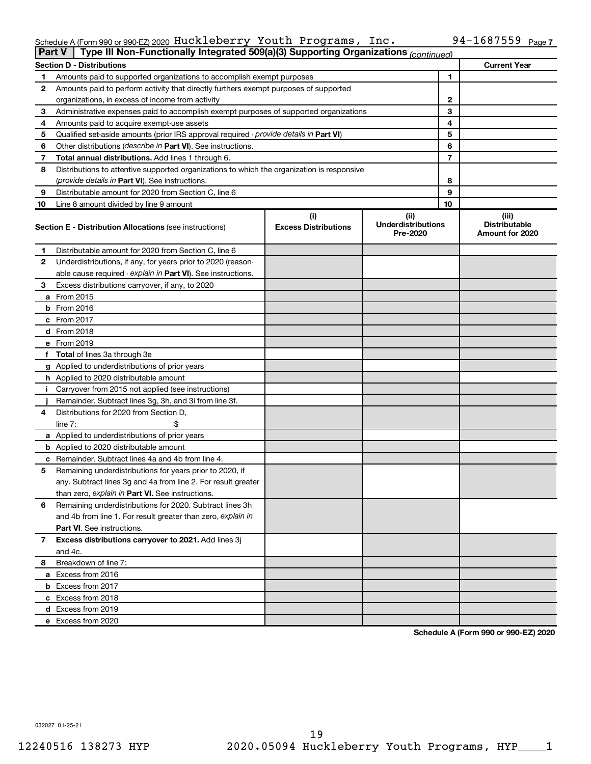Schedule A (Form 990 or 990-EZ) 2020 Huckleberry Youth Programs, Inc. 94-1687559 Page 7

**Part V | Type III Non-Functionally Integrated 509(a)(3) Supporting Organizations** *(continued)*

| **Section D - Distributions** | | **Current Year** |
|---|---|---|
| 1 Amounts paid to supported organizations to accomplish exempt purposes | 1 | |
| 2 Amounts paid to perform activity that directly furthers exempt purposes of supported organizations, in excess of income from activity | 2 | |
| 3 Administrative expenses paid to accomplish exempt purposes of supported organizations | 3 | |
| 4 Amounts paid to acquire exempt-use assets | 4 | |
| 5 Qualified set-aside amounts (prior IRS approval required - *provide details in* **Part VI**) | 5 | |
| 6 Other distributions (*describe in* **Part VI**). See instructions. | 6 | |
| 7 **Total annual distributions.** Add lines 1 through 6. | 7 | |
| 8 Distributions to attentive supported organizations to which the organization is responsive (*provide details in* **Part VI**). See instructions. | 8 | |
| 9 Distributable amount for 2020 from Section C, line 6 | 9 | |
| 10 Line 8 amount divided by line 9 amount | 10 | |

| **Section E - Distribution Allocations** (see instructions) | (i) **Excess Distributions** | (ii) **Underdistributions Pre-2020** | (iii) **Distributable Amount for 2020** |
|---|---|---|---|
| 1 Distributable amount for 2020 from Section C, line 6 | | | |
| 2 Underdistributions, if any, for years prior to 2020 (reasonable cause required - *explain in* **Part VI**). See instructions. | | | |
| 3 Excess distributions carryover, if any, to 2020 | | | |
| a From 2015 | | | |
| b From 2016 | | | |
| c From 2017 | | | |
| d From 2018 | | | |
| e From 2019 | | | |
| f **Total** of lines 3a through 3e | | | |
| g Applied to underdistributions of prior years | | | |
| h Applied to 2020 distributable amount | | | |
| i Carryover from 2015 not applied (see instructions) | | | |
| j Remainder. Subtract lines 3g, 3h, and 3i from line 3f. | | | |
| 4 Distributions for 2020 from Section D, line 7: $ | | | |
| a Applied to underdistributions of prior years | | | |
| b Applied to 2020 distributable amount | | | |
| c Remainder. Subtract lines 4a and 4b from line 4. | | | |
| 5 Remaining underdistributions for years prior to 2020, if any. Subtract lines 3g and 4a from line 2. For result greater than zero, *explain in* **Part VI.** See instructions. | | | |
| 6 Remaining underdistributions for 2020. Subtract lines 3h and 4b from line 1. For result greater than zero, *explain in* **Part VI**. See instructions. | | | |
| 7 **Excess distributions carryover to 2021.** Add lines 3j and 4c. | | | |
| 8 Breakdown of line 7: | | | |
| a Excess from 2016 | | | |
| b Excess from 2017 | | | |
| c Excess from 2018 | | | |
| d Excess from 2019 | | | |
| e Excess from 2020 | | | |

**Schedule A (Form 990 or 990-EZ) 2020**

032027 01-25-21

12240516 138273 HYP 2020.05094 Huckleberry Youth Programs, HYP____1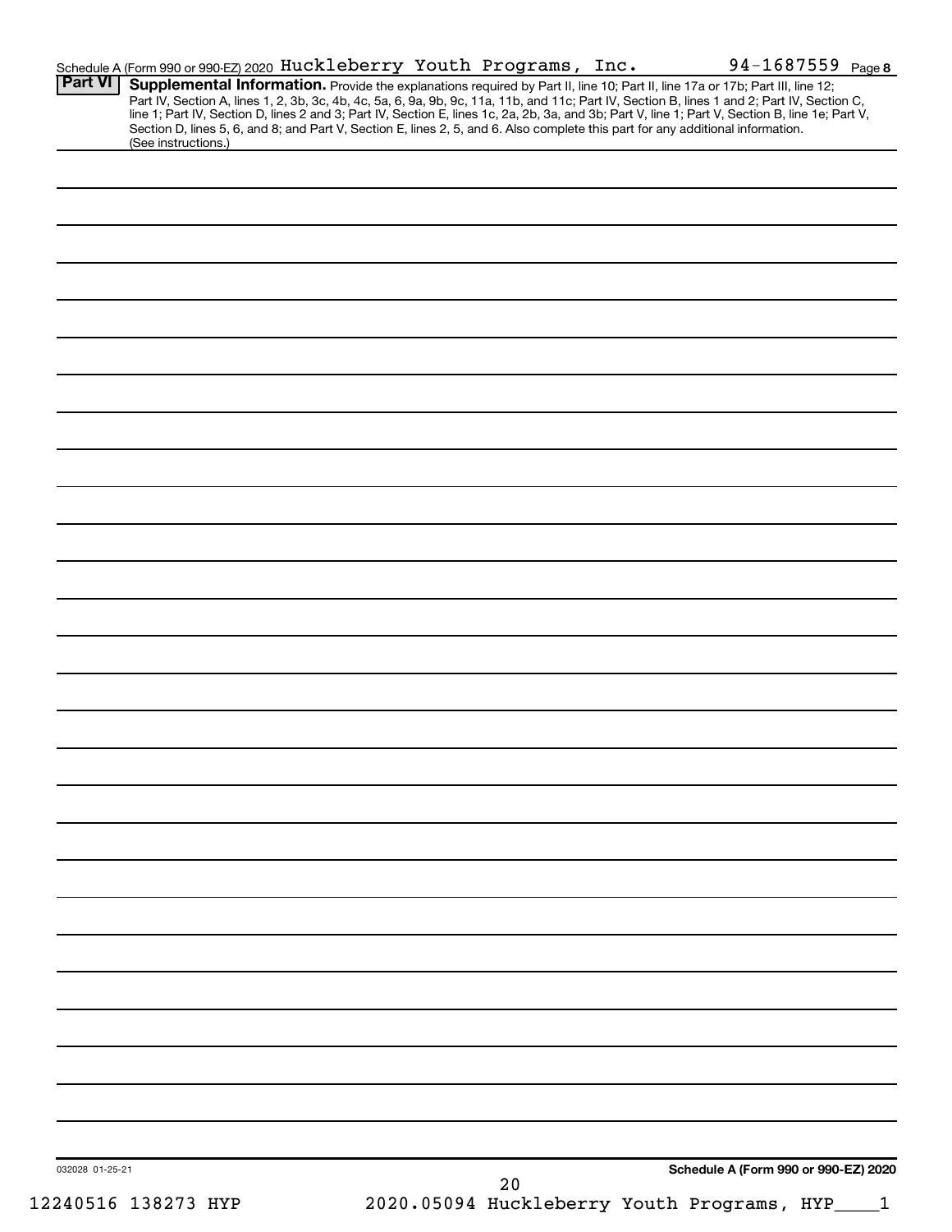Schedule A (Form 990 or 990-EZ) 2020 Huckleberry Youth Programs, Inc. 94-1687559 Page **8**

**Part VI** **Supplemental Information.** Provide the explanations required by Part II, line 10; Part II, line 17a or 17b; Part III, line 12; Part IV, Section A, lines 1, 2, 3b, 3c, 4b, 4c, 5a, 6, 9a, 9b, 9c, 11a, 11b, and 11c; Part IV, Section B, lines 1 and 2; Part IV, Section C, line 1; Part IV, Section D, lines 2 and 3; Part IV, Section E, lines 1c, 2a, 2b, 3a, and 3b; Part V, line 1; Part V, Section B, line 1e; Part V, Section D, lines 5, 6, and 8; and Part V, Section E, lines 2, 5, and 6. Also complete this part for any additional information. (See instructions.)

032028 01-25-21

**Schedule A (Form 990 or 990-EZ) 2020**

12240516 138273 HYP 2020.05094 Huckleberry Youth Programs, HYP____1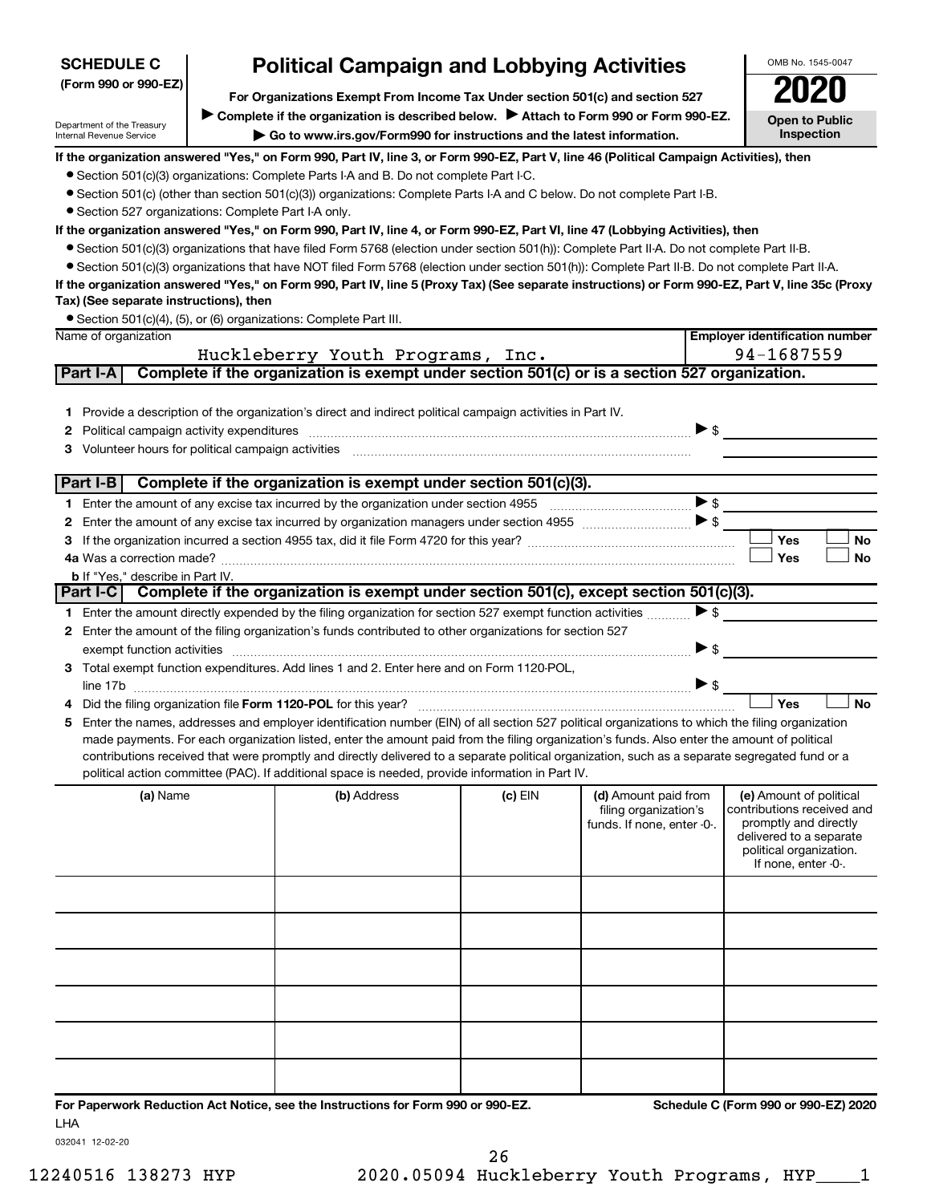**SCHEDULE C**
**(Form 990 or 990-EZ)**

Department of the Treasury
Internal Revenue Service

# Political Campaign and Lobbying Activities

**For Organizations Exempt From Income Tax Under section 501(c) and section 527**

▶ **Complete if the organization is described below.** ▶ **Attach to Form 990 or Form 990-EZ.**

▶ **Go to www.irs.gov/Form990 for instructions and the latest information.**

OMB No. 1545-0047

**2020**

**Open to Public Inspection**

**If the organization answered "Yes," on Form 990, Part IV, line 3, or Form 990-EZ, Part V, line 46 (Political Campaign Activities), then**

- Section 501(c)(3) organizations: Complete Parts I-A and B. Do not complete Part I-C.
- Section 501(c) (other than section 501(c)(3)) organizations: Complete Parts I-A and C below. Do not complete Part I-B.
- Section 527 organizations: Complete Part I-A only.

**If the organization answered "Yes," on Form 990, Part IV, line 4, or Form 990-EZ, Part VI, line 47 (Lobbying Activities), then**

- Section 501(c)(3) organizations that have filed Form 5768 (election under section 501(h)): Complete Part II-A. Do not complete Part II-B.
- Section 501(c)(3) organizations that have NOT filed Form 5768 (election under section 501(h)): Complete Part II-B. Do not complete Part II-A.

**If the organization answered "Yes," on Form 990, Part IV, line 5 (Proxy Tax) (See separate instructions) or Form 990-EZ, Part V, line 35c (Proxy Tax) (See separate instructions), then**

- Section 501(c)(4), (5), or (6) organizations: Complete Part III.

| Name of organization | Employer identification number |
|---|---|
| Huckleberry Youth Programs, Inc. | 94-1687559 |

## Part I-A Complete if the organization is exempt under section 501(c) or is a section 527 organization.

1. Provide a description of the organization's direct and indirect political campaign activities in Part IV.
2. Political campaign activity expenditures ▶ $
3. Volunteer hours for political campaign activities

## Part I-B Complete if the organization is exempt under section 501(c)(3).

1. Enter the amount of any excise tax incurred by the organization under section 4955 ▶ $
2. Enter the amount of any excise tax incurred by organization managers under section 4955 ▶ $
3. If the organization incurred a section 4955 tax, did it file Form 4720 for this year? ☐ Yes ☐ No

4a. Was a correction made? ☐ Yes ☐ No

b. If "Yes," describe in Part IV.

## Part I-C Complete if the organization is exempt under section 501(c), except section 501(c)(3).

1. Enter the amount directly expended by the filing organization for section 527 exempt function activities ▶ $
2. Enter the amount of the filing organization's funds contributed to other organizations for section 527 exempt function activities ▶ $
3. Total exempt function expenditures. Add lines 1 and 2. Enter here and on Form 1120-POL, line 17b ▶ $
4. Did the filing organization file **Form 1120-POL** for this year? ☐ Yes ☐ No
5. Enter the names, addresses and employer identification number (EIN) of all section 527 political organizations to which the filing organization made payments. For each organization listed, enter the amount paid from the filing organization's funds. Also enter the amount of political contributions received that were promptly and directly delivered to a separate political organization, such as a separate segregated fund or a political action committee (PAC). If additional space is needed, provide information in Part IV.

| (a) Name | (b) Address | (c) EIN | (d) Amount paid from filing organization's funds. If none, enter -0-. | (e) Amount of political contributions received and promptly and directly delivered to a separate political organization. If none, enter -0-. |
|---|---|---|---|---|
| | | | | |
| | | | | |
| | | | | |
| | | | | |
| | | | | |
| | | | | |

**For Paperwork Reduction Act Notice, see the Instructions for Form 990 or 990-EZ.** **Schedule C (Form 990 or 990-EZ) 2020**

LHA

032041 12-02-20

12240516 138273 HYP 2020.05094 Huckleberry Youth Programs, HYP____1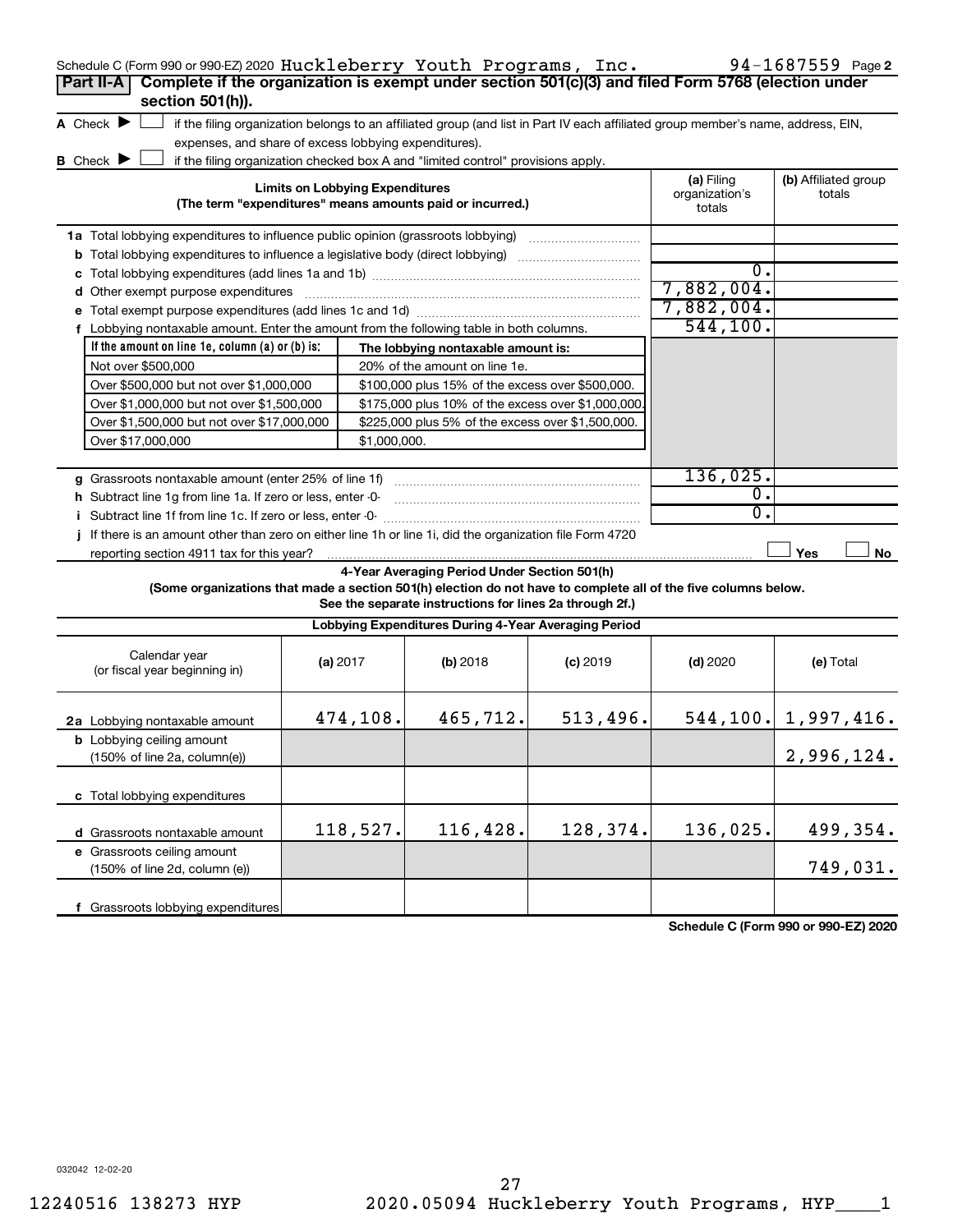Schedule C (Form 990 or 990-EZ) 2020 Huckleberry Youth Programs, Inc. 94-1687559 Page **2**

## Part II-A Complete if the organization is exempt under section 501(c)(3) and filed Form 5768 (election under section 501(h)).

**A** Check ▶ ☐ if the filing organization belongs to an affiliated group (and list in Part IV each affiliated group member's name, address, EIN, expenses, and share of excess lobbying expenditures).

**B** Check ▶ ☐ if the filing organization checked box A and "limited control" provisions apply.

| **Limits on Lobbying Expenditures** (The term "expenditures" means amounts paid or incurred.) | **(a)** Filing organization's totals | **(b)** Affiliated group totals |
|---|---|---|
| **1a** Total lobbying expenditures to influence public opinion (grassroots lobbying) | | |
| **b** Total lobbying expenditures to influence a legislative body (direct lobbying) | | |
| **c** Total lobbying expenditures (add lines 1a and 1b) | 0. | |
| **d** Other exempt purpose expenditures | 7,882,004. | |
| **e** Total exempt purpose expenditures (add lines 1c and 1d) | 7,882,004. | |
| **f** Lobbying nontaxable amount. Enter the amount from the following table in both columns. | 544,100. | |

| If the amount on line 1e, column (a) or (b) is: | The lobbying nontaxable amount is: |
|---|---|
| Not over $500,000 | 20% of the amount on line 1e. |
| Over $500,000 but not over $1,000,000 | $100,000 plus 15% of the excess over $500,000. |
| Over $1,000,000 but not over $1,500,000 | $175,000 plus 10% of the excess over $1,000,000. |
| Over $1,500,000 but not over $17,000,000 | $225,000 plus 5% of the excess over $1,500,000. |
| Over $17,000,000 | $1,000,000. |

| | (a) | (b) |
|---|---|---|
| **g** Grassroots nontaxable amount (enter 25% of line 1f) | 136,025. | |
| **h** Subtract line 1g from line 1a. If zero or less, enter -0- | 0. | |
| **i** Subtract line 1f from line 1c. If zero or less, enter -0- | 0. | |
| **j** If there is an amount other than zero on either line 1h or line 1i, did the organization file Form 4720 reporting section 4911 tax for this year? | ☐ Yes | ☐ No |

### 4-Year Averaging Period Under Section 501(h)

**(Some organizations that made a section 501(h) election do not have to complete all of the five columns below. See the separate instructions for lines 2a through 2f.)**

**Lobbying Expenditures During 4-Year Averaging Period**

| Calendar year (or fiscal year beginning in) | **(a)** 2017 | **(b)** 2018 | **(c)** 2019 | **(d)** 2020 | **(e)** Total |
|---|---|---|---|---|---|
| **2a** Lobbying nontaxable amount | 474,108. | 465,712. | 513,496. | 544,100. | 1,997,416. |
| **b** Lobbying ceiling amount (150% of line 2a, column(e)) | | | | | 2,996,124. |
| **c** Total lobbying expenditures | | | | | |
| **d** Grassroots nontaxable amount | 118,527. | 116,428. | 128,374. | 136,025. | 499,354. |
| **e** Grassroots ceiling amount (150% of line 2d, column (e)) | | | | | 749,031. |
| **f** Grassroots lobbying expenditures | | | | | |

**Schedule C (Form 990 or 990-EZ) 2020**

032042 12-02-20

12240516 138273 HYP 2020.05094 Huckleberry Youth Programs, HYP____1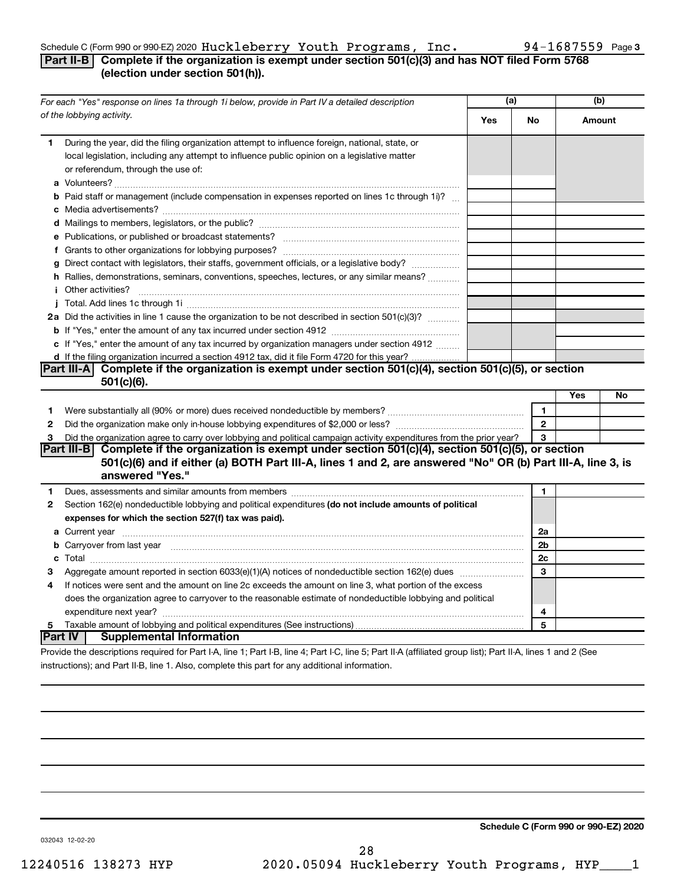Schedule C (Form 990 or 990-EZ) 2020 Huckleberry Youth Programs, Inc. 94-1687559 Page 3

## Part II-B Complete if the organization is exempt under section 501(c)(3) and has NOT filed Form 5768 (election under section 501(h)).

| *For each "Yes" response on lines 1a through 1i below, provide in Part IV a detailed description of the lobbying activity.* | (a) Yes | (a) No | (b) Amount |
|---|---|---|---|
| **1** During the year, did the filing organization attempt to influence foreign, national, state, or local legislation, including any attempt to influence public opinion on a legislative matter or referendum, through the use of: | | | |
| **a** Volunteers? | | | |
| **b** Paid staff or management (include compensation in expenses reported on lines 1c through 1i)? | | | |
| **c** Media advertisements? | | | |
| **d** Mailings to members, legislators, or the public? | | | |
| **e** Publications, or published or broadcast statements? | | | |
| **f** Grants to other organizations for lobbying purposes? | | | |
| **g** Direct contact with legislators, their staffs, government officials, or a legislative body? | | | |
| **h** Rallies, demonstrations, seminars, conventions, speeches, lectures, or any similar means? | | | |
| **i** Other activities? | | | |
| **j** Total. Add lines 1c through 1i | | | |
| **2a** Did the activities in line 1 cause the organization to be not described in section 501(c)(3)? | | | |
| **b** If "Yes," enter the amount of any tax incurred under section 4912 | | | |
| **c** If "Yes," enter the amount of any tax incurred by organization managers under section 4912 | | | |
| **d** If the filing organization incurred a section 4912 tax, did it file Form 4720 for this year? | | | |

## Part III-A Complete if the organization is exempt under section 501(c)(4), section 501(c)(5), or section 501(c)(6).

| | | Yes | No |
|---|---|---|---|
| **1** Were substantially all (90% or more) dues received nondeductible by members? | 1 | | |
| **2** Did the organization make only in-house lobbying expenditures of $2,000 or less? | 2 | | |
| **3** Did the organization agree to carry over lobbying and political campaign activity expenditures from the prior year? | 3 | | |

## Part III-B Complete if the organization is exempt under section 501(c)(4), section 501(c)(5), or section 501(c)(6) and if either (a) BOTH Part III-A, lines 1 and 2, are answered "No" OR (b) Part III-A, line 3, is answered "Yes."

| | | |
|---|---|---|
| **1** Dues, assessments and similar amounts from members | 1 | |
| **2** Section 162(e) nondeductible lobbying and political expenditures **(do not include amounts of political expenses for which the section 527(f) tax was paid).** | | |
| **a** Current year | 2a | |
| **b** Carryover from last year | 2b | |
| **c** Total | 2c | |
| **3** Aggregate amount reported in section 6033(e)(1)(A) notices of nondeductible section 162(e) dues | 3 | |
| **4** If notices were sent and the amount on line 2c exceeds the amount on line 3, what portion of the excess does the organization agree to carryover to the reasonable estimate of nondeductible lobbying and political expenditure next year? | 4 | |
| **5** Taxable amount of lobbying and political expenditures (See instructions) | 5 | |

## Part IV Supplemental Information

Provide the descriptions required for Part I-A, line 1; Part I-B, line 4; Part I-C, line 5; Part II-A (affiliated group list); Part II-A, lines 1 and 2 (See instructions); and Part II-B, line 1. Also, complete this part for any additional information.

**Schedule C (Form 990 or 990-EZ) 2020**

032043 12-02-20

12240516 138273 HYP 2020.05094 Huckleberry Youth Programs, HYP____1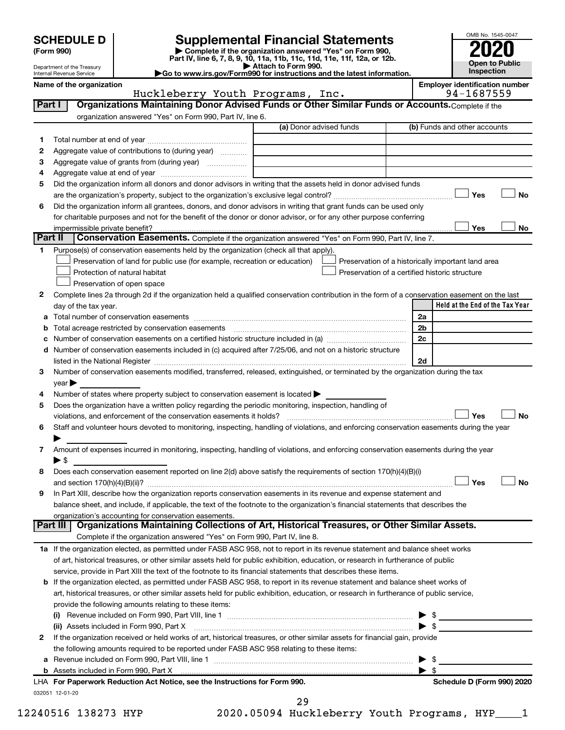# SCHEDULE D (Form 990)

Department of the Treasury
Internal Revenue Service

## Supplemental Financial Statements

▶ Complete if the organization answered "Yes" on Form 990, Part IV, line 6, 7, 8, 9, 10, 11a, 11b, 11c, 11d, 11e, 11f, 12a, or 12b.
▶ Attach to Form 990.
▶Go to www.irs.gov/Form990 for instructions and the latest information.

OMB No. 1545-0047

**2020**

**Open to Public Inspection**

**Name of the organization:** Huckleberry Youth Programs, Inc.

**Employer identification number:** 94-1687559

### Part I — Organizations Maintaining Donor Advised Funds or Other Similar Funds or Accounts.
Complete if the organization answered "Yes" on Form 990, Part IV, line 6.

| | | (a) Donor advised funds | (b) Funds and other accounts |
|---|---|---|---|
| 1 | Total number at end of year | | |
| 2 | Aggregate value of contributions to (during year) | | |
| 3 | Aggregate value of grants from (during year) | | |
| 4 | Aggregate value at end of year | | |

5 Did the organization inform all donors and donor advisors in writing that the assets held in donor advised funds are the organization's property, subject to the organization's exclusive legal control? ☐ Yes ☐ No

6 Did the organization inform all grantees, donors, and donor advisors in writing that grant funds can be used only for charitable purposes and not for the benefit of the donor or donor advisor, or for any other purpose conferring impermissible private benefit? ☐ Yes ☐ No

### Part II — Conservation Easements.
Complete if the organization answered "Yes" on Form 990, Part IV, line 7.

1 Purpose(s) of conservation easements held by the organization (check all that apply).

- ☐ Preservation of land for public use (for example, recreation or education)
- ☐ Protection of natural habitat
- ☐ Preservation of open space
- ☐ Preservation of a historically important land area
- ☐ Preservation of a certified historic structure

2 Complete lines 2a through 2d if the organization held a qualified conservation contribution in the form of a conservation easement on the last day of the tax year.

| | | | Held at the End of the Tax Year |
|---|---|---|---|
| a | Total number of conservation easements | 2a | |
| b | Total acreage restricted by conservation easements | 2b | |
| c | Number of conservation easements on a certified historic structure included in (a) | 2c | |
| d | Number of conservation easements included in (c) acquired after 7/25/06, and not on a historic structure listed in the National Register | 2d | |

3 Number of conservation easements modified, transferred, released, extinguished, or terminated by the organization during the tax year ▶

4 Number of states where property subject to conservation easement is located ▶

5 Does the organization have a written policy regarding the periodic monitoring, inspection, handling of violations, and enforcement of the conservation easements it holds? ☐ Yes ☐ No

6 Staff and volunteer hours devoted to monitoring, inspecting, handling of violations, and enforcing conservation easements during the year ▶

7 Amount of expenses incurred in monitoring, inspecting, handling of violations, and enforcing conservation easements during the year ▶ $

8 Does each conservation easement reported on line 2(d) above satisfy the requirements of section 170(h)(4)(B)(i) and section 170(h)(4)(B)(ii)? ☐ Yes ☐ No

9 In Part XIII, describe how the organization reports conservation easements in its revenue and expense statement and balance sheet, and include, if applicable, the text of the footnote to the organization's financial statements that describes the organization's accounting for conservation easements.

### Part III — Organizations Maintaining Collections of Art, Historical Treasures, or Other Similar Assets.
Complete if the organization answered "Yes" on Form 990, Part IV, line 8.

1a If the organization elected, as permitted under FASB ASC 958, not to report in its revenue statement and balance sheet works of art, historical treasures, or other similar assets held for public exhibition, education, or research in furtherance of public service, provide in Part XIII the text of the footnote to its financial statements that describes these items.

b If the organization elected, as permitted under FASB ASC 958, to report in its revenue statement and balance sheet works of art, historical treasures, or other similar assets held for public exhibition, education, or research in furtherance of public service, provide the following amounts relating to these items:

(i) Revenue included on Form 990, Part VIII, line 1 ▶ $

(ii) Assets included in Form 990, Part X ▶ $

2 If the organization received or held works of art, historical treasures, or other similar assets for financial gain, provide the following amounts required to be reported under FASB ASC 958 relating to these items:

a Revenue included on Form 990, Part VIII, line 1 ▶ $

b Assets included in Form 990, Part X ▶ $

LHA For Paperwork Reduction Act Notice, see the Instructions for Form 990. — Schedule D (Form 990) 2020

032051 12-01-20

12240516 138273 HYP 2020.05094 Huckleberry Youth Programs, HYP____1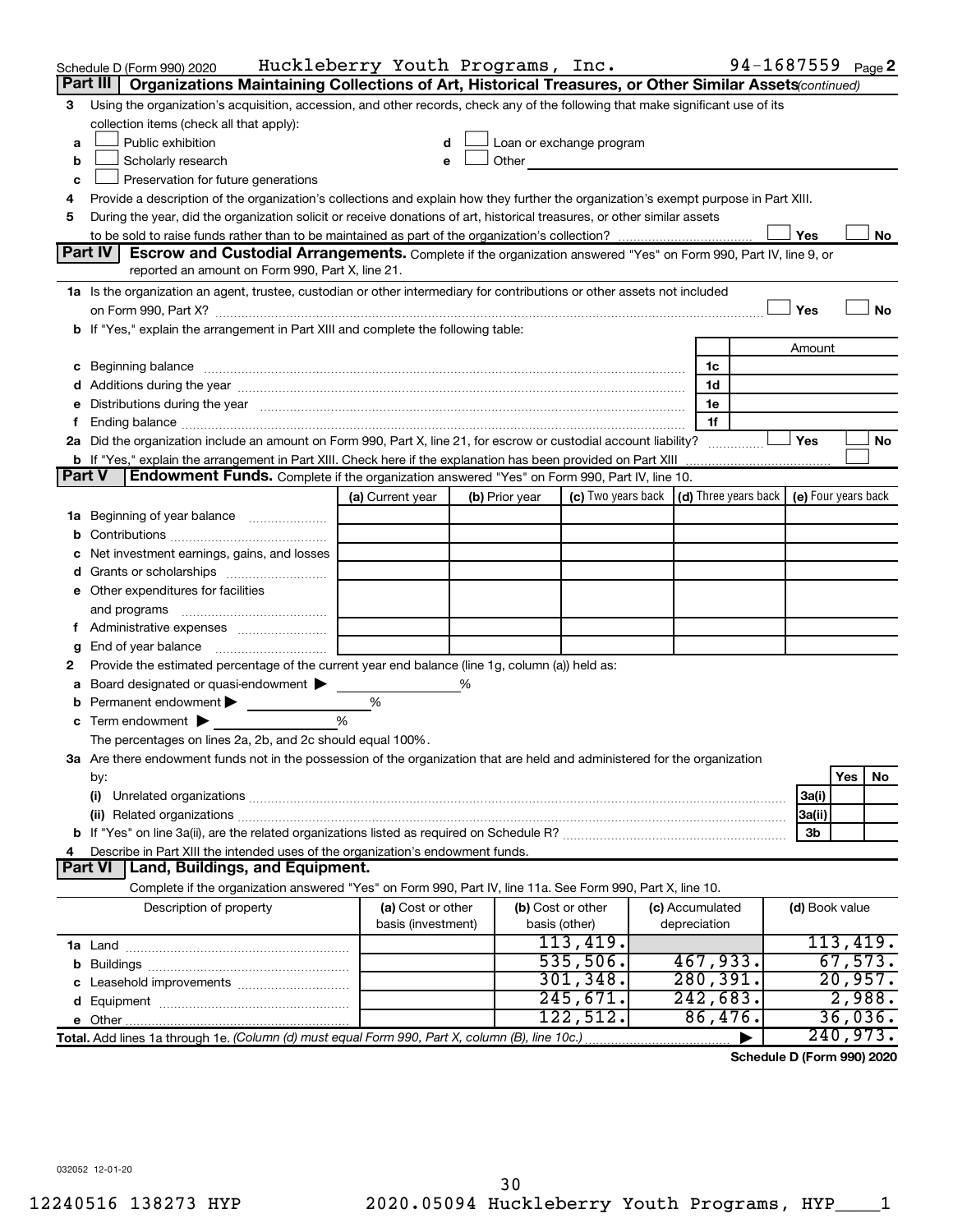Schedule D (Form 990) 2020 Huckleberry Youth Programs, Inc. 94-1687559 Page 2

## Part III Organizations Maintaining Collections of Art, Historical Treasures, or Other Similar Assets *(continued)*

3 Using the organization's acquisition, accession, and other records, check any of the following that make significant use of its collection items (check all that apply):

- a ☐ Public exhibition
- b ☐ Scholarly research
- c ☐ Preservation for future generations
- d ☐ Loan or exchange program
- e ☐ Other

4 Provide a description of the organization's collections and explain how they further the organization's exempt purpose in Part XIII.

5 During the year, did the organization solicit or receive donations of art, historical treasures, or other similar assets to be sold to raise funds rather than to be maintained as part of the organization's collection? ☐ Yes ☐ No

## Part IV Escrow and Custodial Arrangements.

Complete if the organization answered "Yes" on Form 990, Part IV, line 9, or reported an amount on Form 990, Part X, line 21.

1a Is the organization an agent, trustee, custodian or other intermediary for contributions or other assets not included on Form 990, Part X? ☐ Yes ☐ No

b If "Yes," explain the arrangement in Part XIII and complete the following table:

| | | Amount |
|---|---|---|
| c Beginning balance | 1c | |
| d Additions during the year | 1d | |
| e Distributions during the year | 1e | |
| f Ending balance | 1f | |

2a Did the organization include an amount on Form 990, Part X, line 21, for escrow or custodial account liability? ☐ Yes ☐ No

b If "Yes," explain the arrangement in Part XIII. Check here if the explanation has been provided on Part XIII ☐

## Part V Endowment Funds.

Complete if the organization answered "Yes" on Form 990, Part IV, line 10.

| | (a) Current year | (b) Prior year | (c) Two years back | (d) Three years back | (e) Four years back |
|---|---|---|---|---|---|
| 1a Beginning of year balance | | | | | |
| b Contributions | | | | | |
| c Net investment earnings, gains, and losses | | | | | |
| d Grants or scholarships | | | | | |
| e Other expenditures for facilities and programs | | | | | |
| f Administrative expenses | | | | | |
| g End of year balance | | | | | |

2 Provide the estimated percentage of the current year end balance (line 1g, column (a)) held as:

- a Board designated or quasi-endowment ▶ %
- b Permanent endowment ▶ %
- c Term endowment ▶ %

The percentages on lines 2a, 2b, and 2c should equal 100%.

3a Are there endowment funds not in the possession of the organization that are held and administered for the organization by:

| | | Yes | No |
|---|---|---|---|
| (i) Unrelated organizations | 3a(i) | | |
| (ii) Related organizations | 3a(ii) | | |
| b If "Yes" on line 3a(ii), are the related organizations listed as required on Schedule R? | 3b | | |

4 Describe in Part XIII the intended uses of the organization's endowment funds.

## Part VI Land, Buildings, and Equipment.

Complete if the organization answered "Yes" on Form 990, Part IV, line 11a. See Form 990, Part X, line 10.

| Description of property | (a) Cost or other basis (investment) | (b) Cost or other basis (other) | (c) Accumulated depreciation | (d) Book value |
|---|---|---|---|---|
| 1a Land | | 113,419. | | 113,419. |
| b Buildings | | 535,506. | 467,933. | 67,573. |
| c Leasehold improvements | | 301,348. | 280,391. | 20,957. |
| d Equipment | | 245,671. | 242,683. | 2,988. |
| e Other | | 122,512. | 86,476. | 36,036. |
| **Total.** Add lines 1a through 1e. *(Column (d) must equal Form 990, Part X, column (B), line 10c.)* | | | ▶ | 240,973. |

**Schedule D (Form 990) 2020**

032052 12-01-20

12240516 138273 HYP 2020.05094 Huckleberry Youth Programs, HYP____1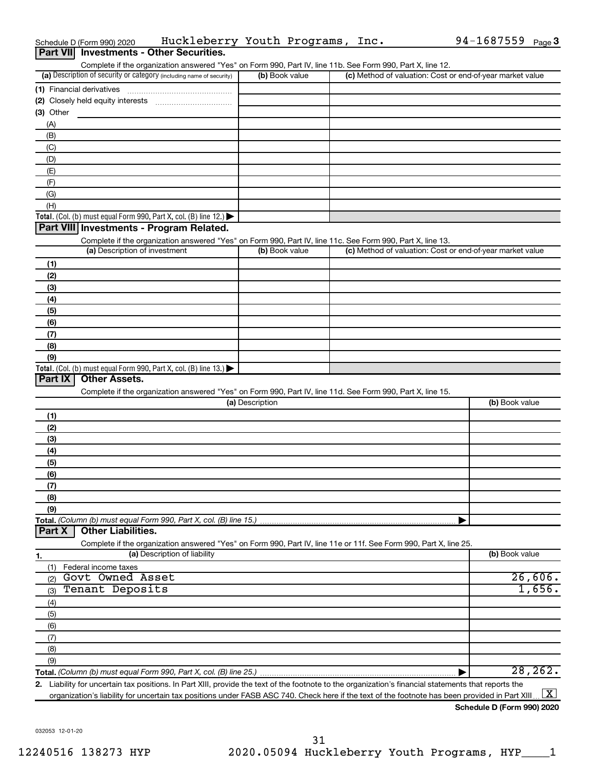Schedule D (Form 990) 2020 Huckleberry Youth Programs, Inc. 94-1687559 Page 3

## Part VII Investments - Other Securities.

Complete if the organization answered "Yes" on Form 990, Part IV, line 11b. See Form 990, Part X, line 12.

| (a) Description of security or category (including name of security) | (b) Book value | (c) Method of valuation: Cost or end-of-year market value |
|---|---|---|
| (1) Financial derivatives | | |
| (2) Closely held equity interests | | |
| (3) Other | | |
| (A) | | |
| (B) | | |
| (C) | | |
| (D) | | |
| (E) | | |
| (F) | | |
| (G) | | |
| (H) | | |
| Total. (Col. (b) must equal Form 990, Part X, col. (B) line 12.) | | |

## Part VIII Investments - Program Related.

Complete if the organization answered "Yes" on Form 990, Part IV, line 11c. See Form 990, Part X, line 13.

| (a) Description of investment | (b) Book value | (c) Method of valuation: Cost or end-of-year market value |
|---|---|---|
| (1) | | |
| (2) | | |
| (3) | | |
| (4) | | |
| (5) | | |
| (6) | | |
| (7) | | |
| (8) | | |
| (9) | | |
| Total. (Col. (b) must equal Form 990, Part X, col. (B) line 13.) | | |

## Part IX Other Assets.

Complete if the organization answered "Yes" on Form 990, Part IV, line 11d. See Form 990, Part X, line 15.

| (a) Description | (b) Book value |
|---|---|
| (1) | |
| (2) | |
| (3) | |
| (4) | |
| (5) | |
| (6) | |
| (7) | |
| (8) | |
| (9) | |
| Total. (Column (b) must equal Form 990, Part X, col. (B) line 15.) | |

## Part X Other Liabilities.

Complete if the organization answered "Yes" on Form 990, Part IV, line 11e or 11f. See Form 990, Part X, line 25.

| 1. (a) Description of liability | (b) Book value |
|---|---|
| (1) Federal income taxes | |
| (2) Govt Owned Asset | 26,606. |
| (3) Tenant Deposits | 1,656. |
| (4) | |
| (5) | |
| (6) | |
| (7) | |
| (8) | |
| (9) | |
| Total. (Column (b) must equal Form 990, Part X, col. (B) line 25.) | 28,262. |

2. Liability for uncertain tax positions. In Part XIII, provide the text of the footnote to the organization's financial statements that reports the organization's liability for uncertain tax positions under FASB ASC 740. Check here if the text of the footnote has been provided in Part XIII [X]

Schedule D (Form 990) 2020

032053 12-01-20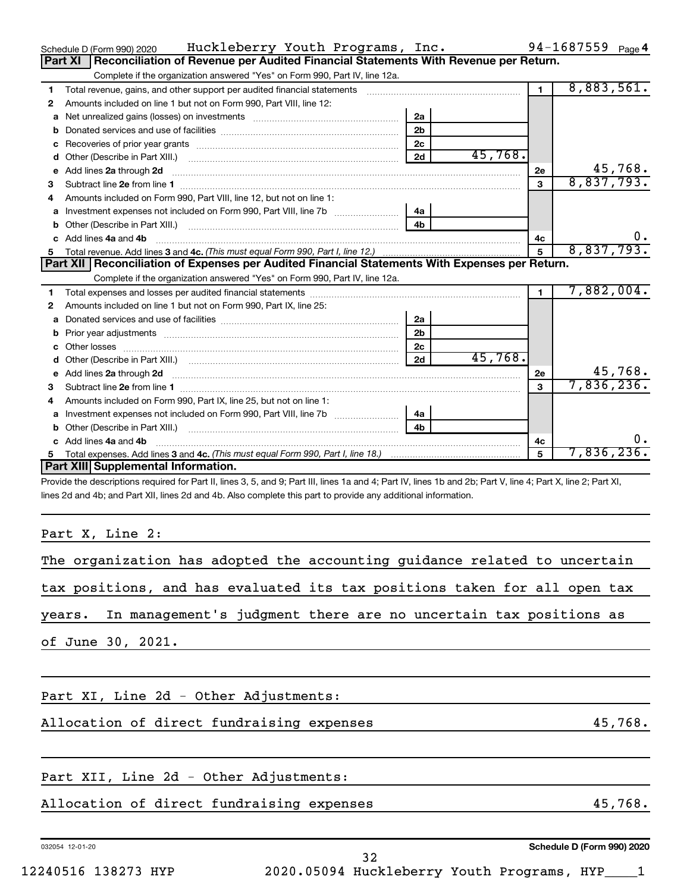Schedule D (Form 990) 2020 Huckleberry Youth Programs, Inc. 94-1687559 Page 4

## Part XI Reconciliation of Revenue per Audited Financial Statements With Revenue per Return.

Complete if the organization answered "Yes" on Form 990, Part IV, line 12a.

| | | | | | |
|---|---|---|---|---|---|
| 1 | Total revenue, gains, and other support per audited financial statements | | | 1 | 8,883,561. |
| 2 | Amounts included on line 1 but not on Form 990, Part VIII, line 12: | | | | |
| a | Net unrealized gains (losses) on investments | 2a | | | |
| b | Donated services and use of facilities | 2b | | | |
| c | Recoveries of prior year grants | 2c | | | |
| d | Other (Describe in Part XIII.) | 2d | 45,768. | | |
| e | Add lines 2a through 2d | | | 2e | 45,768. |
| 3 | Subtract line 2e from line 1 | | | 3 | 8,837,793. |
| 4 | Amounts included on Form 990, Part VIII, line 12, but not on line 1: | | | | |
| a | Investment expenses not included on Form 990, Part VIII, line 7b | 4a | | | |
| b | Other (Describe in Part XIII.) | 4b | | | |
| c | Add lines 4a and 4b | | | 4c | 0. |
| 5 | Total revenue. Add lines 3 and 4c. *(This must equal Form 990, Part I, line 12.)* | | | 5 | 8,837,793. |

## Part XII Reconciliation of Expenses per Audited Financial Statements With Expenses per Return.

Complete if the organization answered "Yes" on Form 990, Part IV, line 12a.

| | | | | | |
|---|---|---|---|---|---|
| 1 | Total expenses and losses per audited financial statements | | | 1 | 7,882,004. |
| 2 | Amounts included on line 1 but not on Form 990, Part IX, line 25: | | | | |
| a | Donated services and use of facilities | 2a | | | |
| b | Prior year adjustments | 2b | | | |
| c | Other losses | 2c | | | |
| d | Other (Describe in Part XIII.) | 2d | 45,768. | | |
| e | Add lines 2a through 2d | | | 2e | 45,768. |
| 3 | Subtract line 2e from line 1 | | | 3 | 7,836,236. |
| 4 | Amounts included on Form 990, Part IX, line 25, but not on line 1: | | | | |
| a | Investment expenses not included on Form 990, Part VIII, line 7b | 4a | | | |
| b | Other (Describe in Part XIII.) | 4b | | | |
| c | Add lines 4a and 4b | | | 4c | 0. |
| 5 | Total expenses. Add lines 3 and 4c. *(This must equal Form 990, Part I, line 18.)* | | | 5 | 7,836,236. |

## Part XIII Supplemental Information.

Provide the descriptions required for Part II, lines 3, 5, and 9; Part III, lines 1a and 4; Part IV, lines 1b and 2b; Part V, line 4; Part X, line 2; Part XI, lines 2d and 4b; and Part XII, lines 2d and 4b. Also complete this part to provide any additional information.

Part X, Line 2:

The organization has adopted the accounting guidance related to uncertain tax positions, and has evaluated its tax positions taken for all open tax years. In management's judgment there are no uncertain tax positions as of June 30, 2021.

Part XI, Line 2d - Other Adjustments:

Allocation of direct fundraising expenses 45,768.

Part XII, Line 2d - Other Adjustments:

Allocation of direct fundraising expenses 45,768.

032054 12-01-20 Schedule D (Form 990) 2020

12240516 138273 HYP 2020.05094 Huckleberry Youth Programs, HYP____1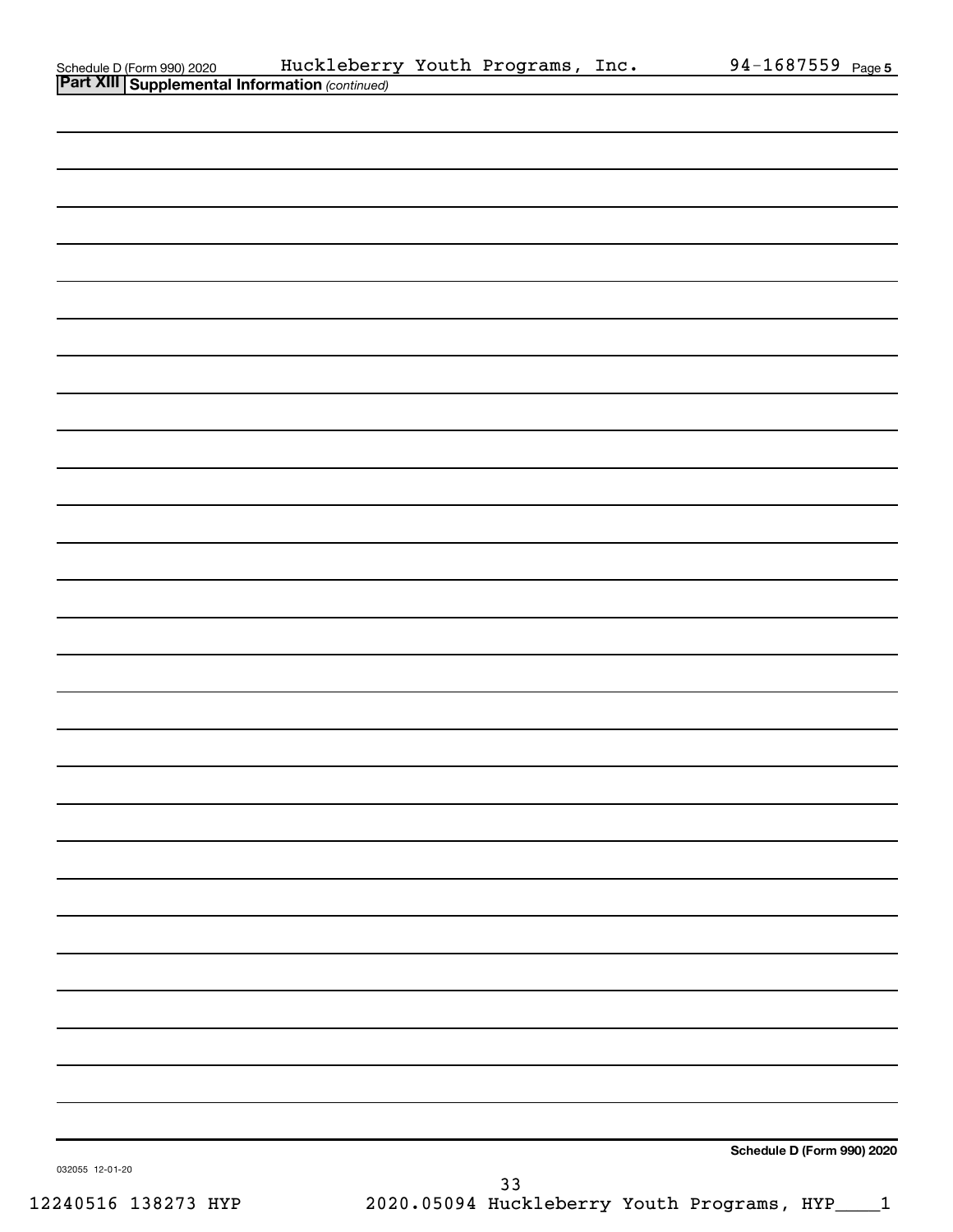Schedule D (Form 990) 2020 Huckleberry Youth Programs, Inc. 94-1687559

**Part XIII Supplemental Information** *(continued)*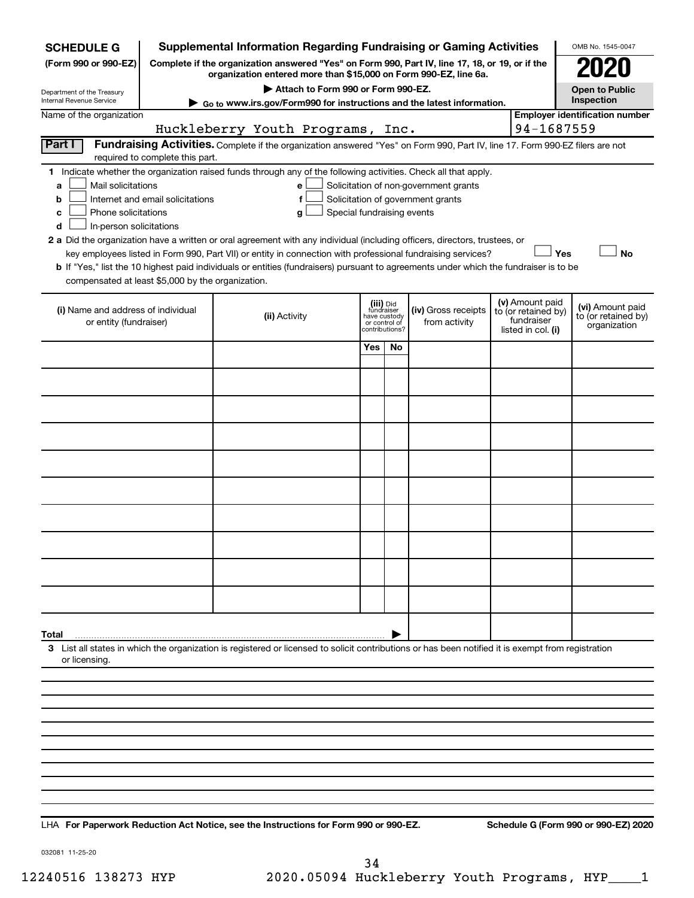**SCHEDULE G**
**(Form 990 or 990-EZ)**

Department of the Treasury
Internal Revenue Service

**Supplemental Information Regarding Fundraising or Gaming Activities**

**Complete if the organization answered "Yes" on Form 990, Part IV, line 17, 18, or 19, or if the organization entered more than $15,000 on Form 990-EZ, line 6a.**

**▶ Attach to Form 990 or Form 990-EZ.**

**▶ Go to www.irs.gov/Form990 for instructions and the latest information.**

OMB No. 1545-0047

**2020**

**Open to Public Inspection**

Name of the organization: Huckleberry Youth Programs, Inc.

**Employer identification number**: 94-1687559

**Part I** **Fundraising Activities.** Complete if the organization answered "Yes" on Form 990, Part IV, line 17. Form 990-EZ filers are not required to complete this part.

1 Indicate whether the organization raised funds through any of the following activities. Check all that apply.

- a ☐ Mail solicitations
- b ☐ Internet and email solicitations
- c ☐ Phone solicitations
- d ☐ In-person solicitations
- e ☐ Solicitation of non-government grants
- f ☐ Solicitation of government grants
- g ☐ Special fundraising events

**2 a** Did the organization have a written or oral agreement with any individual (including officers, directors, trustees, or key employees listed in Form 990, Part VII) or entity in connection with professional fundraising services? ☐ Yes ☐ No

**b** If "Yes," list the 10 highest paid individuals or entities (fundraisers) pursuant to agreements under which the fundraiser is to be compensated at least $5,000 by the organization.

| (i) Name and address of individual or entity (fundraiser) | (ii) Activity | (iii) Did fundraiser have custody or control of contributions? Yes | No | (iv) Gross receipts from activity | (v) Amount paid to (or retained by) fundraiser listed in col. (i) | (vi) Amount paid to (or retained by) organization |
|---|---|---|---|---|---|---|
| | | | | | | |
| | | | | | | |
| | | | | | | |
| | | | | | | |
| | | | | | | |
| | | | | | | |
| | | | | | | |
| | | | | | | |
| | | | | | | |
| | | | | | | |
| **Total** | | | | | | |

3 List all states in which the organization is registered or licensed to solicit contributions or has been notified it is exempt from registration or licensing.

LHA **For Paperwork Reduction Act Notice, see the Instructions for Form 990 or 990-EZ.** **Schedule G (Form 990 or 990-EZ) 2020**

032081 11-25-20

12240516 138273 HYP 2020.05094 Huckleberry Youth Programs, HYP____1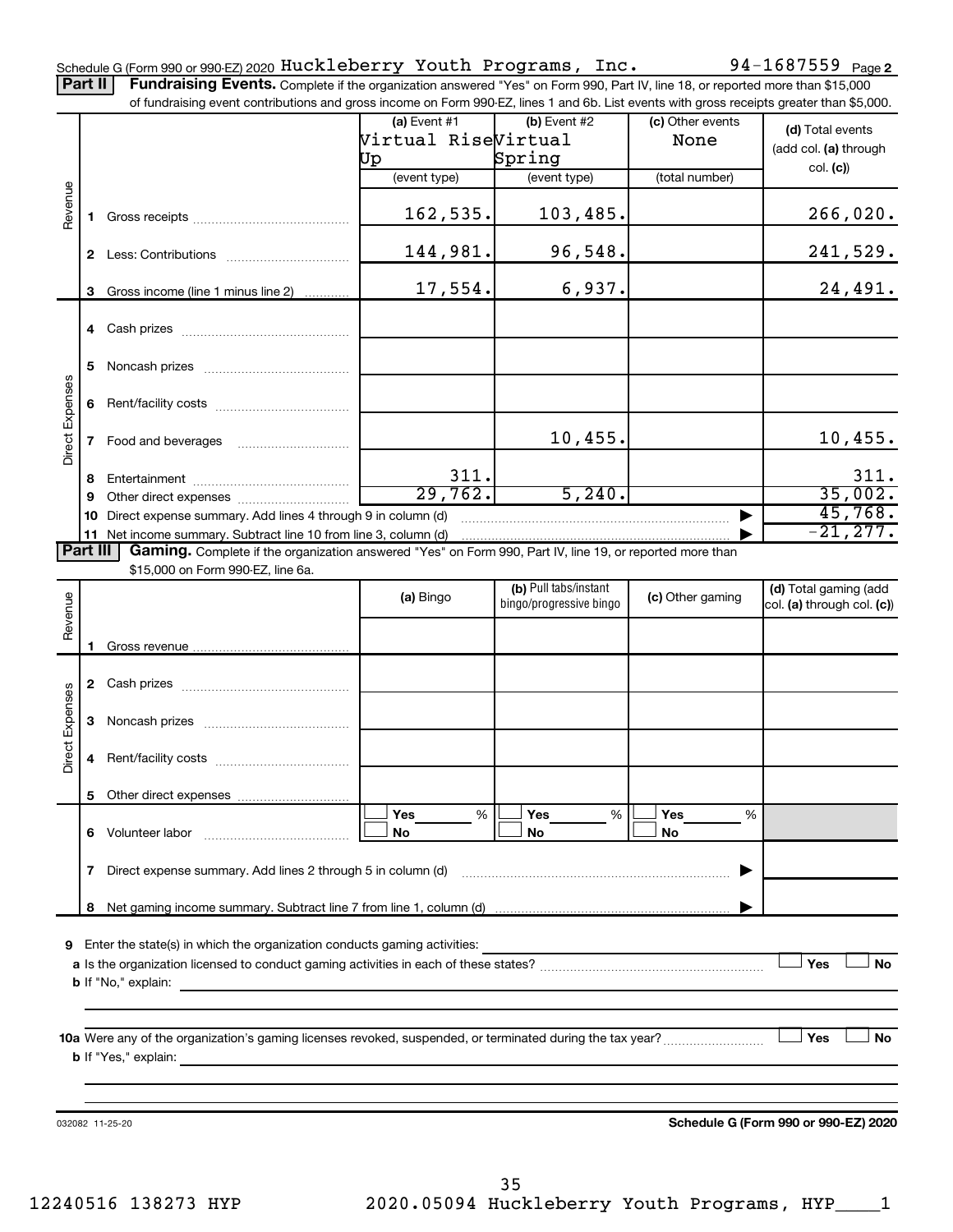Schedule G (Form 990 or 990-EZ) 2020 Huckleberry Youth Programs, Inc. 94-1687559 Page 2

**Part II** **Fundraising Events.** Complete if the organization answered "Yes" on Form 990, Part IV, line 18, or reported more than $15,000 of fundraising event contributions and gross income on Form 990-EZ, lines 1 and 6b. List events with gross receipts greater than $5,000.

| | | (a) Event #1 Virtual Rise Up (event type) | (b) Event #2 Virtual Spring (event type) | (c) Other events None (total number) | (d) Total events (add col. (a) through col. (c)) |
|---|---|---|---|---|---|
| Revenue | 1 Gross receipts | 162,535. | 103,485. | | 266,020. |
| | 2 Less: Contributions | 144,981. | 96,548. | | 241,529. |
| | 3 Gross income (line 1 minus line 2) | 17,554. | 6,937. | | 24,491. |
| Direct Expenses | 4 Cash prizes | | | | |
| | 5 Noncash prizes | | | | |
| | 6 Rent/facility costs | | | | |
| | 7 Food and beverages | | 10,455. | | 10,455. |
| | 8 Entertainment | 311. | | | 311. |
| | 9 Other direct expenses | 29,762. | 5,240. | | 35,002. |
| | 10 Direct expense summary. Add lines 4 through 9 in column (d) | | | | 45,768. |
| | 11 Net income summary. Subtract line 10 from line 3, column (d) | | | | -21,277. |

**Part III** **Gaming.** Complete if the organization answered "Yes" on Form 990, Part IV, line 19, or reported more than $15,000 on Form 990-EZ, line 6a.

| | | (a) Bingo | (b) Pull tabs/instant bingo/progressive bingo | (c) Other gaming | (d) Total gaming (add col. (a) through col. (c)) |
|---|---|---|---|---|---|
| Revenue | 1 Gross revenue | | | | |
| Direct Expenses | 2 Cash prizes | | | | |
| | 3 Noncash prizes | | | | |
| | 4 Rent/facility costs | | | | |
| | 5 Other direct expenses | | | | |
| | 6 Volunteer labor | Yes ___ % No | Yes ___ % No | Yes ___ % No | |
| | 7 Direct expense summary. Add lines 2 through 5 in column (d) | | | | |
| | 8 Net gaming income summary. Subtract line 7 from line 1, column (d) | | | | |

9 Enter the state(s) in which the organization conducts gaming activities:

a Is the organization licensed to conduct gaming activities in each of these states? Yes No

b If "No," explain:

10a Were any of the organization's gaming licenses revoked, suspended, or terminated during the tax year? Yes No

b If "Yes," explain:

032082 11-25-20 **Schedule G (Form 990 or 990-EZ) 2020**

12240516 138273 HYP 2020.05094 Huckleberry Youth Programs, HYP____1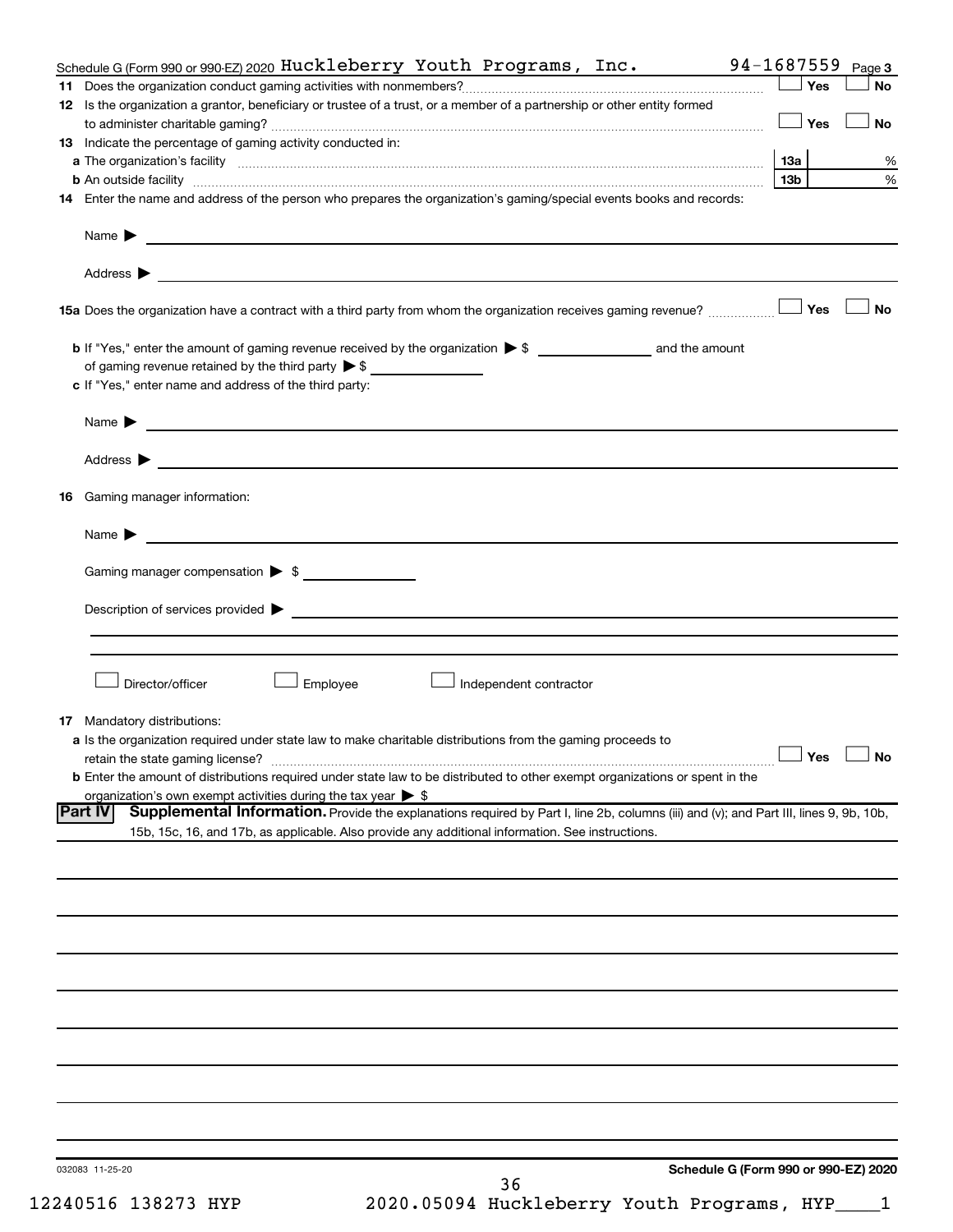Schedule G (Form 990 or 990-EZ) 2020 Huckleberry Youth Programs, Inc. 94-1687559 Page 3

**11** Does the organization conduct gaming activities with nonmembers? ☐ Yes ☐ No

**12** Is the organization a grantor, beneficiary or trustee of a trust, or a member of a partnership or other entity formed to administer charitable gaming? ☐ Yes ☐ No

**13** Indicate the percentage of gaming activity conducted in:

**a** The organization's facility | 13a | %

**b** An outside facility | 13b | %

**14** Enter the name and address of the person who prepares the organization's gaming/special events books and records:

Name ▶

Address ▶

**15a** Does the organization have a contract with a third party from whom the organization receives gaming revenue? ☐ Yes ☐ No

**b** If "Yes," enter the amount of gaming revenue received by the organization ▶ $ ______ and the amount of gaming revenue retained by the third party ▶ $ ______

**c** If "Yes," enter name and address of the third party:

Name ▶

Address ▶

**16** Gaming manager information:

Name ▶

Gaming manager compensation ▶ $

Description of services provided ▶

☐ Director/officer ☐ Employee ☐ Independent contractor

**17** Mandatory distributions:

**a** Is the organization required under state law to make charitable distributions from the gaming proceeds to retain the state gaming license? ☐ Yes ☐ No

**b** Enter the amount of distributions required under state law to be distributed to other exempt organizations or spent in the organization's own exempt activities during the tax year ▶ $

**Part IV** **Supplemental Information.** Provide the explanations required by Part I, line 2b, columns (iii) and (v); and Part III, lines 9, 9b, 10b, 15b, 15c, 16, and 17b, as applicable. Also provide any additional information. See instructions.

032083 11-25-20

Schedule G (Form 990 or 990-EZ) 2020

12240516 138273 HYP 2020.05094 Huckleberry Youth Programs, HYP____1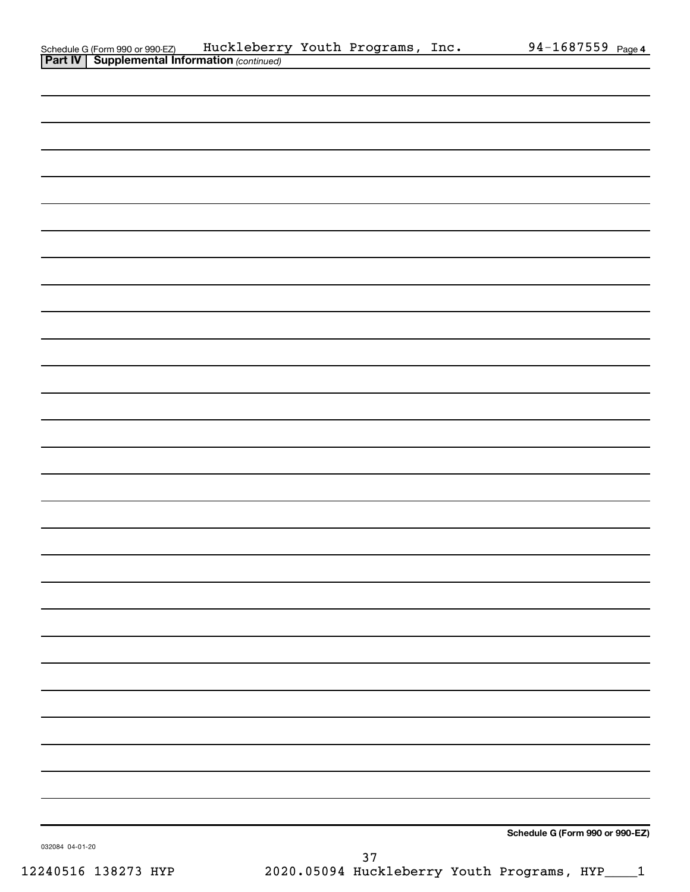Schedule G (Form 990 or 990-EZ) Huckleberry Youth Programs, Inc. 94-1687559 Page 4

**Part IV | Supplemental Information** *(continued)*

**Schedule G (Form 990 or 990-EZ)**

032084 04-01-20

12240516 138273 HYP 2020.05094 Huckleberry Youth Programs, HYP____1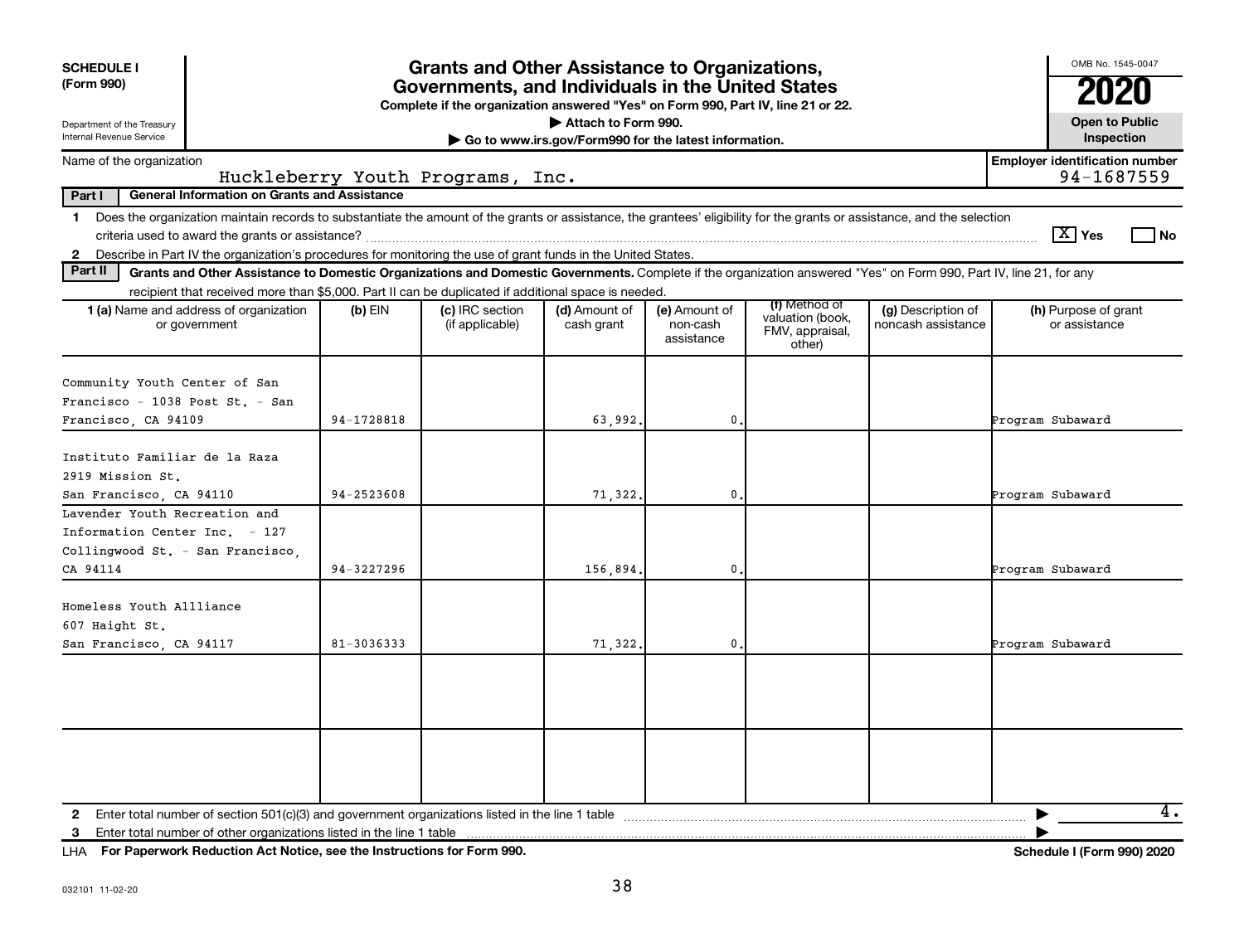**SCHEDULE I (Form 990)**

Department of the Treasury
Internal Revenue Service

# Grants and Other Assistance to Organizations, Governments, and Individuals in the United States

**Complete if the organization answered "Yes" on Form 990, Part IV, line 21 or 22.**

▶ Attach to Form 990.

▶ Go to www.irs.gov/Form990 for the latest information.

OMB No. 1545-0047

**2020**

**Open to Public Inspection**

Name of the organization: Huckleberry Youth Programs, Inc.

**Employer identification number:** 94-1687559

**Part I — General Information on Grants and Assistance**

1 Does the organization maintain records to substantiate the amount of the grants or assistance, the grantees' eligibility for the grants or assistance, and the selection criteria used to award the grants or assistance? [X] Yes [ ] No

2 Describe in Part IV the organization's procedures for monitoring the use of grant funds in the United States.

**Part II — Grants and Other Assistance to Domestic Organizations and Domestic Governments.** Complete if the organization answered "Yes" on Form 990, Part IV, line 21, for any recipient that received more than $5,000. Part II can be duplicated if additional space is needed.

| 1 (a) Name and address of organization or government | (b) EIN | (c) IRC section (if applicable) | (d) Amount of cash grant | (e) Amount of non-cash assistance | (f) Method of valuation (book, FMV, appraisal, other) | (g) Description of noncash assistance | (h) Purpose of grant or assistance |
|---|---|---|---|---|---|---|---|
| Community Youth Center of San Francisco - 1038 Post St. - San Francisco, CA 94109 | 94-1728818 | | 63,992. | 0. | | | Program Subaward |
| Instituto Familiar de la Raza 2919 Mission St. San Francisco, CA 94110 | 94-2523608 | | 71,322. | 0. | | | Program Subaward |
| Lavender Youth Recreation and Information Center Inc. - 127 Collingwood St. - San Francisco, CA 94114 | 94-3227296 | | 156,894. | 0. | | | Program Subaward |
| Homeless Youth Allliance 607 Haight St. San Francisco, CA 94117 | 81-3036333 | | 71,322. | 0. | | | Program Subaward |
| | | | | | | | |
| | | | | | | | |

2 Enter total number of section 501(c)(3) and government organizations listed in the line 1 table ▶ 4.

3 Enter total number of other organizations listed in the line 1 table ▶

LHA **For Paperwork Reduction Act Notice, see the Instructions for Form 990.** **Schedule I (Form 990) 2020**

032101 11-02-20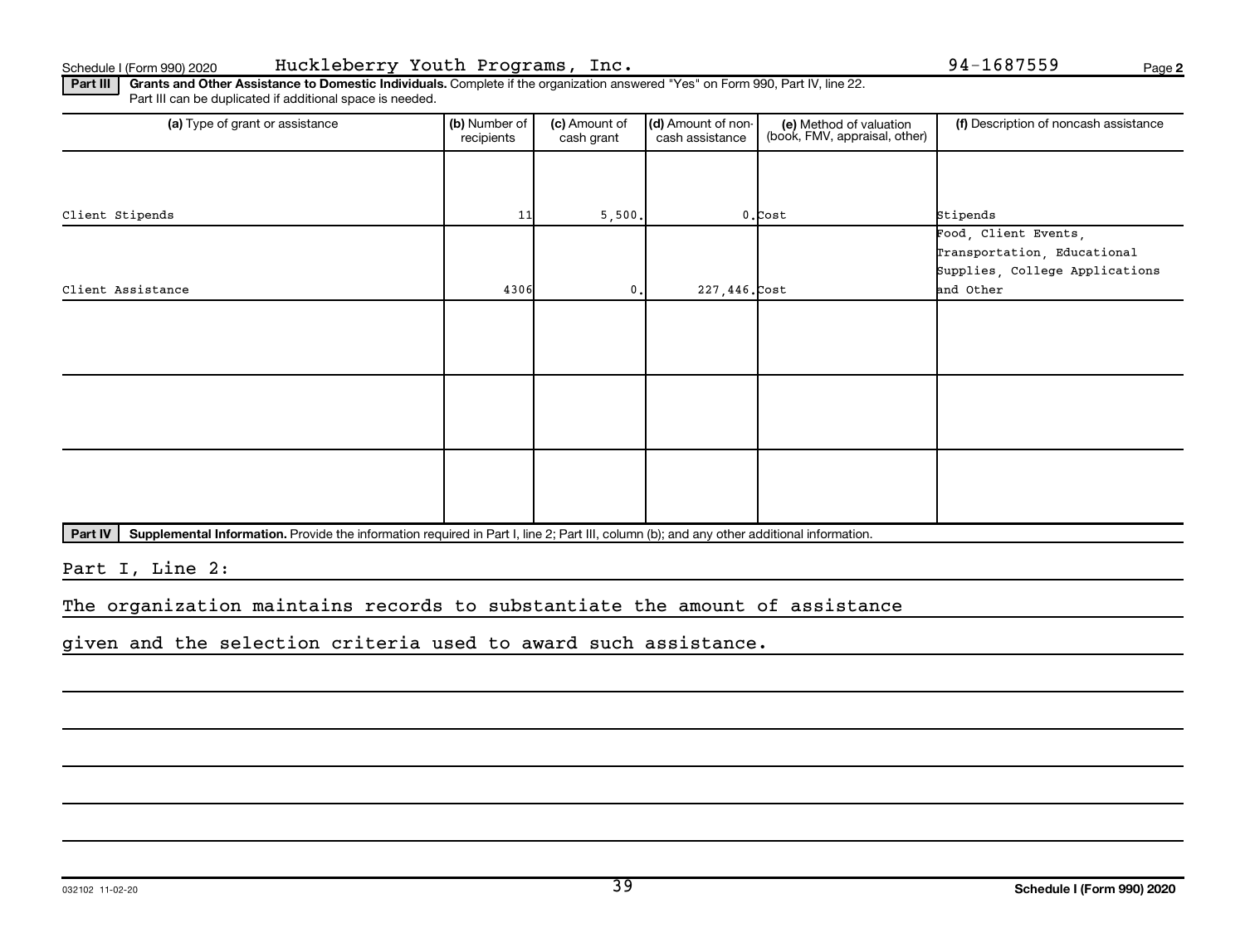Schedule I (Form 990) 2020 Huckleberry Youth Programs, Inc. 94-1687559

**Part III** **Grants and Other Assistance to Domestic Individuals.** Complete if the organization answered "Yes" on Form 990, Part IV, line 22. Part III can be duplicated if additional space is needed.

| (a) Type of grant or assistance | (b) Number of recipients | (c) Amount of cash grant | (d) Amount of non-cash assistance | (e) Method of valuation (book, FMV, appraisal, other) | (f) Description of noncash assistance |
|---|---|---|---|---|---|
| Client Stipends | 11 | 5,500. | 0. | Cost | Stipends |
| Client Assistance | 4306 | 0. | 227,446. | Cost | Food, Client Events, Transportation, Educational Supplies, College Applications and Other |
| | | | | | |
| | | | | | |
| | | | | | |

**Part IV** **Supplemental Information.** Provide the information required in Part I, line 2; Part III, column (b); and any other additional information.

Part I, Line 2:

The organization maintains records to substantiate the amount of assistance given and the selection criteria used to award such assistance.

032102 11-02-20 **Schedule I (Form 990) 2020**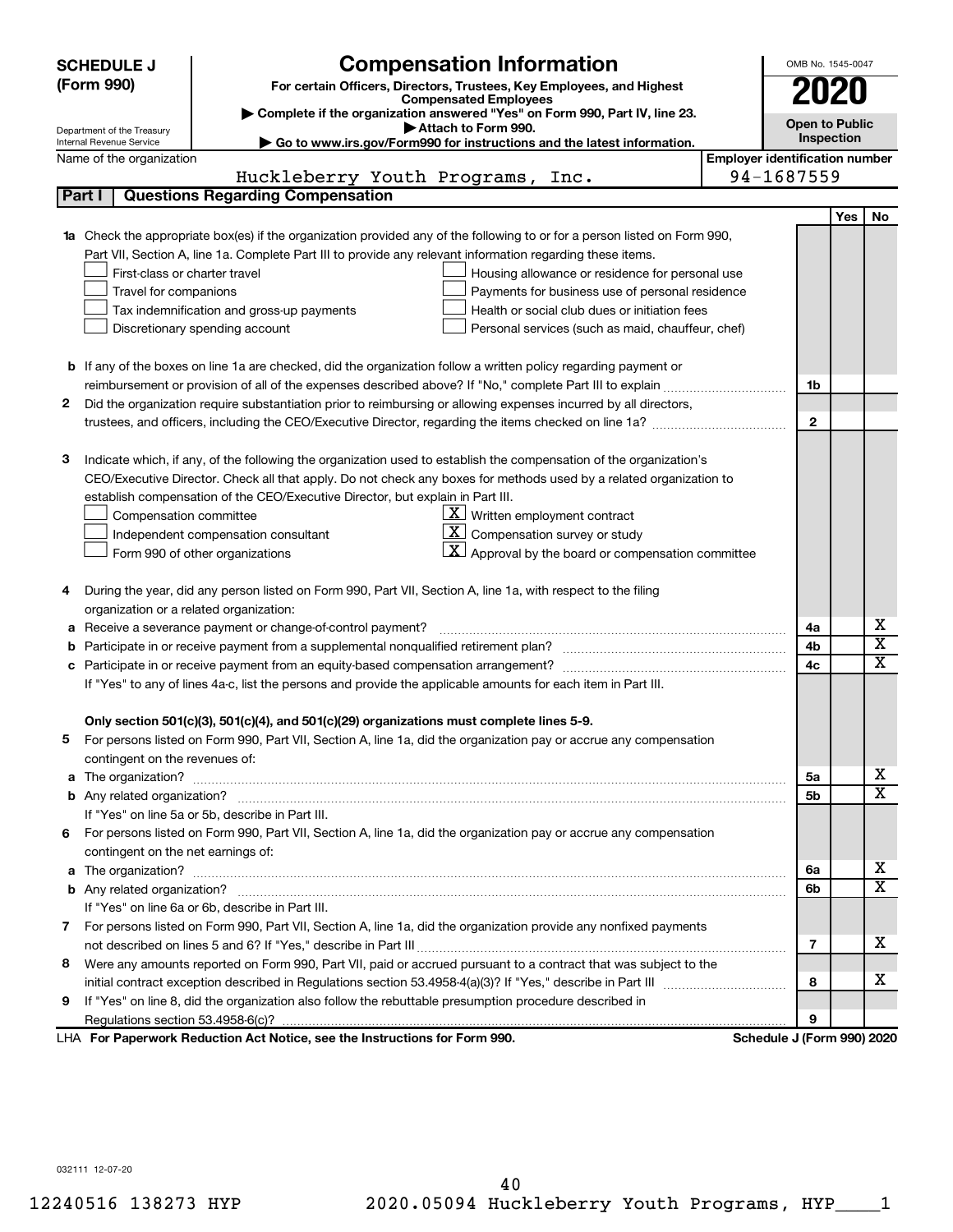**SCHEDULE J (Form 990)**

Department of the Treasury
Internal Revenue Service

# Compensation Information

**For certain Officers, Directors, Trustees, Key Employees, and Highest Compensated Employees**

▶ Complete if the organization answered "Yes" on Form 990, Part IV, line 23.
▶ Attach to Form 990.
▶ Go to www.irs.gov/Form990 for instructions and the latest information.

OMB No. 1545-0047

**2020**

**Open to Public Inspection**

Name of the organization: Huckleberry Youth Programs, Inc.

Employer identification number: 94-1687559

## Part I Questions Regarding Compensation

| | | | Yes | No |
|---|---|---|---|---|
| **1a** | Check the appropriate box(es) if the organization provided any of the following to or for a person listed on Form 990, Part VII, Section A, line 1a. Complete Part III to provide any relevant information regarding these items.<br>☐ First-class or charter travel ☐ Housing allowance or residence for personal use<br>☐ Travel for companions ☐ Payments for business use of personal residence<br>☐ Tax indemnification and gross-up payments ☐ Health or social club dues or initiation fees<br>☐ Discretionary spending account ☐ Personal services (such as maid, chauffeur, chef) | | | |
| **b** | If any of the boxes on line 1a are checked, did the organization follow a written policy regarding payment or reimbursement or provision of all of the expenses described above? If "No," complete Part III to explain | 1b | | |
| **2** | Did the organization require substantiation prior to reimbursing or allowing expenses incurred by all directors, trustees, and officers, including the CEO/Executive Director, regarding the items checked on line 1a? | 2 | | |
| **3** | Indicate which, if any, of the following the organization used to establish the compensation of the organization's CEO/Executive Director. Check all that apply. Do not check any boxes for methods used by a related organization to establish compensation of the CEO/Executive Director, but explain in Part III.<br>☐ Compensation committee ☒ Written employment contract<br>☐ Independent compensation consultant ☒ Compensation survey or study<br>☐ Form 990 of other organizations ☒ Approval by the board or compensation committee | | | |
| **4** | During the year, did any person listed on Form 990, Part VII, Section A, line 1a, with respect to the filing organization or a related organization: | | | |
| **a** | Receive a severance payment or change-of-control payment? | 4a | | X |
| **b** | Participate in or receive payment from a supplemental nonqualified retirement plan? | 4b | | X |
| **c** | Participate in or receive payment from an equity-based compensation arrangement? | 4c | | X |
| | If "Yes" to any of lines 4a-c, list the persons and provide the applicable amounts for each item in Part III. | | | |
| | **Only section 501(c)(3), 501(c)(4), and 501(c)(29) organizations must complete lines 5-9.** | | | |
| **5** | For persons listed on Form 990, Part VII, Section A, line 1a, did the organization pay or accrue any compensation contingent on the revenues of: | | | |
| **a** | The organization? | 5a | | X |
| **b** | Any related organization? | 5b | | X |
| | If "Yes" on line 5a or 5b, describe in Part III. | | | |
| **6** | For persons listed on Form 990, Part VII, Section A, line 1a, did the organization pay or accrue any compensation contingent on the net earnings of: | | | |
| **a** | The organization? | 6a | | X |
| **b** | Any related organization? | 6b | | X |
| | If "Yes" on line 6a or 6b, describe in Part III. | | | |
| **7** | For persons listed on Form 990, Part VII, Section A, line 1a, did the organization provide any nonfixed payments not described on lines 5 and 6? If "Yes," describe in Part III | 7 | | X |
| **8** | Were any amounts reported on Form 990, Part VII, paid or accrued pursuant to a contract that was subject to the initial contract exception described in Regulations section 53.4958-4(a)(3)? If "Yes," describe in Part III | 8 | | X |
| **9** | If "Yes" on line 8, did the organization also follow the rebuttable presumption procedure described in Regulations section 53.4958-6(c)? | 9 | | |

LHA **For Paperwork Reduction Act Notice, see the Instructions for Form 990.** **Schedule J (Form 990) 2020**

032111 12-07-20

12240516 138273 HYP 2020.05094 Huckleberry Youth Programs, HYP____1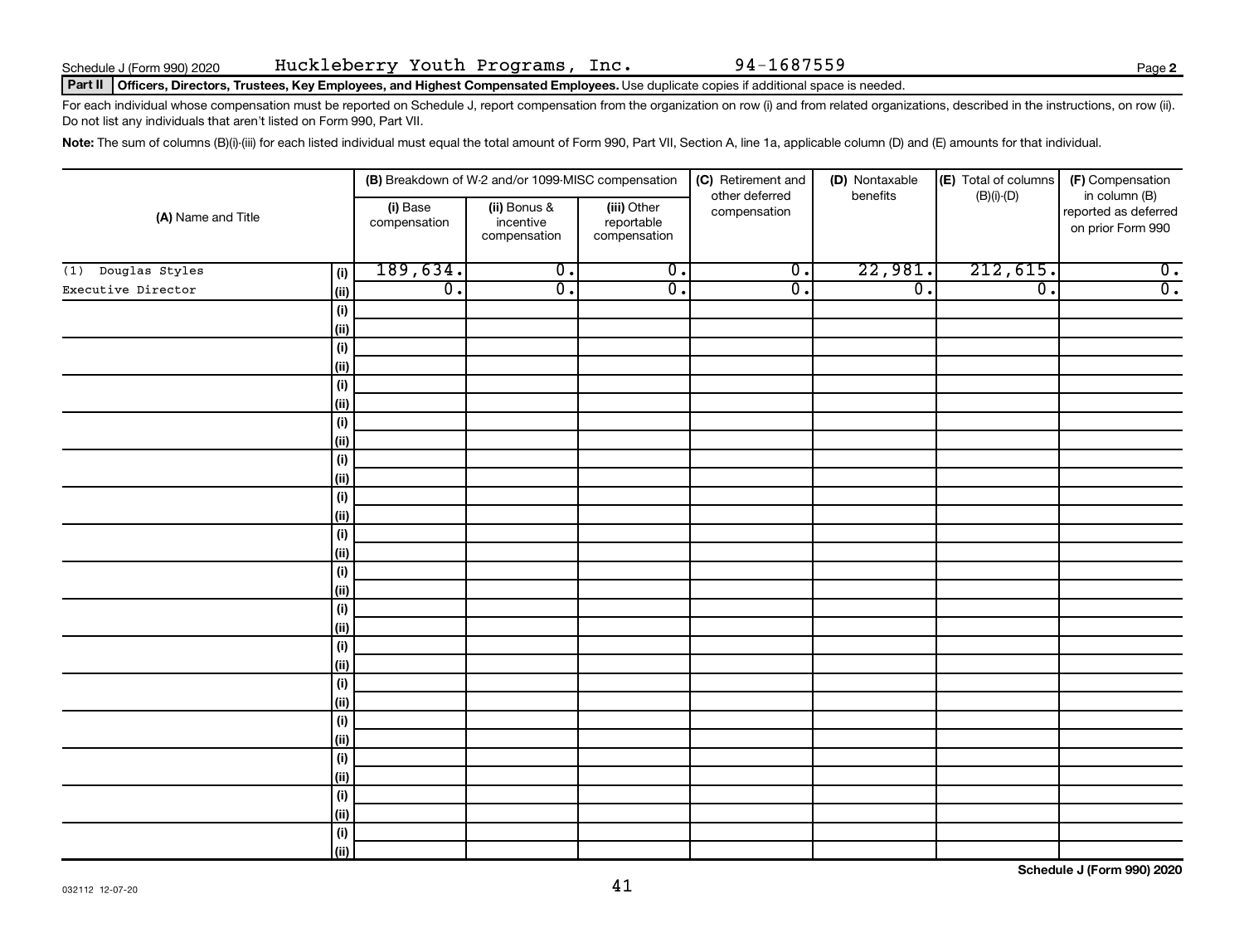Schedule J (Form 990) 2020 Huckleberry Youth Programs, Inc. 94-1687559

**Part II** **Officers, Directors, Trustees, Key Employees, and Highest Compensated Employees.** Use duplicate copies if additional space is needed.

For each individual whose compensation must be reported on Schedule J, report compensation from the organization on row (i) and from related organizations, described in the instructions, on row (ii). Do not list any individuals that aren't listed on Form 990, Part VII.

**Note:** The sum of columns (B)(i)-(iii) for each listed individual must equal the total amount of Form 990, Part VII, Section A, line 1a, applicable column (D) and (E) amounts for that individual.

| (A) Name and Title | | (B) Breakdown of W-2 and/or 1099-MISC compensation | | | (C) Retirement and other deferred compensation | (D) Nontaxable benefits | (E) Total of columns (B)(i)-(D) | (F) Compensation in column (B) reported as deferred on prior Form 990 |
|---|---|---|---|---|---|---|---|---|
| | | (i) Base compensation | (ii) Bonus & incentive compensation | (iii) Other reportable compensation | | | | |
| (1) Douglas Styles | (i) | 189,634. | 0. | 0. | 0. | 22,981. | 212,615. | 0. |
| Executive Director | (ii) | 0. | 0. | 0. | 0. | 0. | 0. | 0. |
| | (i) | | | | | | | |
| | (ii) | | | | | | | |
| | (i) | | | | | | | |
| | (ii) | | | | | | | |
| | (i) | | | | | | | |
| | (ii) | | | | | | | |
| | (i) | | | | | | | |
| | (ii) | | | | | | | |
| | (i) | | | | | | | |
| | (ii) | | | | | | | |
| | (i) | | | | | | | |
| | (ii) | | | | | | | |
| | (i) | | | | | | | |
| | (ii) | | | | | | | |
| | (i) | | | | | | | |
| | (ii) | | | | | | | |
| | (i) | | | | | | | |
| | (ii) | | | | | | | |
| | (i) | | | | | | | |
| | (ii) | | | | | | | |
| | (i) | | | | | | | |
| | (ii) | | | | | | | |
| | (i) | | | | | | | |
| | (ii) | | | | | | | |
| | (i) | | | | | | | |
| | (ii) | | | | | | | |
| | (i) | | | | | | | |
| | (ii) | | | | | | | |
| | (i) | | | | | | | |
| | (ii) | | | | | | | |

032112 12-07-20

Schedule J (Form 990) 2020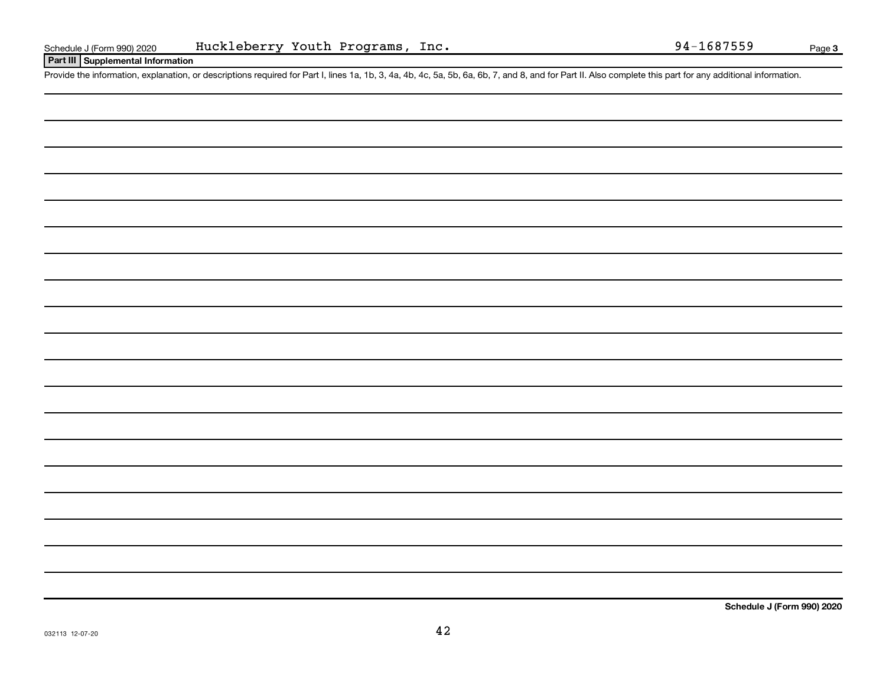Schedule J (Form 990) 2020 Huckleberry Youth Programs, Inc. 94-1687559

## Part III Supplemental Information

Provide the information, explanation, or descriptions required for Part I, lines 1a, 1b, 3, 4a, 4b, 4c, 5a, 5b, 6a, 6b, 7, and 8, and for Part II. Also complete this part for any additional information.

Schedule J (Form 990) 2020

032113 12-07-20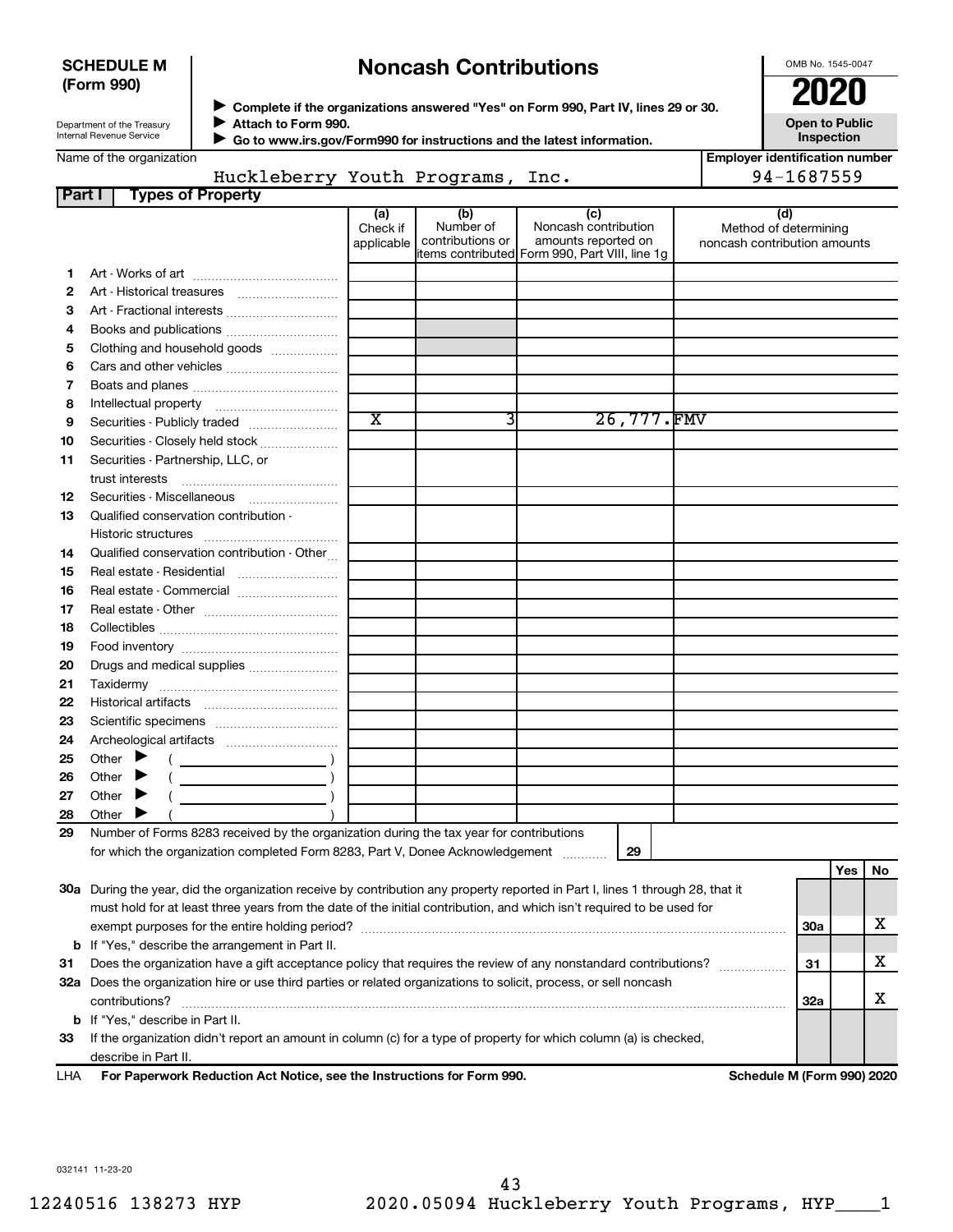**SCHEDULE M (Form 990)**

Department of the Treasury
Internal Revenue Service

# Noncash Contributions

▶ **Complete if the organizations answered "Yes" on Form 990, Part IV, lines 29 or 30.**
▶ **Attach to Form 990.**
▶ **Go to www.irs.gov/Form990 for instructions and the latest information.**

OMB No. 1545-0047

**2020**

**Open to Public Inspection**

Name of the organization: Huckleberry Youth Programs, Inc.

Employer identification number: 94-1687559

**Part I — Types of Property**

| | | (a) Check if applicable | (b) Number of contributions or items contributed | (c) Noncash contribution amounts reported on Form 990, Part VIII, line 1g | (d) Method of determining noncash contribution amounts |
|---|---|---|---|---|---|
| 1 | Art - Works of art | | | | |
| 2 | Art - Historical treasures | | | | |
| 3 | Art - Fractional interests | | | | |
| 4 | Books and publications | | | | |
| 5 | Clothing and household goods | | | | |
| 6 | Cars and other vehicles | | | | |
| 7 | Boats and planes | | | | |
| 8 | Intellectual property | | | | |
| 9 | Securities - Publicly traded | X | 3 | 26,777. | FMV |
| 10 | Securities - Closely held stock | | | | |
| 11 | Securities - Partnership, LLC, or trust interests | | | | |
| 12 | Securities - Miscellaneous | | | | |
| 13 | Qualified conservation contribution - Historic structures | | | | |
| 14 | Qualified conservation contribution - Other | | | | |
| 15 | Real estate - Residential | | | | |
| 16 | Real estate - Commercial | | | | |
| 17 | Real estate - Other | | | | |
| 18 | Collectibles | | | | |
| 19 | Food inventory | | | | |
| 20 | Drugs and medical supplies | | | | |
| 21 | Taxidermy | | | | |
| 22 | Historical artifacts | | | | |
| 23 | Scientific specimens | | | | |
| 24 | Archeological artifacts | | | | |
| 25 | Other ▶ ( ) | | | | |
| 26 | Other ▶ ( ) | | | | |
| 27 | Other ▶ ( ) | | | | |
| 28 | Other ▶ ( ) | | | | |

29 Number of Forms 8283 received by the organization during the tax year for contributions for which the organization completed Form 8283, Part V, Donee Acknowledgement ..... **29**

| | | | Yes | No |
|---|---|---|---|---|
| 30a | During the year, did the organization receive by contribution any property reported in Part I, lines 1 through 28, that it must hold for at least three years from the date of the initial contribution, and which isn't required to be used for exempt purposes for the entire holding period? | 30a | | X |
| b | If "Yes," describe the arrangement in Part II. | | | |
| 31 | Does the organization have a gift acceptance policy that requires the review of any nonstandard contributions? | 31 | | X |
| 32a | Does the organization hire or use third parties or related organizations to solicit, process, or sell noncash contributions? | 32a | | X |
| b | If "Yes," describe in Part II. | | | |
| 33 | If the organization didn't report an amount in column (c) for a type of property for which column (a) is checked, describe in Part II. | | | |

LHA **For Paperwork Reduction Act Notice, see the Instructions for Form 990.** **Schedule M (Form 990) 2020**

032141 11-23-20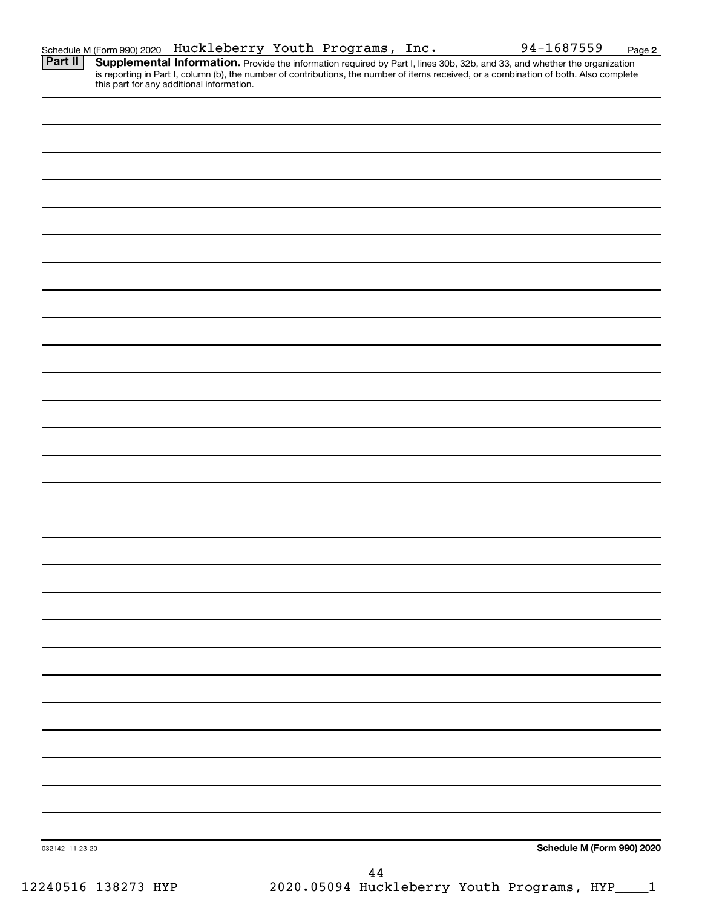Schedule M (Form 990) 2020 Huckleberry Youth Programs, Inc. 94-1687559

**Part II** **Supplemental Information.** Provide the information required by Part I, lines 30b, 32b, and 33, and whether the organization is reporting in Part I, column (b), the number of contributions, the number of items received, or a combination of both. Also complete this part for any additional information.

032142 11-23-20

**Schedule M (Form 990) 2020**

12240516 138273 HYP 2020.05094 Huckleberry Youth Programs, HYP____1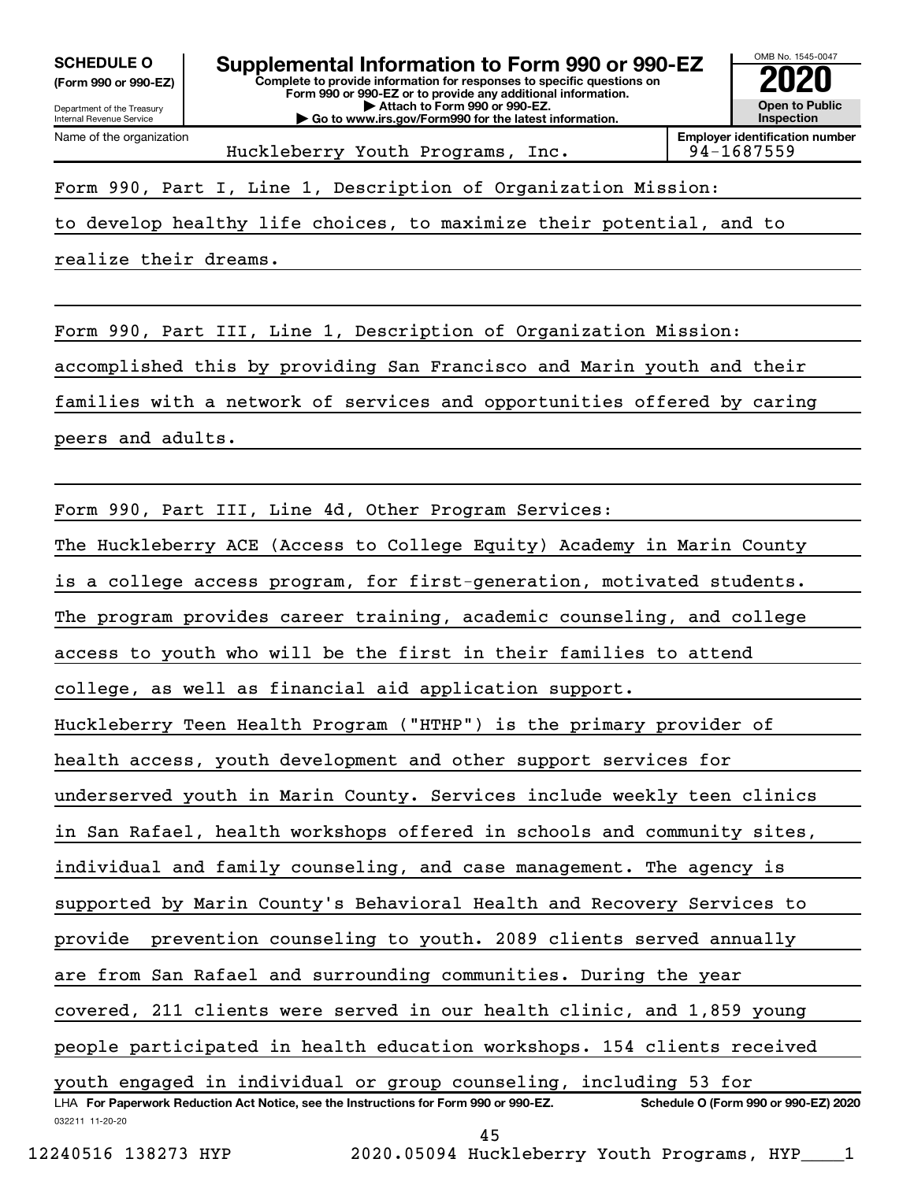**SCHEDULE O** (Form 990 or 990-EZ)

Department of the Treasury
Internal Revenue Service

# Supplemental Information to Form 990 or 990-EZ

**Complete to provide information for responses to specific questions on Form 990 or 990-EZ or to provide any additional information.**
**▶ Attach to Form 990 or 990-EZ.**
**▶ Go to www.irs.gov/Form990 for the latest information.**

OMB No. 1545-0047

**2020**

**Open to Public Inspection**

| Name of the organization | Employer identification number |
|---|---|
| Huckleberry Youth Programs, Inc. | 94-1687559 |

Form 990, Part I, Line 1, Description of Organization Mission:

to develop healthy life choices, to maximize their potential, and to realize their dreams.

Form 990, Part III, Line 1, Description of Organization Mission:

accomplished this by providing San Francisco and Marin youth and their families with a network of services and opportunities offered by caring peers and adults.

Form 990, Part III, Line 4d, Other Program Services:

The Huckleberry ACE (Access to College Equity) Academy in Marin County is a college access program, for first-generation, motivated students. The program provides career training, academic counseling, and college access to youth who will be the first in their families to attend college, as well as financial aid application support.

Huckleberry Teen Health Program ("HTHP") is the primary provider of health access, youth development and other support services for underserved youth in Marin County. Services include weekly teen clinics in San Rafael, health workshops offered in schools and community sites, individual and family counseling, and case management. The agency is supported by Marin County's Behavioral Health and Recovery Services to provide prevention counseling to youth. 2089 clients served annually are from San Rafael and surrounding communities. During the year covered, 211 clients were served in our health clinic, and 1,859 young people participated in health education workshops. 154 clients received youth engaged in individual or group counseling, including 53 for

LHA **For Paperwork Reduction Act Notice, see the Instructions for Form 990 or 990-EZ.** **Schedule O (Form 990 or 990-EZ) 2020**

032211 11-20-20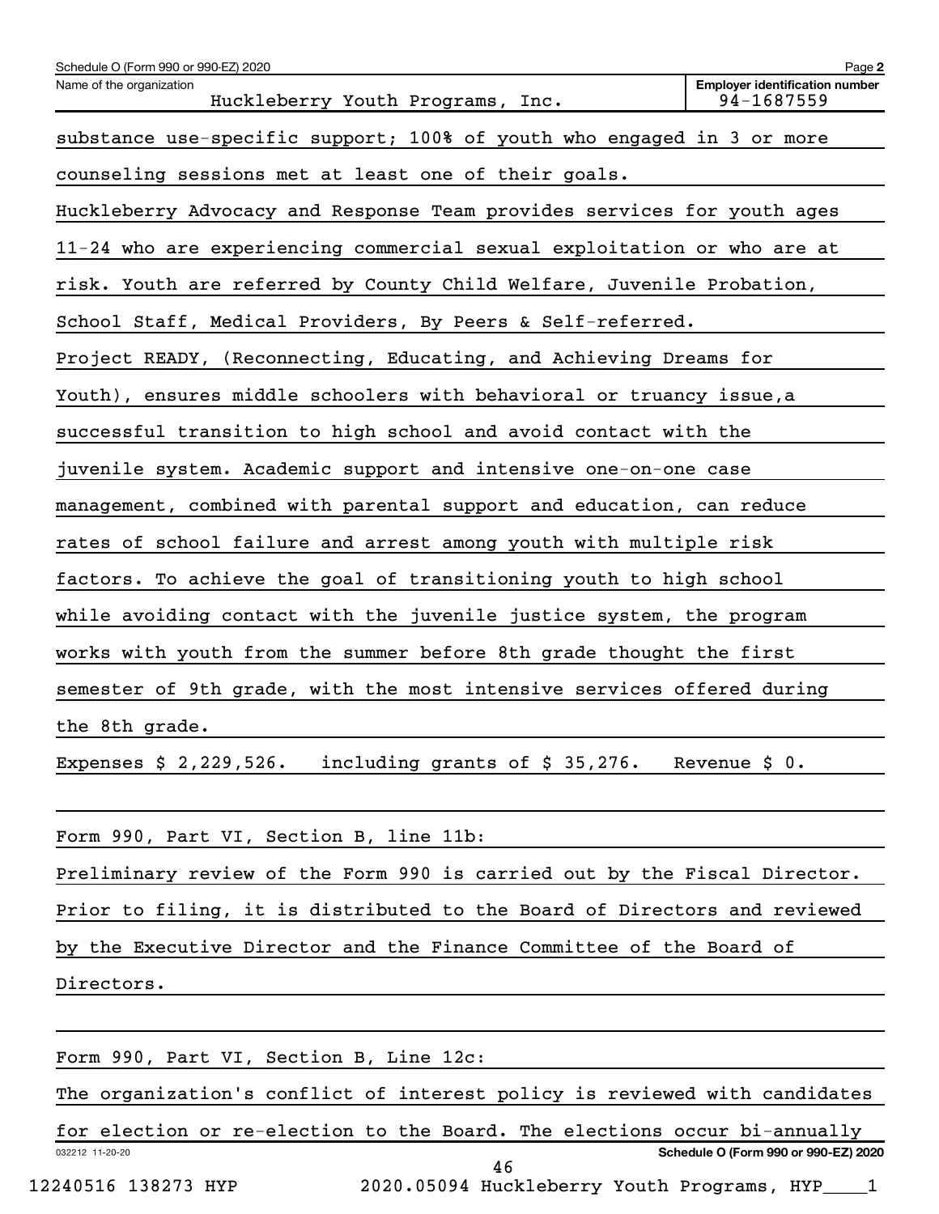Schedule O (Form 990 or 990-EZ) 2020

Name of the organization: Huckleberry Youth Programs, Inc.

Employer identification number: 94-1687559

substance use-specific support; 100% of youth who engaged in 3 or more counseling sessions met at least one of their goals.

Huckleberry Advocacy and Response Team provides services for youth ages 11-24 who are experiencing commercial sexual exploitation or who are at risk. Youth are referred by County Child Welfare, Juvenile Probation, School Staff, Medical Providers, By Peers & Self-referred.

Project READY, (Reconnecting, Educating, and Achieving Dreams for Youth), ensures middle schoolers with behavioral or truancy issue,a successful transition to high school and avoid contact with the juvenile system. Academic support and intensive one-on-one case management, combined with parental support and education, can reduce rates of school failure and arrest among youth with multiple risk factors. To achieve the goal of transitioning youth to high school while avoiding contact with the juvenile justice system, the program works with youth from the summer before 8th grade thought the first semester of 9th grade, with the most intensive services offered during the 8th grade.

Expenses $ 2,229,526. including grants of $ 35,276. Revenue $ 0.

Form 990, Part VI, Section B, line 11b:

Preliminary review of the Form 990 is carried out by the Fiscal Director. Prior to filing, it is distributed to the Board of Directors and reviewed by the Executive Director and the Finance Committee of the Board of Directors.

Form 990, Part VI, Section B, Line 12c:

The organization's conflict of interest policy is reviewed with candidates for election or re-election to the Board. The elections occur bi-annually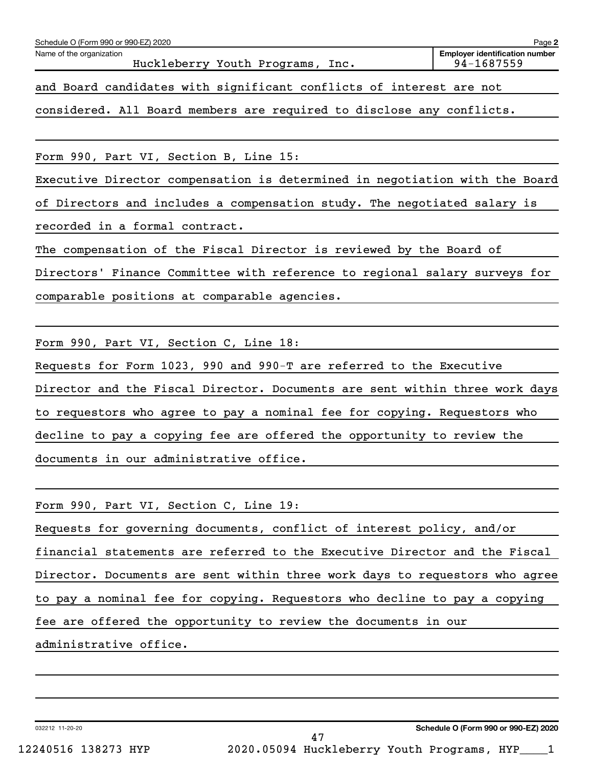Schedule O (Form 990 or 990-EZ) 2020

Name of the organization: Huckleberry Youth Programs, Inc.

Employer identification number: 94-1687559

and Board candidates with significant conflicts of interest are not considered. All Board members are required to disclose any conflicts.

Form 990, Part VI, Section B, Line 15:

Executive Director compensation is determined in negotiation with the Board of Directors and includes a compensation study. The negotiated salary is recorded in a formal contract.

The compensation of the Fiscal Director is reviewed by the Board of Directors' Finance Committee with reference to regional salary surveys for comparable positions at comparable agencies.

Form 990, Part VI, Section C, Line 18:

Requests for Form 1023, 990 and 990-T are referred to the Executive Director and the Fiscal Director. Documents are sent within three work days to requestors who agree to pay a nominal fee for copying. Requestors who decline to pay a copying fee are offered the opportunity to review the documents in our administrative office.

Form 990, Part VI, Section C, Line 19:

Requests for governing documents, conflict of interest policy, and/or financial statements are referred to the Executive Director and the Fiscal Director. Documents are sent within three work days to requestors who agree to pay a nominal fee for copying. Requestors who decline to pay a copying fee are offered the opportunity to review the documents in our administrative office.